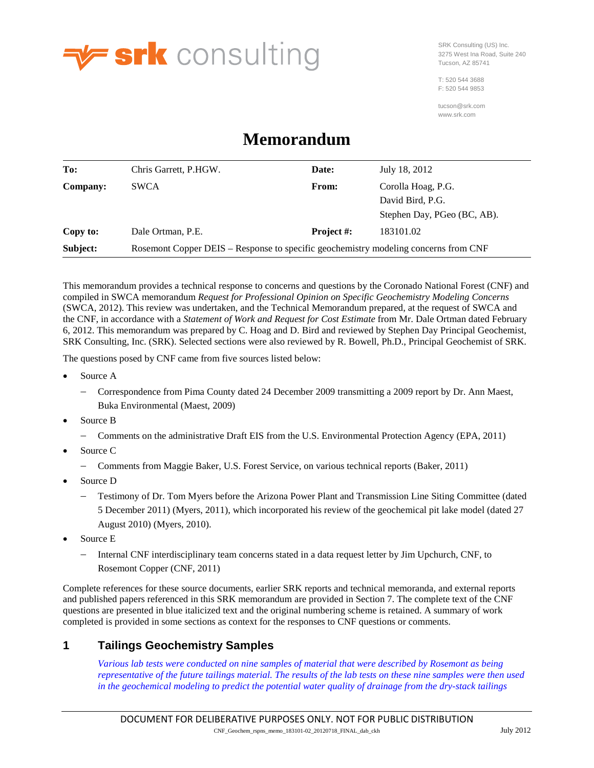srk consulting

SRK Consulting (US) Inc.
3275 West Ina Road, Suite 240
Tucson, AZ 85741

T: 520 544 3688
F: 520 544 9853

tucson@srk.com
www.srk.com

# Memorandum

| | | | |
|---|---|---|---|
| **To:** | Chris Garrett, P.HGW. | **Date:** | July 18, 2012 |
| **Company:** | SWCA | **From:** | Corolla Hoag, P.G.<br>David Bird, P.G.<br>Stephen Day, PGeo (BC, AB). |
| **Copy to:** | Dale Ortman, P.E. | **Project #:** | 183101.02 |
| **Subject:** | Rosemont Copper DEIS – Response to specific geochemistry modeling concerns from CNF | | |

This memorandum provides a technical response to concerns and questions by the Coronado National Forest (CNF) and compiled in SWCA memorandum *Request for Professional Opinion on Specific Geochemistry Modeling Concerns* (SWCA, 2012). This review was undertaken, and the Technical Memorandum prepared, at the request of SWCA and the CNF, in accordance with a *Statement of Work and Request for Cost Estimate* from Mr. Dale Ortman dated February 6, 2012. This memorandum was prepared by C. Hoag and D. Bird and reviewed by Stephen Day Principal Geochemist, SRK Consulting, Inc. (SRK). Selected sections were also reviewed by R. Bowell, Ph.D., Principal Geochemist of SRK.

The questions posed by CNF came from five sources listed below:

- Source A
  - Correspondence from Pima County dated 24 December 2009 transmitting a 2009 report by Dr. Ann Maest, Buka Environmental (Maest, 2009)
- Source B
  - Comments on the administrative Draft EIS from the U.S. Environmental Protection Agency (EPA, 2011)
- Source C
  - Comments from Maggie Baker, U.S. Forest Service, on various technical reports (Baker, 2011)
- Source D
  - Testimony of Dr. Tom Myers before the Arizona Power Plant and Transmission Line Siting Committee (dated 5 December 2011) (Myers, 2011), which incorporated his review of the geochemical pit lake model (dated 27 August 2010) (Myers, 2010).
- Source E
  - Internal CNF interdisciplinary team concerns stated in a data request letter by Jim Upchurch, CNF, to Rosemont Copper (CNF, 2011)

Complete references for these source documents, earlier SRK reports and technical memoranda, and external reports and published papers referenced in this SRK memorandum are provided in Section 7. The complete text of the CNF questions are presented in blue italicized text and the original numbering scheme is retained. A summary of work completed is provided in some sections as context for the responses to CNF questions or comments.

## 1 Tailings Geochemistry Samples

*Various lab tests were conducted on nine samples of material that were described by Rosemont as being representative of the future tailings material. The results of the lab tests on these nine samples were then used in the geochemical modeling to predict the potential water quality of drainage from the dry-stack tailings*

DOCUMENT FOR DELIBERATIVE PURPOSES ONLY. NOT FOR PUBLIC DISTRIBUTION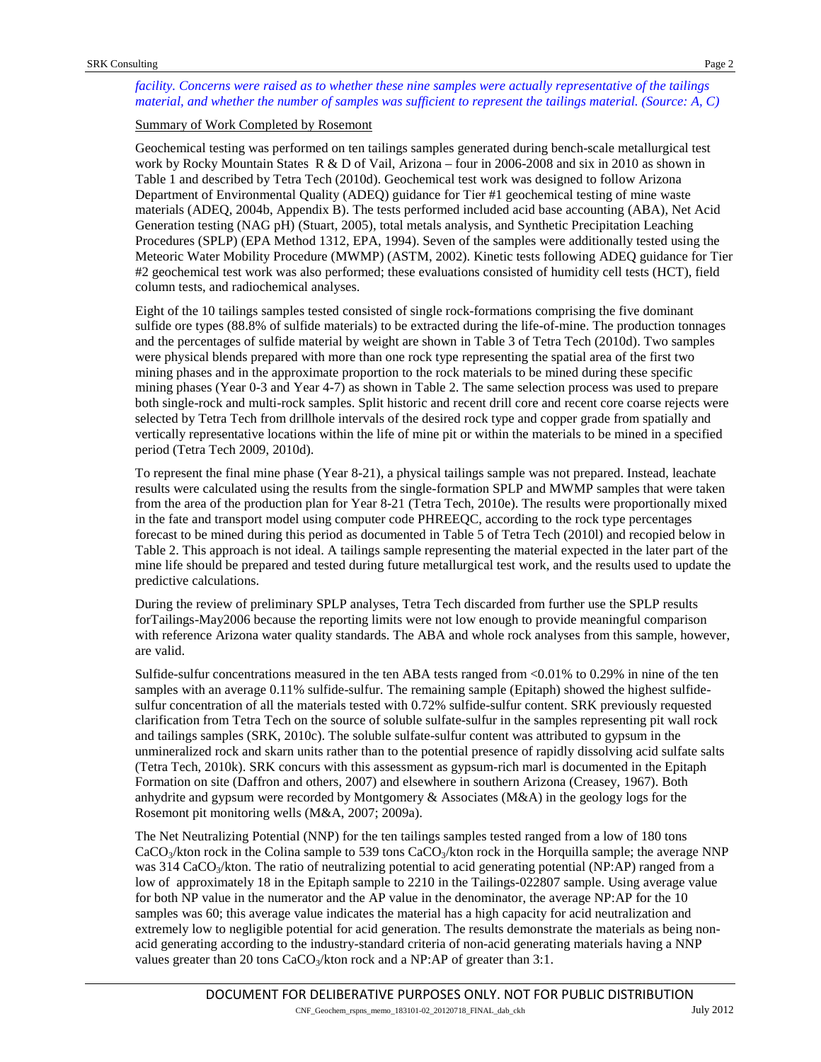*facility. Concerns were raised as to whether these nine samples were actually representative of the tailings material, and whether the number of samples was sufficient to represent the tailings material. (Source: A, C)*

Summary of Work Completed by Rosemont

Geochemical testing was performed on ten tailings samples generated during bench-scale metallurgical test work by Rocky Mountain States R & D of Vail, Arizona – four in 2006-2008 and six in 2010 as shown in Table 1 and described by Tetra Tech (2010d). Geochemical test work was designed to follow Arizona Department of Environmental Quality (ADEQ) guidance for Tier #1 geochemical testing of mine waste materials (ADEQ, 2004b, Appendix B). The tests performed included acid base accounting (ABA), Net Acid Generation testing (NAG pH) (Stuart, 2005), total metals analysis, and Synthetic Precipitation Leaching Procedures (SPLP) (EPA Method 1312, EPA, 1994). Seven of the samples were additionally tested using the Meteoric Water Mobility Procedure (MWMP) (ASTM, 2002). Kinetic tests following ADEQ guidance for Tier #2 geochemical test work was also performed; these evaluations consisted of humidity cell tests (HCT), field column tests, and radiochemical analyses.

Eight of the 10 tailings samples tested consisted of single rock-formations comprising the five dominant sulfide ore types (88.8% of sulfide materials) to be extracted during the life-of-mine. The production tonnages and the percentages of sulfide material by weight are shown in Table 3 of Tetra Tech (2010d). Two samples were physical blends prepared with more than one rock type representing the spatial area of the first two mining phases and in the approximate proportion to the rock materials to be mined during these specific mining phases (Year 0-3 and Year 4-7) as shown in Table 2. The same selection process was used to prepare both single-rock and multi-rock samples. Split historic and recent drill core and recent core coarse rejects were selected by Tetra Tech from drillhole intervals of the desired rock type and copper grade from spatially and vertically representative locations within the life of mine pit or within the materials to be mined in a specified period (Tetra Tech 2009, 2010d).

To represent the final mine phase (Year 8-21), a physical tailings sample was not prepared. Instead, leachate results were calculated using the results from the single-formation SPLP and MWMP samples that were taken from the area of the production plan for Year 8-21 (Tetra Tech, 2010e). The results were proportionally mixed in the fate and transport model using computer code PHREEQC, according to the rock type percentages forecast to be mined during this period as documented in Table 5 of Tetra Tech (2010l) and recopied below in Table 2. This approach is not ideal. A tailings sample representing the material expected in the later part of the mine life should be prepared and tested during future metallurgical test work, and the results used to update the predictive calculations.

During the review of preliminary SPLP analyses, Tetra Tech discarded from further use the SPLP results forTailings-May2006 because the reporting limits were not low enough to provide meaningful comparison with reference Arizona water quality standards. The ABA and whole rock analyses from this sample, however, are valid.

Sulfide-sulfur concentrations measured in the ten ABA tests ranged from <0.01% to 0.29% in nine of the ten samples with an average 0.11% sulfide-sulfur. The remaining sample (Epitaph) showed the highest sulfide-sulfur concentration of all the materials tested with 0.72% sulfide-sulfur content. SRK previously requested clarification from Tetra Tech on the source of soluble sulfate-sulfur in the samples representing pit wall rock and tailings samples (SRK, 2010c). The soluble sulfate-sulfur content was attributed to gypsum in the unmineralized rock and skarn units rather than to the potential presence of rapidly dissolving acid sulfate salts (Tetra Tech, 2010k). SRK concurs with this assessment as gypsum-rich marl is documented in the Epitaph Formation on site (Daffron and others, 2007) and elsewhere in southern Arizona (Creasey, 1967). Both anhydrite and gypsum were recorded by Montgomery & Associates (M&A) in the geology logs for the Rosemont pit monitoring wells (M&A, 2007; 2009a).

The Net Neutralizing Potential (NNP) for the ten tailings samples tested ranged from a low of 180 tons $CaCO_3$/kton rock in the Colina sample to 539 tons $CaCO_3$/kton rock in the Horquilla sample; the average NNP was 314 $CaCO_3$/kton. The ratio of neutralizing potential to acid generating potential (NP:AP) ranged from a low of approximately 18 in the Epitaph sample to 2210 in the Tailings-022807 sample. Using average value for both NP value in the numerator and the AP value in the denominator, the average NP:AP for the 10 samples was 60; this average value indicates the material has a high capacity for acid neutralization and extremely low to negligible potential for acid generation. The results demonstrate the materials as being non-acid generating according to the industry-standard criteria of non-acid generating materials having a NNP values greater than 20 tons $CaCO_3$/kton rock and a NP:AP of greater than 3:1.

DOCUMENT FOR DELIBERATIVE PURPOSES ONLY. NOT FOR PUBLIC DISTRIBUTION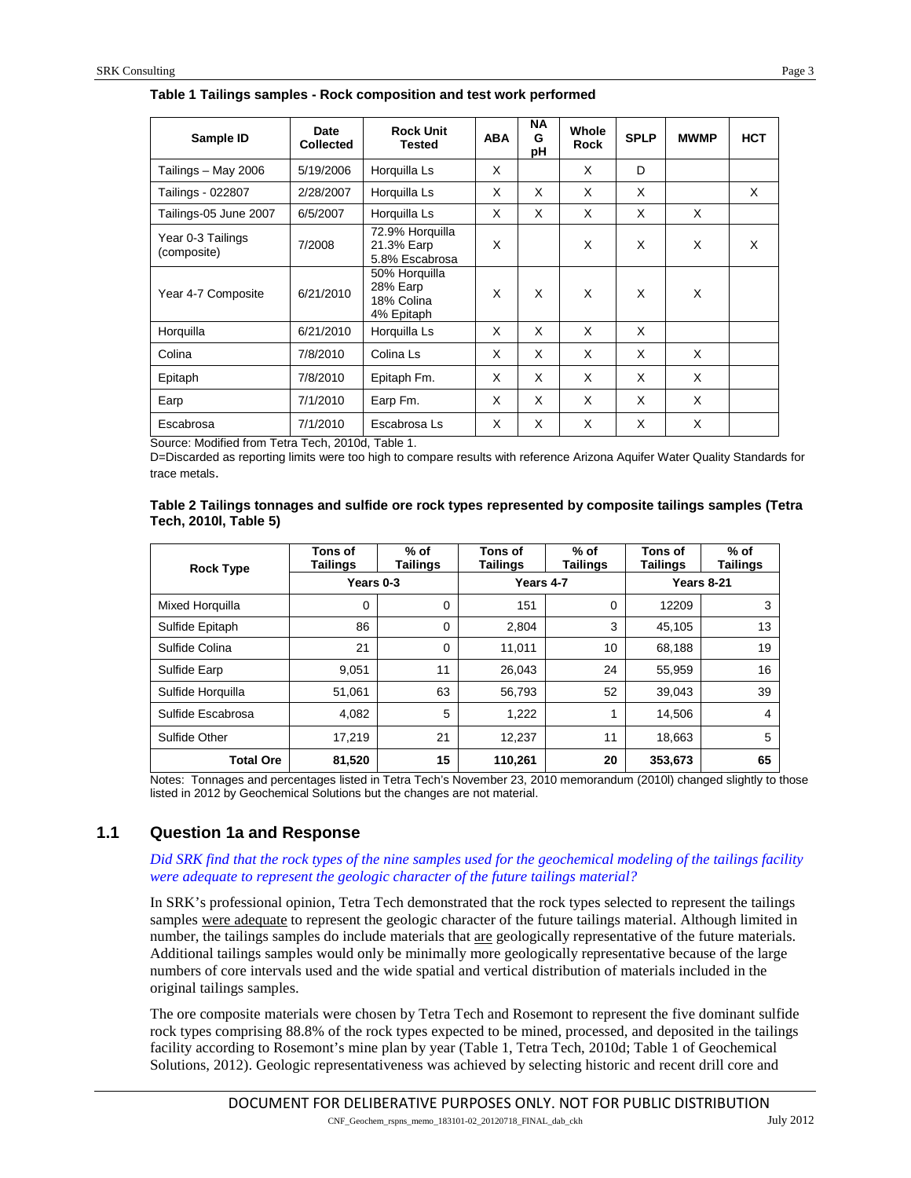**Table 1 Tailings samples - Rock composition and test work performed**

| Sample ID | Date Collected | Rock Unit Tested | ABA | NAG pH | Whole Rock | SPLP | MWMP | HCT |
|---|---|---|---|---|---|---|---|---|
| Tailings – May 2006 | 5/19/2006 | Horquilla Ls | X | | X | D | | |
| Tailings - 022807 | 2/28/2007 | Horquilla Ls | X | X | X | X | | X |
| Tailings-05 June 2007 | 6/5/2007 | Horquilla Ls | X | X | X | X | X | |
| Year 0-3 Tailings (composite) | 7/2008 | 72.9% Horquilla 21.3% Earp 5.8% Escabrosa | X | | X | X | X | X |
| Year 4-7 Composite | 6/21/2010 | 50% Horquilla 28% Earp 18% Colina 4% Epitaph | X | X | X | X | X | |
| Horquilla | 6/21/2010 | Horquilla Ls | X | X | X | X | | |
| Colina | 7/8/2010 | Colina Ls | X | X | X | X | X | |
| Epitaph | 7/8/2010 | Epitaph Fm. | X | X | X | X | X | |
| Earp | 7/1/2010 | Earp Fm. | X | X | X | X | X | |
| Escabrosa | 7/1/2010 | Escabrosa Ls | X | X | X | X | X | |

Source: Modified from Tetra Tech, 2010d, Table 1.

D=Discarded as reporting limits were too high to compare results with reference Arizona Aquifer Water Quality Standards for trace metals.

**Table 2 Tailings tonnages and sulfide ore rock types represented by composite tailings samples (Tetra Tech, 2010l, Table 5)**

| Rock Type | Tons of Tailings | % of Tailings | Tons of Tailings | % of Tailings | Tons of Tailings | % of Tailings |
|---|---|---|---|---|---|---|
| | Years 0-3 | | Years 4-7 | | Years 8-21 | |
| Mixed Horquilla | 0 | 0 | 151 | 0 | 12209 | 3 |
| Sulfide Epitaph | 86 | 0 | 2,804 | 3 | 45,105 | 13 |
| Sulfide Colina | 21 | 0 | 11,011 | 10 | 68,188 | 19 |
| Sulfide Earp | 9,051 | 11 | 26,043 | 24 | 55,959 | 16 |
| Sulfide Horquilla | 51,061 | 63 | 56,793 | 52 | 39,043 | 39 |
| Sulfide Escabrosa | 4,082 | 5 | 1,222 | 1 | 14,506 | 4 |
| Sulfide Other | 17,219 | 21 | 12,237 | 11 | 18,663 | 5 |
| **Total Ore** | **81,520** | **15** | **110,261** | **20** | **353,673** | **65** |

Notes: Tonnages and percentages listed in Tetra Tech's November 23, 2010 memorandum (2010l) changed slightly to those listed in 2012 by Geochemical Solutions but the changes are not material.

## 1.1 Question 1a and Response

*Did SRK find that the rock types of the nine samples used for the geochemical modeling of the tailings facility were adequate to represent the geologic character of the future tailings material?*

In SRK's professional opinion, Tetra Tech demonstrated that the rock types selected to represent the tailings samples were adequate to represent the geologic character of the future tailings material. Although limited in number, the tailings samples do include materials that are geologically representative of the future materials. Additional tailings samples would only be minimally more geologically representative because of the large numbers of core intervals used and the wide spatial and vertical distribution of materials included in the original tailings samples.

The ore composite materials were chosen by Tetra Tech and Rosemont to represent the five dominant sulfide rock types comprising 88.8% of the rock types expected to be mined, processed, and deposited in the tailings facility according to Rosemont's mine plan by year (Table 1, Tetra Tech, 2010d; Table 1 of Geochemical Solutions, 2012). Geologic representativeness was achieved by selecting historic and recent drill core and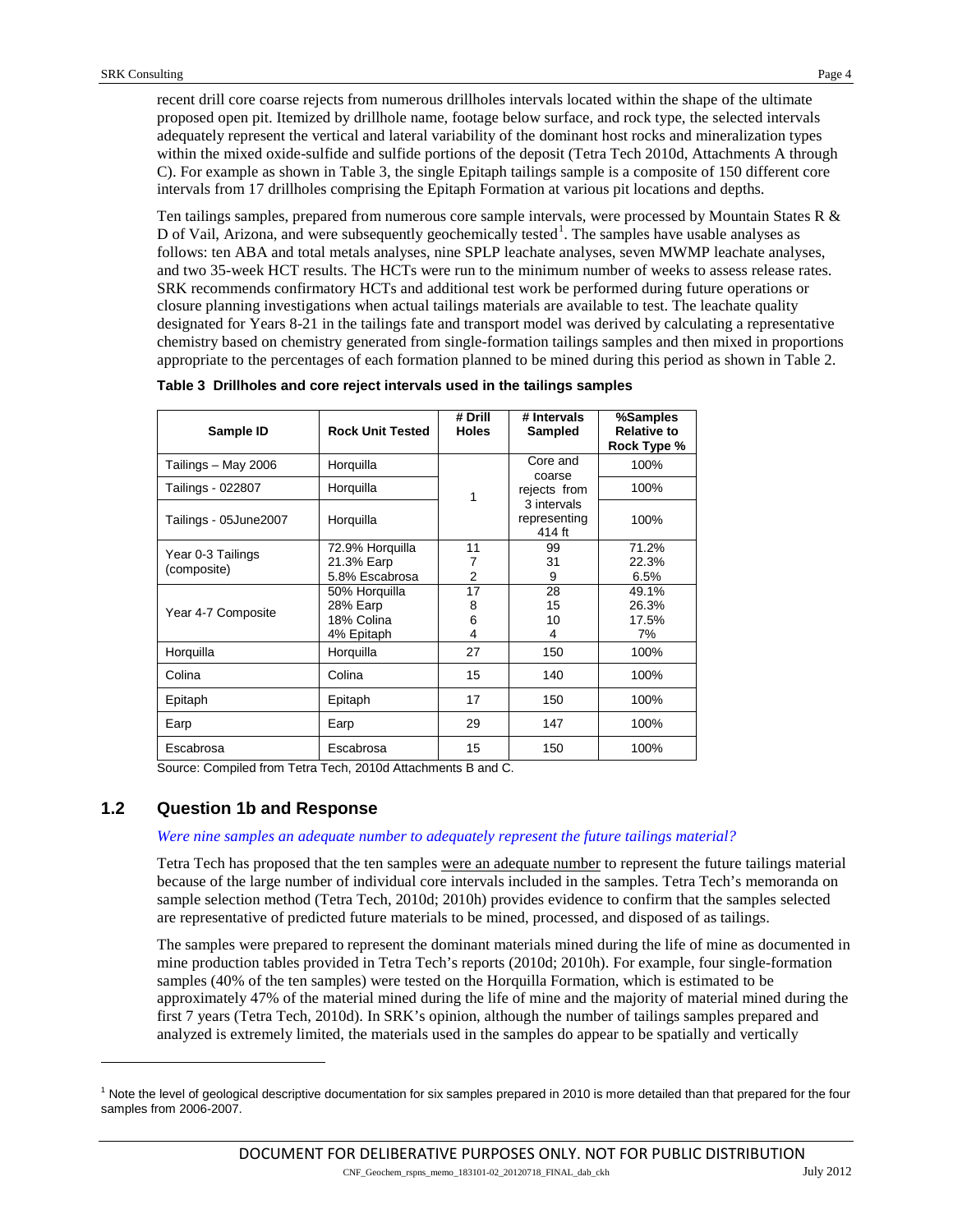recent drill core coarse rejects from numerous drillholes intervals located within the shape of the ultimate proposed open pit. Itemized by drillhole name, footage below surface, and rock type, the selected intervals adequately represent the vertical and lateral variability of the dominant host rocks and mineralization types within the mixed oxide-sulfide and sulfide portions of the deposit (Tetra Tech 2010d, Attachments A through C). For example as shown in Table 3, the single Epitaph tailings sample is a composite of 150 different core intervals from 17 drillholes comprising the Epitaph Formation at various pit locations and depths.

Ten tailings samples, prepared from numerous core sample intervals, were processed by Mountain States R & D of Vail, Arizona, and were subsequently geochemically tested[1]. The samples have usable analyses as follows: ten ABA and total metals analyses, nine SPLP leachate analyses, seven MWMP leachate analyses, and two 35-week HCT results. The HCTs were run to the minimum number of weeks to assess release rates. SRK recommends confirmatory HCTs and additional test work be performed during future operations or closure planning investigations when actual tailings materials are available to test. The leachate quality designated for Years 8-21 in the tailings fate and transport model was derived by calculating a representative chemistry based on chemistry generated from single-formation tailings samples and then mixed in proportions appropriate to the percentages of each formation planned to be mined during this period as shown in Table 2.

**Table 3 Drillholes and core reject intervals used in the tailings samples**

| Sample ID | Rock Unit Tested | # Drill Holes | # Intervals Sampled | %Samples Relative to Rock Type % |
|---|---|---|---|---|
| Tailings – May 2006 | Horquilla | 1 | Core and coarse rejects from 3 intervals representing 414 ft | 100% |
| Tailings - 022807 | Horquilla | | | 100% |
| Tailings - 05June2007 | Horquilla | | | 100% |
| Year 0-3 Tailings (composite) | 72.9% Horquilla<br>21.3% Earp<br>5.8% Escabrosa | 11<br>7<br>2 | 99<br>31<br>9 | 71.2%<br>22.3%<br>6.5% |
| Year 4-7 Composite | 50% Horquilla<br>28% Earp<br>18% Colina<br>4% Epitaph | 17<br>8<br>6<br>4 | 28<br>15<br>10<br>4 | 49.1%<br>26.3%<br>17.5%<br>7% |
| Horquilla | Horquilla | 27 | 150 | 100% |
| Colina | Colina | 15 | 140 | 100% |
| Epitaph | Epitaph | 17 | 150 | 100% |
| Earp | Earp | 29 | 147 | 100% |
| Escabrosa | Escabrosa | 15 | 150 | 100% |

Source: Compiled from Tetra Tech, 2010d Attachments B and C.

## 1.2 Question 1b and Response

*Were nine samples an adequate number to adequately represent the future tailings material?*

Tetra Tech has proposed that the ten samples were an adequate number to represent the future tailings material because of the large number of individual core intervals included in the samples. Tetra Tech's memoranda on sample selection method (Tetra Tech, 2010d; 2010h) provides evidence to confirm that the samples selected are representative of predicted future materials to be mined, processed, and disposed of as tailings.

The samples were prepared to represent the dominant materials mined during the life of mine as documented in mine production tables provided in Tetra Tech's reports (2010d; 2010h). For example, four single-formation samples (40% of the ten samples) were tested on the Horquilla Formation, which is estimated to be approximately 47% of the material mined during the life of mine and the majority of material mined during the first 7 years (Tetra Tech, 2010d). In SRK's opinion, although the number of tailings samples prepared and analyzed is extremely limited, the materials used in the samples do appear to be spatially and vertically

[1] Note the level of geological descriptive documentation for six samples prepared in 2010 is more detailed than that prepared for the four samples from 2006-2007.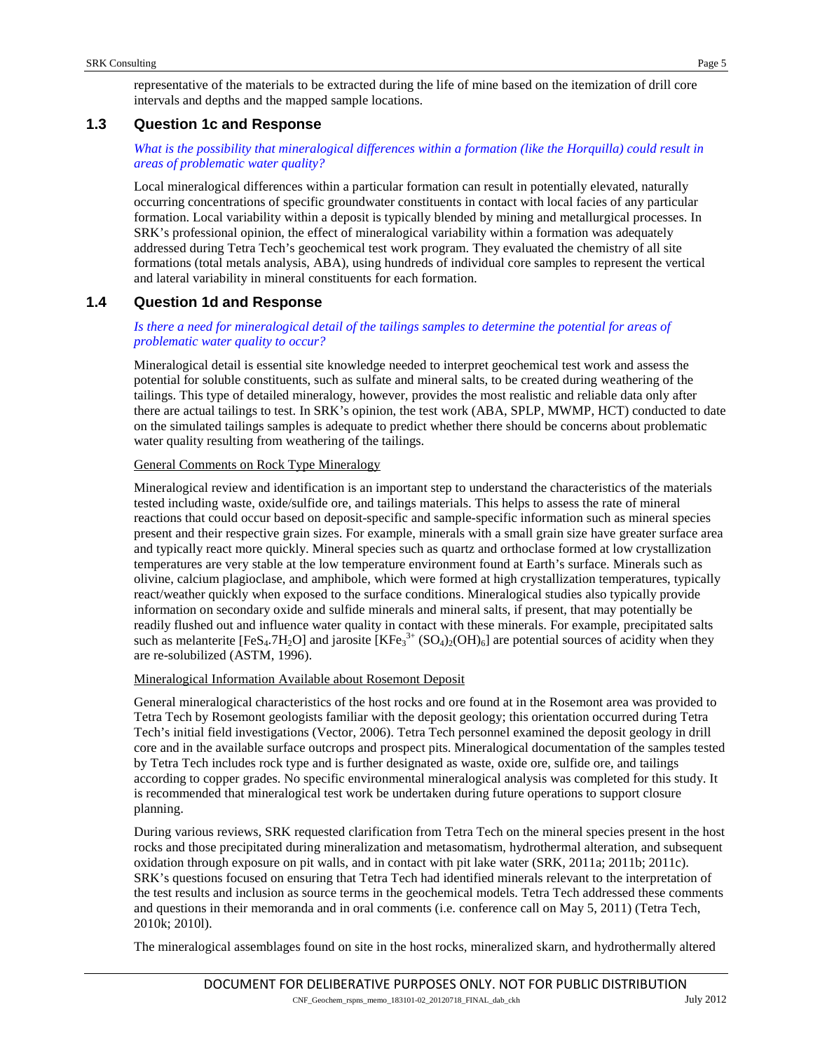representative of the materials to be extracted during the life of mine based on the itemization of drill core intervals and depths and the mapped sample locations.

## 1.3 Question 1c and Response

*What is the possibility that mineralogical differences within a formation (like the Horquilla) could result in areas of problematic water quality?*

Local mineralogical differences within a particular formation can result in potentially elevated, naturally occurring concentrations of specific groundwater constituents in contact with local facies of any particular formation. Local variability within a deposit is typically blended by mining and metallurgical processes. In SRK's professional opinion, the effect of mineralogical variability within a formation was adequately addressed during Tetra Tech's geochemical test work program. They evaluated the chemistry of all site formations (total metals analysis, ABA), using hundreds of individual core samples to represent the vertical and lateral variability in mineral constituents for each formation.

## 1.4 Question 1d and Response

*Is there a need for mineralogical detail of the tailings samples to determine the potential for areas of problematic water quality to occur?*

Mineralogical detail is essential site knowledge needed to interpret geochemical test work and assess the potential for soluble constituents, such as sulfate and mineral salts, to be created during weathering of the tailings. This type of detailed mineralogy, however, provides the most realistic and reliable data only after there are actual tailings to test. In SRK's opinion, the test work (ABA, SPLP, MWMP, HCT) conducted to date on the simulated tailings samples is adequate to predict whether there should be concerns about problematic water quality resulting from weathering of the tailings.

General Comments on Rock Type Mineralogy

Mineralogical review and identification is an important step to understand the characteristics of the materials tested including waste, oxide/sulfide ore, and tailings materials. This helps to assess the rate of mineral reactions that could occur based on deposit-specific and sample-specific information such as mineral species present and their respective grain sizes. For example, minerals with a small grain size have greater surface area and typically react more quickly. Mineral species such as quartz and orthoclase formed at low crystallization temperatures are very stable at the low temperature environment found at Earth's surface. Minerals such as olivine, calcium plagioclase, and amphibole, which were formed at high crystallization temperatures, typically react/weather quickly when exposed to the surface conditions. Mineralogical studies also typically provide information on secondary oxide and sulfide minerals and mineral salts, if present, that may potentially be readily flushed out and influence water quality in contact with these minerals. For example, precipitated salts such as melanterite [$FeS_4.7H_2O$] and jarosite [$KFe_3^{3+} (SO_4)_2(OH)_6$] are potential sources of acidity when they are re-solubilized (ASTM, 1996).

Mineralogical Information Available about Rosemont Deposit

General mineralogical characteristics of the host rocks and ore found at in the Rosemont area was provided to Tetra Tech by Rosemont geologists familiar with the deposit geology; this orientation occurred during Tetra Tech's initial field investigations (Vector, 2006). Tetra Tech personnel examined the deposit geology in drill core and in the available surface outcrops and prospect pits. Mineralogical documentation of the samples tested by Tetra Tech includes rock type and is further designated as waste, oxide ore, sulfide ore, and tailings according to copper grades. No specific environmental mineralogical analysis was completed for this study. It is recommended that mineralogical test work be undertaken during future operations to support closure planning.

During various reviews, SRK requested clarification from Tetra Tech on the mineral species present in the host rocks and those precipitated during mineralization and metasomatism, hydrothermal alteration, and subsequent oxidation through exposure on pit walls, and in contact with pit lake water (SRK, 2011a; 2011b; 2011c). SRK's questions focused on ensuring that Tetra Tech had identified minerals relevant to the interpretation of the test results and inclusion as source terms in the geochemical models. Tetra Tech addressed these comments and questions in their memoranda and in oral comments (i.e. conference call on May 5, 2011) (Tetra Tech, 2010k; 2010l).

The mineralogical assemblages found on site in the host rocks, mineralized skarn, and hydrothermally altered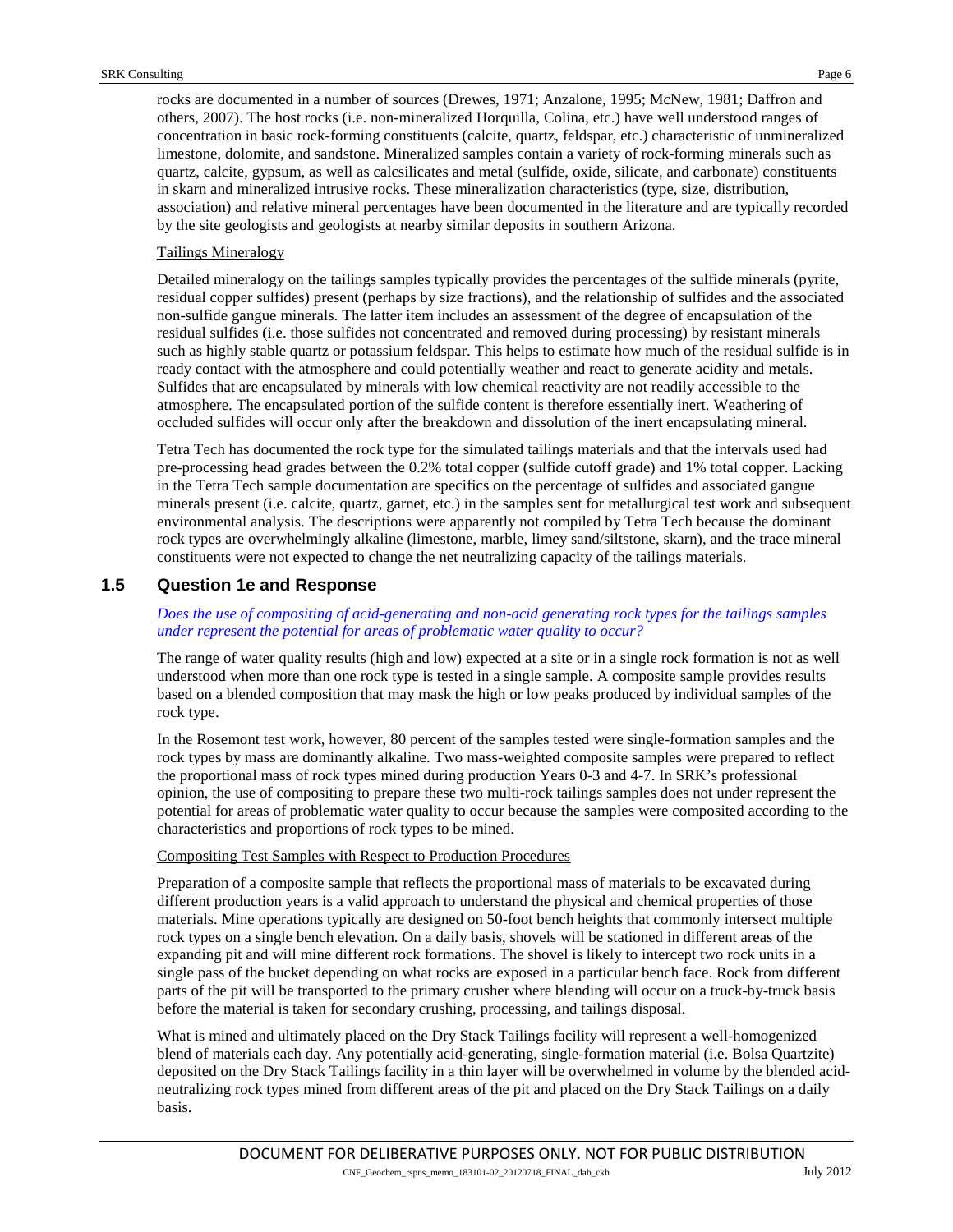rocks are documented in a number of sources (Drewes, 1971; Anzalone, 1995; McNew, 1981; Daffron and others, 2007). The host rocks (i.e. non-mineralized Horquilla, Colina, etc.) have well understood ranges of concentration in basic rock-forming constituents (calcite, quartz, feldspar, etc.) characteristic of unmineralized limestone, dolomite, and sandstone. Mineralized samples contain a variety of rock-forming minerals such as quartz, calcite, gypsum, as well as calcsilicates and metal (sulfide, oxide, silicate, and carbonate) constituents in skarn and mineralized intrusive rocks. These mineralization characteristics (type, size, distribution, association) and relative mineral percentages have been documented in the literature and are typically recorded by the site geologists and geologists at nearby similar deposits in southern Arizona.

Tailings Mineralogy

Detailed mineralogy on the tailings samples typically provides the percentages of the sulfide minerals (pyrite, residual copper sulfides) present (perhaps by size fractions), and the relationship of sulfides and the associated non-sulfide gangue minerals. The latter item includes an assessment of the degree of encapsulation of the residual sulfides (i.e. those sulfides not concentrated and removed during processing) by resistant minerals such as highly stable quartz or potassium feldspar. This helps to estimate how much of the residual sulfide is in ready contact with the atmosphere and could potentially weather and react to generate acidity and metals. Sulfides that are encapsulated by minerals with low chemical reactivity are not readily accessible to the atmosphere. The encapsulated portion of the sulfide content is therefore essentially inert. Weathering of occluded sulfides will occur only after the breakdown and dissolution of the inert encapsulating mineral.

Tetra Tech has documented the rock type for the simulated tailings materials and that the intervals used had pre-processing head grades between the 0.2% total copper (sulfide cutoff grade) and 1% total copper. Lacking in the Tetra Tech sample documentation are specifics on the percentage of sulfides and associated gangue minerals present (i.e. calcite, quartz, garnet, etc.) in the samples sent for metallurgical test work and subsequent environmental analysis. The descriptions were apparently not compiled by Tetra Tech because the dominant rock types are overwhelmingly alkaline (limestone, marble, limey sand/siltstone, skarn), and the trace mineral constituents were not expected to change the net neutralizing capacity of the tailings materials.

## 1.5 Question 1e and Response

*Does the use of compositing of acid-generating and non-acid generating rock types for the tailings samples under represent the potential for areas of problematic water quality to occur?*

The range of water quality results (high and low) expected at a site or in a single rock formation is not as well understood when more than one rock type is tested in a single sample. A composite sample provides results based on a blended composition that may mask the high or low peaks produced by individual samples of the rock type.

In the Rosemont test work, however, 80 percent of the samples tested were single-formation samples and the rock types by mass are dominantly alkaline. Two mass-weighted composite samples were prepared to reflect the proportional mass of rock types mined during production Years 0-3 and 4-7. In SRK's professional opinion, the use of compositing to prepare these two multi-rock tailings samples does not under represent the potential for areas of problematic water quality to occur because the samples were composited according to the characteristics and proportions of rock types to be mined.

Compositing Test Samples with Respect to Production Procedures

Preparation of a composite sample that reflects the proportional mass of materials to be excavated during different production years is a valid approach to understand the physical and chemical properties of those materials. Mine operations typically are designed on 50-foot bench heights that commonly intersect multiple rock types on a single bench elevation. On a daily basis, shovels will be stationed in different areas of the expanding pit and will mine different rock formations. The shovel is likely to intercept two rock units in a single pass of the bucket depending on what rocks are exposed in a particular bench face. Rock from different parts of the pit will be transported to the primary crusher where blending will occur on a truck-by-truck basis before the material is taken for secondary crushing, processing, and tailings disposal.

What is mined and ultimately placed on the Dry Stack Tailings facility will represent a well-homogenized blend of materials each day. Any potentially acid-generating, single-formation material (i.e. Bolsa Quartzite) deposited on the Dry Stack Tailings facility in a thin layer will be overwhelmed in volume by the blended acid-neutralizing rock types mined from different areas of the pit and placed on the Dry Stack Tailings on a daily basis.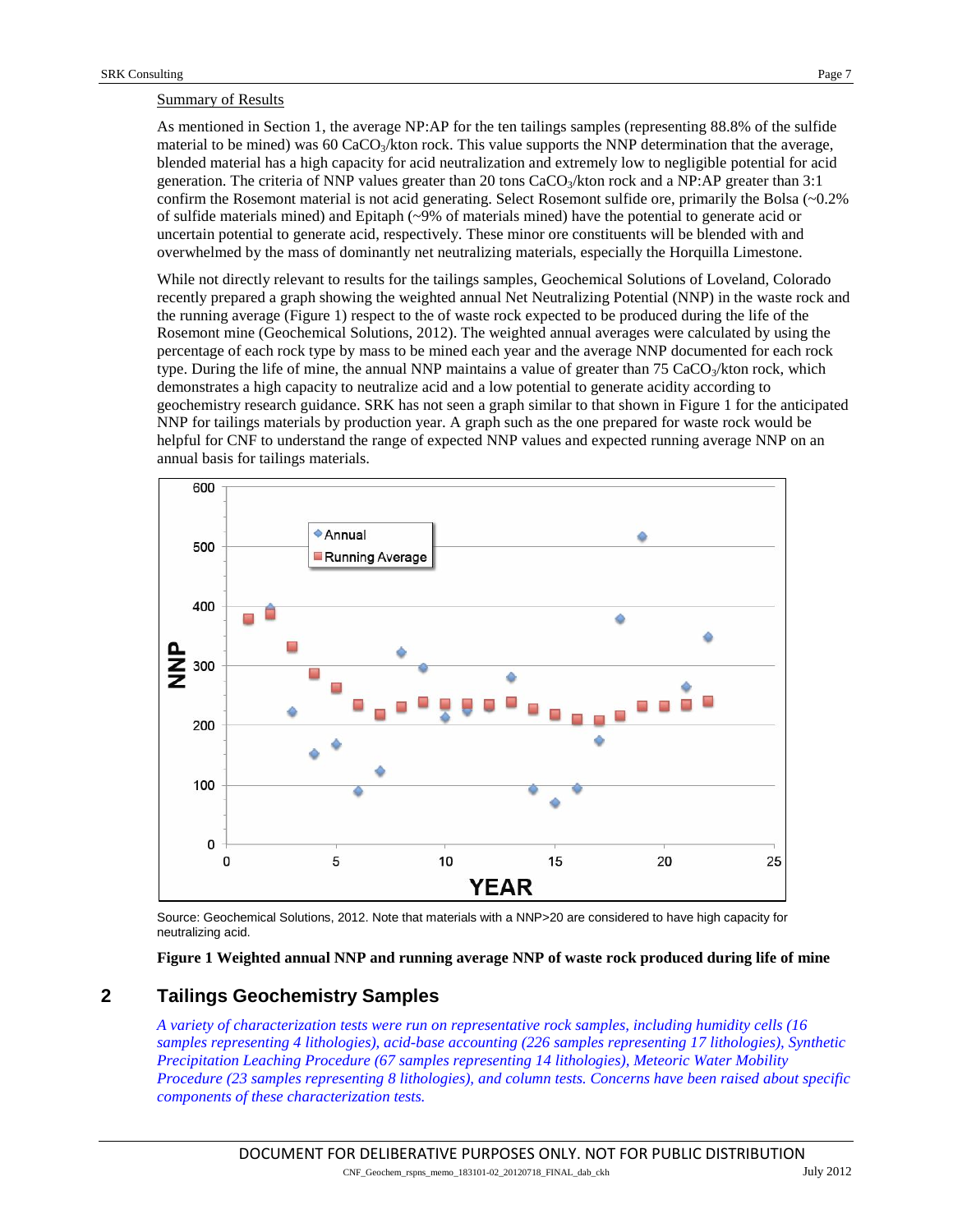Summary of Results

As mentioned in Section 1, the average NP:AP for the ten tailings samples (representing 88.8% of the sulfide material to be mined) was 60 $CaCO_3$/kton rock. This value supports the NNP determination that the average, blended material has a high capacity for acid neutralization and extremely low to negligible potential for acid generation. The criteria of NNP values greater than 20 tons $CaCO_3$/kton rock and a NP:AP greater than 3:1 confirm the Rosemont material is not acid generating. Select Rosemont sulfide ore, primarily the Bolsa (~0.2% of sulfide materials mined) and Epitaph (~9% of materials mined) have the potential to generate acid or uncertain potential to generate acid, respectively. These minor ore constituents will be blended with and overwhelmed by the mass of dominantly net neutralizing materials, especially the Horquilla Limestone.

While not directly relevant to results for the tailings samples, Geochemical Solutions of Loveland, Colorado recently prepared a graph showing the weighted annual Net Neutralizing Potential (NNP) in the waste rock and the running average (Figure 1) respect to the of waste rock expected to be produced during the life of the Rosemont mine (Geochemical Solutions, 2012). The weighted annual averages were calculated by using the percentage of each rock type by mass to be mined each year and the average NNP documented for each rock type. During the life of mine, the annual NNP maintains a value of greater than 75 $CaCO_3$/kton rock, which demonstrates a high capacity to neutralize acid and a low potential to generate acidity according to geochemistry research guidance. SRK has not seen a graph similar to that shown in Figure 1 for the anticipated NNP for tailings materials by production year. A graph such as the one prepared for waste rock would be helpful for CNF to understand the range of expected NNP values and expected running average NNP on an annual basis for tailings materials.

Source: Geochemical Solutions, 2012. Note that materials with a NNP>20 are considered to have high capacity for neutralizing acid.

**Figure 1 Weighted annual NNP and running average NNP of waste rock produced during life of mine**

## 2 Tailings Geochemistry Samples

*A variety of characterization tests were run on representative rock samples, including humidity cells (16 samples representing 4 lithologies), acid-base accounting (226 samples representing 17 lithologies), Synthetic Precipitation Leaching Procedure (67 samples representing 14 lithologies), Meteoric Water Mobility Procedure (23 samples representing 8 lithologies), and column tests. Concerns have been raised about specific components of these characterization tests.*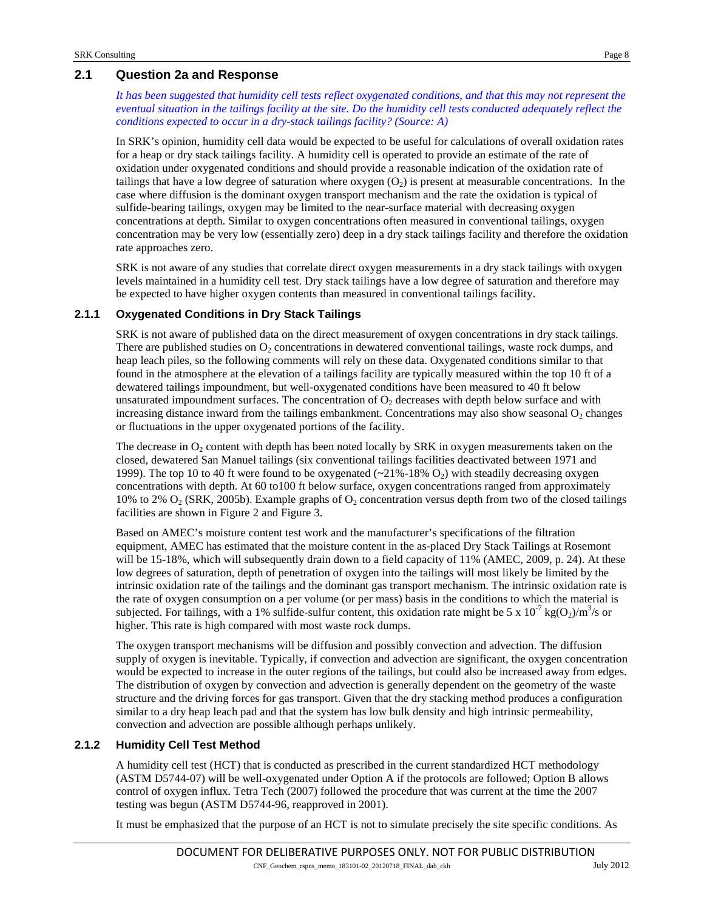## 2.1 Question 2a and Response

*It has been suggested that humidity cell tests reflect oxygenated conditions, and that this may not represent the eventual situation in the tailings facility at the site. Do the humidity cell tests conducted adequately reflect the conditions expected to occur in a dry-stack tailings facility? (Source: A)*

In SRK's opinion, humidity cell data would be expected to be useful for calculations of overall oxidation rates for a heap or dry stack tailings facility. A humidity cell is operated to provide an estimate of the rate of oxidation under oxygenated conditions and should provide a reasonable indication of the oxidation rate of tailings that have a low degree of saturation where oxygen ($O_2$) is present at measurable concentrations. In the case where diffusion is the dominant oxygen transport mechanism and the rate the oxidation is typical of sulfide-bearing tailings, oxygen may be limited to the near-surface material with decreasing oxygen concentrations at depth. Similar to oxygen concentrations often measured in conventional tailings, oxygen concentration may be very low (essentially zero) deep in a dry stack tailings facility and therefore the oxidation rate approaches zero.

SRK is not aware of any studies that correlate direct oxygen measurements in a dry stack tailings with oxygen levels maintained in a humidity cell test. Dry stack tailings have a low degree of saturation and therefore may be expected to have higher oxygen contents than measured in conventional tailings facility.

### 2.1.1 Oxygenated Conditions in Dry Stack Tailings

SRK is not aware of published data on the direct measurement of oxygen concentrations in dry stack tailings. There are published studies on $O_2$ concentrations in dewatered conventional tailings, waste rock dumps, and heap leach piles, so the following comments will rely on these data. Oxygenated conditions similar to that found in the atmosphere at the elevation of a tailings facility are typically measured within the top 10 ft of a dewatered tailings impoundment, but well-oxygenated conditions have been measured to 40 ft below unsaturated impoundment surfaces. The concentration of $O_2$ decreases with depth below surface and with increasing distance inward from the tailings embankment. Concentrations may also show seasonal $O_2$ changes or fluctuations in the upper oxygenated portions of the facility.

The decrease in $O_2$ content with depth has been noted locally by SRK in oxygen measurements taken on the closed, dewatered San Manuel tailings (six conventional tailings facilities deactivated between 1971 and 1999). The top 10 to 40 ft were found to be oxygenated (~21%-18% $O_2$) with steadily decreasing oxygen concentrations with depth. At 60 to100 ft below surface, oxygen concentrations ranged from approximately 10% to 2% $O_2$ (SRK, 2005b). Example graphs of $O_2$ concentration versus depth from two of the closed tailings facilities are shown in Figure 2 and Figure 3.

Based on AMEC's moisture content test work and the manufacturer's specifications of the filtration equipment, AMEC has estimated that the moisture content in the as-placed Dry Stack Tailings at Rosemont will be 15-18%, which will subsequently drain down to a field capacity of 11% (AMEC, 2009, p. 24). At these low degrees of saturation, depth of penetration of oxygen into the tailings will most likely be limited by the intrinsic oxidation rate of the tailings and the dominant gas transport mechanism. The intrinsic oxidation rate is the rate of oxygen consumption on a per volume (or per mass) basis in the conditions to which the material is subjected. For tailings, with a 1% sulfide-sulfur content, this oxidation rate might be $5 \times 10^{-7}$ kg($O_2$)/m$^3$/s or higher. This rate is high compared with most waste rock dumps.

The oxygen transport mechanisms will be diffusion and possibly convection and advection. The diffusion supply of oxygen is inevitable. Typically, if convection and advection are significant, the oxygen concentration would be expected to increase in the outer regions of the tailings, but could also be increased away from edges. The distribution of oxygen by convection and advection is generally dependent on the geometry of the waste structure and the driving forces for gas transport. Given that the dry stacking method produces a configuration similar to a dry heap leach pad and that the system has low bulk density and high intrinsic permeability, convection and advection are possible although perhaps unlikely.

### 2.1.2 Humidity Cell Test Method

A humidity cell test (HCT) that is conducted as prescribed in the current standardized HCT methodology (ASTM D5744-07) will be well-oxygenated under Option A if the protocols are followed; Option B allows control of oxygen influx. Tetra Tech (2007) followed the procedure that was current at the time the 2007 testing was begun (ASTM D5744-96, reapproved in 2001).

It must be emphasized that the purpose of an HCT is not to simulate precisely the site specific conditions. As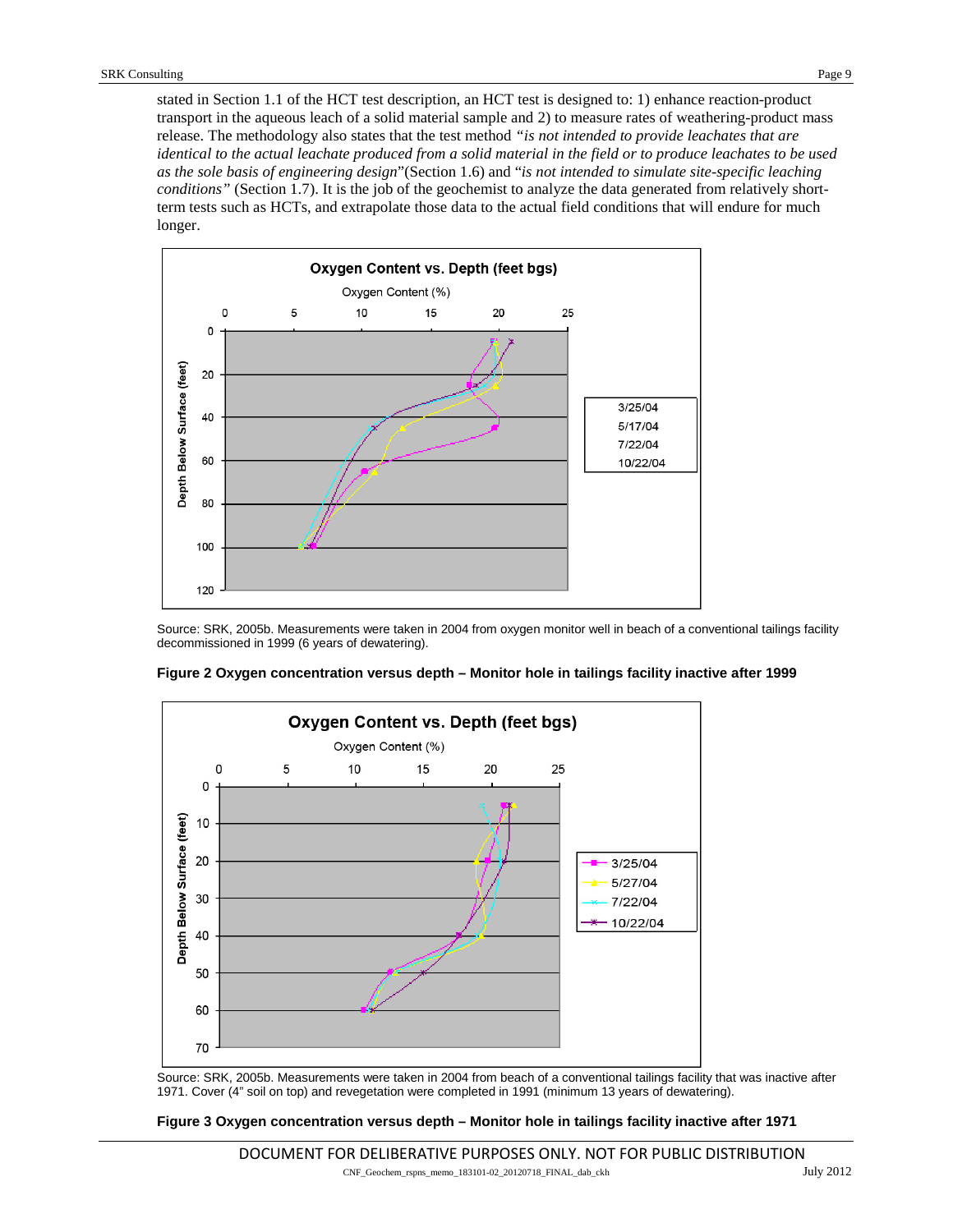stated in Section 1.1 of the HCT test description, an HCT test is designed to: 1) enhance reaction-product transport in the aqueous leach of a solid material sample and 2) to measure rates of weathering-product mass release. The methodology also states that the test method *"is not intended to provide leachates that are identical to the actual leachate produced from a solid material in the field or to produce leachates to be used as the sole basis of engineering design*"(Section 1.6) and "*is not intended to simulate site-specific leaching conditions"* (Section 1.7). It is the job of the geochemist to analyze the data generated from relatively short-term tests such as HCTs, and extrapolate those data to the actual field conditions that will endure for much longer.

Source: SRK, 2005b. Measurements were taken in 2004 from oxygen monitor well in beach of a conventional tailings facility decommissioned in 1999 (6 years of dewatering).

**Figure 2 Oxygen concentration versus depth – Monitor hole in tailings facility inactive after 1999**

Source: SRK, 2005b. Measurements were taken in 2004 from beach of a conventional tailings facility that was inactive after 1971. Cover (4" soil on top) and revegetation were completed in 1991 (minimum 13 years of dewatering).

**Figure 3 Oxygen concentration versus depth – Monitor hole in tailings facility inactive after 1971**

DOCUMENT FOR DELIBERATIVE PURPOSES ONLY. NOT FOR PUBLIC DISTRIBUTION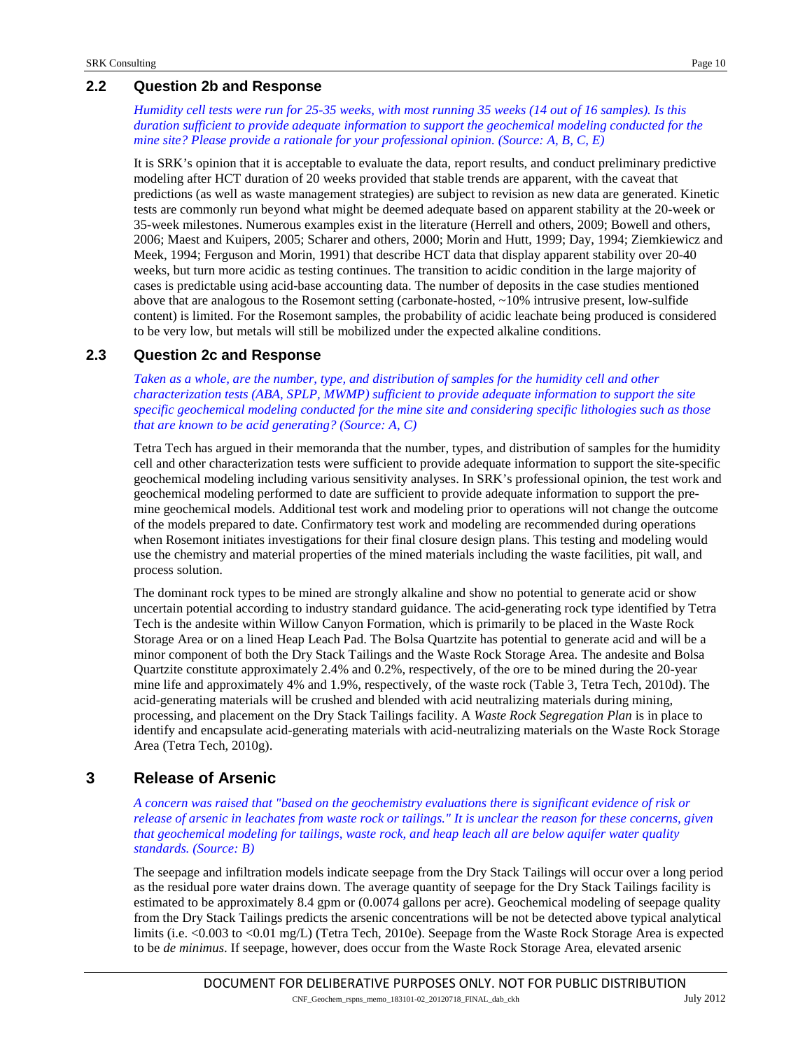## 2.2 Question 2b and Response

*Humidity cell tests were run for 25-35 weeks, with most running 35 weeks (14 out of 16 samples). Is this duration sufficient to provide adequate information to support the geochemical modeling conducted for the mine site? Please provide a rationale for your professional opinion. (Source: A, B, C, E)*

It is SRK's opinion that it is acceptable to evaluate the data, report results, and conduct preliminary predictive modeling after HCT duration of 20 weeks provided that stable trends are apparent, with the caveat that predictions (as well as waste management strategies) are subject to revision as new data are generated. Kinetic tests are commonly run beyond what might be deemed adequate based on apparent stability at the 20-week or 35-week milestones. Numerous examples exist in the literature (Herrell and others, 2009; Bowell and others, 2006; Maest and Kuipers, 2005; Scharer and others, 2000; Morin and Hutt, 1999; Day, 1994; Ziemkiewicz and Meek, 1994; Ferguson and Morin, 1991) that describe HCT data that display apparent stability over 20-40 weeks, but turn more acidic as testing continues. The transition to acidic condition in the large majority of cases is predictable using acid-base accounting data. The number of deposits in the case studies mentioned above that are analogous to the Rosemont setting (carbonate-hosted, ~10% intrusive present, low-sulfide content) is limited. For the Rosemont samples, the probability of acidic leachate being produced is considered to be very low, but metals will still be mobilized under the expected alkaline conditions.

## 2.3 Question 2c and Response

*Taken as a whole, are the number, type, and distribution of samples for the humidity cell and other characterization tests (ABA, SPLP, MWMP) sufficient to provide adequate information to support the site specific geochemical modeling conducted for the mine site and considering specific lithologies such as those that are known to be acid generating? (Source: A, C)*

Tetra Tech has argued in their memoranda that the number, types, and distribution of samples for the humidity cell and other characterization tests were sufficient to provide adequate information to support the site-specific geochemical modeling including various sensitivity analyses. In SRK's professional opinion, the test work and geochemical modeling performed to date are sufficient to provide adequate information to support the pre-mine geochemical models. Additional test work and modeling prior to operations will not change the outcome of the models prepared to date. Confirmatory test work and modeling are recommended during operations when Rosemont initiates investigations for their final closure design plans. This testing and modeling would use the chemistry and material properties of the mined materials including the waste facilities, pit wall, and process solution.

The dominant rock types to be mined are strongly alkaline and show no potential to generate acid or show uncertain potential according to industry standard guidance. The acid-generating rock type identified by Tetra Tech is the andesite within Willow Canyon Formation, which is primarily to be placed in the Waste Rock Storage Area or on a lined Heap Leach Pad. The Bolsa Quartzite has potential to generate acid and will be a minor component of both the Dry Stack Tailings and the Waste Rock Storage Area. The andesite and Bolsa Quartzite constitute approximately 2.4% and 0.2%, respectively, of the ore to be mined during the 20-year mine life and approximately 4% and 1.9%, respectively, of the waste rock (Table 3, Tetra Tech, 2010d). The acid-generating materials will be crushed and blended with acid neutralizing materials during mining, processing, and placement on the Dry Stack Tailings facility. A *Waste Rock Segregation Plan* is in place to identify and encapsulate acid-generating materials with acid-neutralizing materials on the Waste Rock Storage Area (Tetra Tech, 2010g).

# 3 Release of Arsenic

*A concern was raised that "based on the geochemistry evaluations there is significant evidence of risk or release of arsenic in leachates from waste rock or tailings." It is unclear the reason for these concerns, given that geochemical modeling for tailings, waste rock, and heap leach all are below aquifer water quality standards. (Source: B)*

The seepage and infiltration models indicate seepage from the Dry Stack Tailings will occur over a long period as the residual pore water drains down. The average quantity of seepage for the Dry Stack Tailings facility is estimated to be approximately 8.4 gpm or (0.0074 gallons per acre). Geochemical modeling of seepage quality from the Dry Stack Tailings predicts the arsenic concentrations will be not be detected above typical analytical limits (i.e. <0.003 to <0.01 mg/L) (Tetra Tech, 2010e). Seepage from the Waste Rock Storage Area is expected to be *de minimus*. If seepage, however, does occur from the Waste Rock Storage Area, elevated arsenic

DOCUMENT FOR DELIBERATIVE PURPOSES ONLY. NOT FOR PUBLIC DISTRIBUTION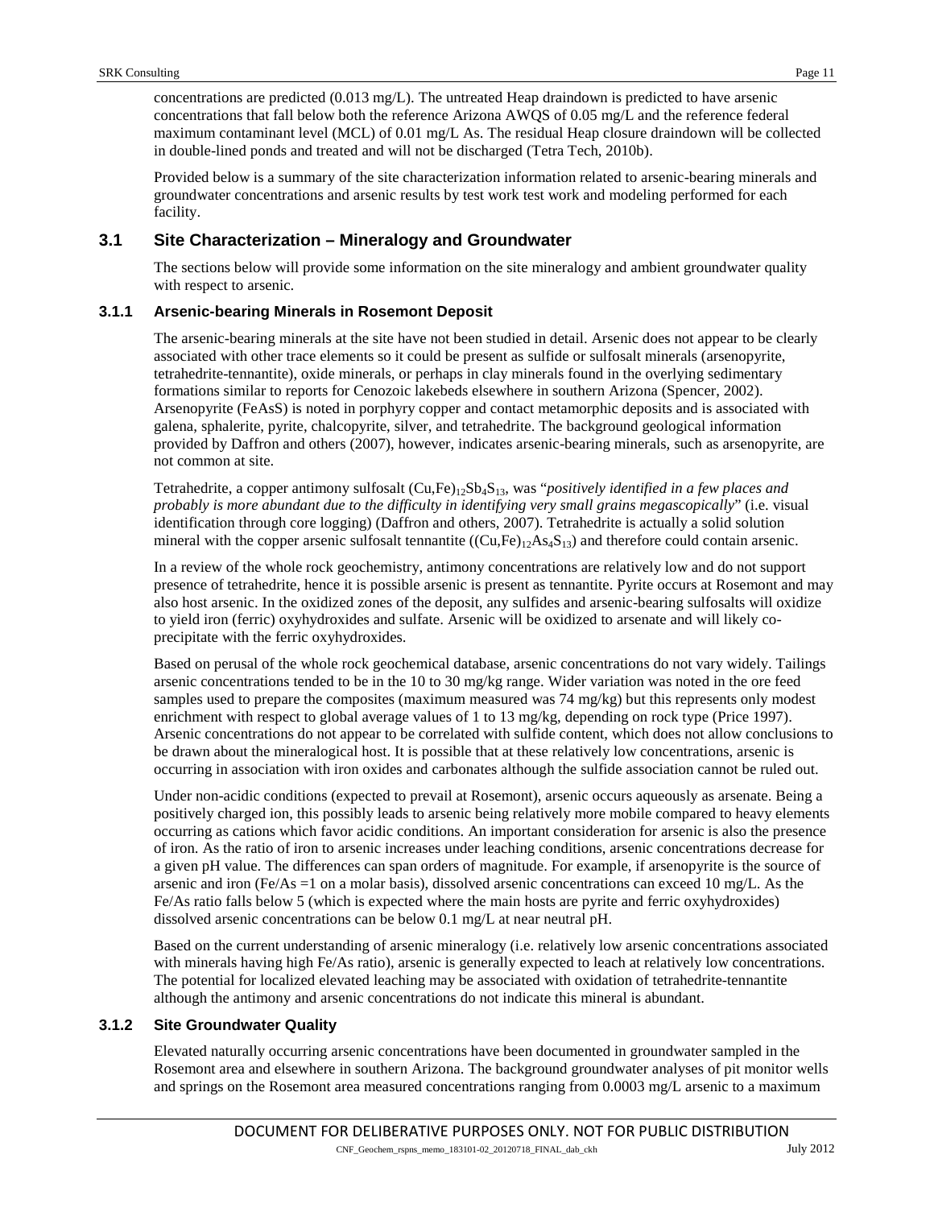concentrations are predicted (0.013 mg/L). The untreated Heap draindown is predicted to have arsenic concentrations that fall below both the reference Arizona AWQS of 0.05 mg/L and the reference federal maximum contaminant level (MCL) of 0.01 mg/L As. The residual Heap closure draindown will be collected in double-lined ponds and treated and will not be discharged (Tetra Tech, 2010b).

Provided below is a summary of the site characterization information related to arsenic-bearing minerals and groundwater concentrations and arsenic results by test work test work and modeling performed for each facility.

## 3.1 Site Characterization – Mineralogy and Groundwater

The sections below will provide some information on the site mineralogy and ambient groundwater quality with respect to arsenic.

### 3.1.1 Arsenic-bearing Minerals in Rosemont Deposit

The arsenic-bearing minerals at the site have not been studied in detail. Arsenic does not appear to be clearly associated with other trace elements so it could be present as sulfide or sulfosalt minerals (arsenopyrite, tetrahedrite-tennantite), oxide minerals, or perhaps in clay minerals found in the overlying sedimentary formations similar to reports for Cenozoic lakebeds elsewhere in southern Arizona (Spencer, 2002). Arsenopyrite (FeAsS) is noted in porphyry copper and contact metamorphic deposits and is associated with galena, sphalerite, pyrite, chalcopyrite, silver, and tetrahedrite. The background geological information provided by Daffron and others (2007), however, indicates arsenic-bearing minerals, such as arsenopyrite, are not common at site.

Tetrahedrite, a copper antimony sulfosalt $(Cu,Fe)_{12}Sb_4S_{13}$, was "*positively identified in a few places and probably is more abundant due to the difficulty in identifying very small grains megascopically*" (i.e. visual identification through core logging) (Daffron and others, 2007). Tetrahedrite is actually a solid solution mineral with the copper arsenic sulfosalt tennantite $((Cu,Fe)_{12}As_4S_{13})$ and therefore could contain arsenic.

In a review of the whole rock geochemistry, antimony concentrations are relatively low and do not support presence of tetrahedrite, hence it is possible arsenic is present as tennantite. Pyrite occurs at Rosemont and may also host arsenic. In the oxidized zones of the deposit, any sulfides and arsenic-bearing sulfosalts will oxidize to yield iron (ferric) oxyhydroxides and sulfate. Arsenic will be oxidized to arsenate and will likely co-precipitate with the ferric oxyhydroxides.

Based on perusal of the whole rock geochemical database, arsenic concentrations do not vary widely. Tailings arsenic concentrations tended to be in the 10 to 30 mg/kg range. Wider variation was noted in the ore feed samples used to prepare the composites (maximum measured was 74 mg/kg) but this represents only modest enrichment with respect to global average values of 1 to 13 mg/kg, depending on rock type (Price 1997). Arsenic concentrations do not appear to be correlated with sulfide content, which does not allow conclusions to be drawn about the mineralogical host. It is possible that at these relatively low concentrations, arsenic is occurring in association with iron oxides and carbonates although the sulfide association cannot be ruled out.

Under non-acidic conditions (expected to prevail at Rosemont), arsenic occurs aqueously as arsenate. Being a positively charged ion, this possibly leads to arsenic being relatively more mobile compared to heavy elements occurring as cations which favor acidic conditions. An important consideration for arsenic is also the presence of iron. As the ratio of iron to arsenic increases under leaching conditions, arsenic concentrations decrease for a given pH value. The differences can span orders of magnitude. For example, if arsenopyrite is the source of arsenic and iron (Fe/As =1 on a molar basis), dissolved arsenic concentrations can exceed 10 mg/L. As the Fe/As ratio falls below 5 (which is expected where the main hosts are pyrite and ferric oxyhydroxides) dissolved arsenic concentrations can be below 0.1 mg/L at near neutral pH.

Based on the current understanding of arsenic mineralogy (i.e. relatively low arsenic concentrations associated with minerals having high Fe/As ratio), arsenic is generally expected to leach at relatively low concentrations. The potential for localized elevated leaching may be associated with oxidation of tetrahedrite-tennantite although the antimony and arsenic concentrations do not indicate this mineral is abundant.

### 3.1.2 Site Groundwater Quality

Elevated naturally occurring arsenic concentrations have been documented in groundwater sampled in the Rosemont area and elsewhere in southern Arizona. The background groundwater analyses of pit monitor wells and springs on the Rosemont area measured concentrations ranging from 0.0003 mg/L arsenic to a maximum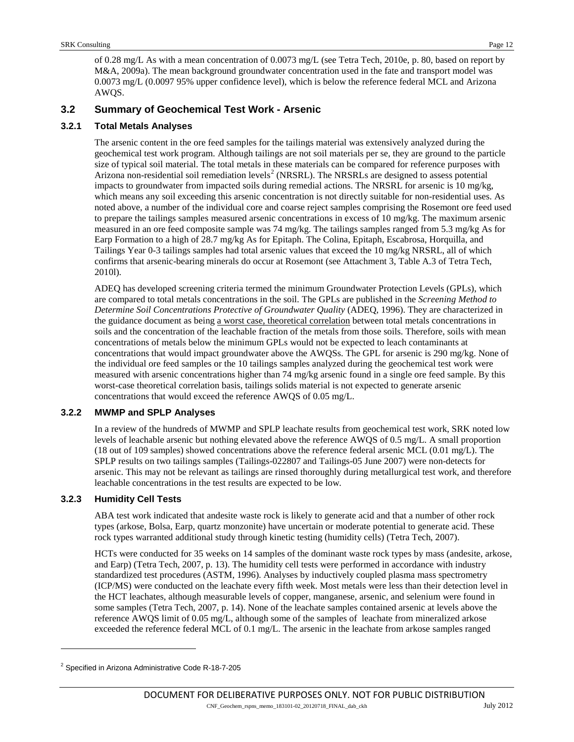of 0.28 mg/L As with a mean concentration of 0.0073 mg/L (see Tetra Tech, 2010e, p. 80, based on report by M&A, 2009a). The mean background groundwater concentration used in the fate and transport model was 0.0073 mg/L (0.0097 95% upper confidence level), which is below the reference federal MCL and Arizona AWQS.

## 3.2 Summary of Geochemical Test Work - Arsenic

### 3.2.1 Total Metals Analyses

The arsenic content in the ore feed samples for the tailings material was extensively analyzed during the geochemical test work program. Although tailings are not soil materials per se, they are ground to the particle size of typical soil material. The total metals in these materials can be compared for reference purposes with Arizona non-residential soil remediation levels[2] (NRSRL). The NRSRLs are designed to assess potential impacts to groundwater from impacted soils during remedial actions. The NRSRL for arsenic is 10 mg/kg, which means any soil exceeding this arsenic concentration is not directly suitable for non-residential uses. As noted above, a number of the individual core and coarse reject samples comprising the Rosemont ore feed used to prepare the tailings samples measured arsenic concentrations in excess of 10 mg/kg. The maximum arsenic measured in an ore feed composite sample was 74 mg/kg. The tailings samples ranged from 5.3 mg/kg As for Earp Formation to a high of 28.7 mg/kg As for Epitaph. The Colina, Epitaph, Escabrosa, Horquilla, and Tailings Year 0-3 tailings samples had total arsenic values that exceed the 10 mg/kg NRSRL, all of which confirms that arsenic-bearing minerals do occur at Rosemont (see Attachment 3, Table A.3 of Tetra Tech, 2010l).

ADEQ has developed screening criteria termed the minimum Groundwater Protection Levels (GPLs), which are compared to total metals concentrations in the soil. The GPLs are published in the *Screening Method to Determine Soil Concentrations Protective of Groundwater Quality* (ADEQ, 1996). They are characterized in the guidance document as being <u>a worst case, theoretical correlation</u> between total metals concentrations in soils and the concentration of the leachable fraction of the metals from those soils. Therefore, soils with mean concentrations of metals below the minimum GPLs would not be expected to leach contaminants at concentrations that would impact groundwater above the AWQSs. The GPL for arsenic is 290 mg/kg. None of the individual ore feed samples or the 10 tailings samples analyzed during the geochemical test work were measured with arsenic concentrations higher than 74 mg/kg arsenic found in a single ore feed sample. By this worst-case theoretical correlation basis, tailings solids material is not expected to generate arsenic concentrations that would exceed the reference AWQS of 0.05 mg/L.

### 3.2.2 MWMP and SPLP Analyses

In a review of the hundreds of MWMP and SPLP leachate results from geochemical test work, SRK noted low levels of leachable arsenic but nothing elevated above the reference AWQS of 0.5 mg/L. A small proportion (18 out of 109 samples) showed concentrations above the reference federal arsenic MCL (0.01 mg/L). The SPLP results on two tailings samples (Tailings-022807 and Tailings-05 June 2007) were non-detects for arsenic. This may not be relevant as tailings are rinsed thoroughly during metallurgical test work, and therefore leachable concentrations in the test results are expected to be low.

### 3.2.3 Humidity Cell Tests

ABA test work indicated that andesite waste rock is likely to generate acid and that a number of other rock types (arkose, Bolsa, Earp, quartz monzonite) have uncertain or moderate potential to generate acid. These rock types warranted additional study through kinetic testing (humidity cells) (Tetra Tech, 2007).

HCTs were conducted for 35 weeks on 14 samples of the dominant waste rock types by mass (andesite, arkose, and Earp) (Tetra Tech, 2007, p. 13). The humidity cell tests were performed in accordance with industry standardized test procedures (ASTM, 1996). Analyses by inductively coupled plasma mass spectrometry (ICP/MS) were conducted on the leachate every fifth week. Most metals were less than their detection level in the HCT leachates, although measurable levels of copper, manganese, arsenic, and selenium were found in some samples (Tetra Tech, 2007, p. 14). None of the leachate samples contained arsenic at levels above the reference AWQS limit of 0.05 mg/L, although some of the samples of leachate from mineralized arkose exceeded the reference federal MCL of 0.1 mg/L. The arsenic in the leachate from arkose samples ranged

---

[2] Specified in Arizona Administrative Code R-18-7-205

DOCUMENT FOR DELIBERATIVE PURPOSES ONLY. NOT FOR PUBLIC DISTRIBUTION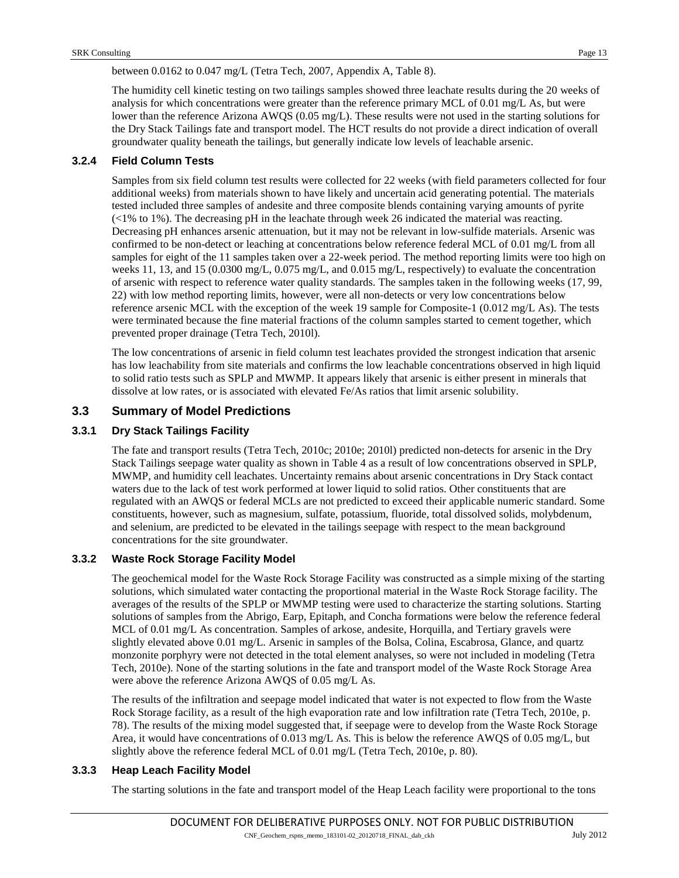between 0.0162 to 0.047 mg/L (Tetra Tech, 2007, Appendix A, Table 8).

The humidity cell kinetic testing on two tailings samples showed three leachate results during the 20 weeks of analysis for which concentrations were greater than the reference primary MCL of 0.01 mg/L As, but were lower than the reference Arizona AWQS (0.05 mg/L). These results were not used in the starting solutions for the Dry Stack Tailings fate and transport model. The HCT results do not provide a direct indication of overall groundwater quality beneath the tailings, but generally indicate low levels of leachable arsenic.

### 3.2.4 Field Column Tests

Samples from six field column test results were collected for 22 weeks (with field parameters collected for four additional weeks) from materials shown to have likely and uncertain acid generating potential. The materials tested included three samples of andesite and three composite blends containing varying amounts of pyrite (<1% to 1%). The decreasing pH in the leachate through week 26 indicated the material was reacting. Decreasing pH enhances arsenic attenuation, but it may not be relevant in low-sulfide materials. Arsenic was confirmed to be non-detect or leaching at concentrations below reference federal MCL of 0.01 mg/L from all samples for eight of the 11 samples taken over a 22-week period. The method reporting limits were too high on weeks 11, 13, and 15 (0.0300 mg/L, 0.075 mg/L, and 0.015 mg/L, respectively) to evaluate the concentration of arsenic with respect to reference water quality standards. The samples taken in the following weeks (17, 99, 22) with low method reporting limits, however, were all non-detects or very low concentrations below reference arsenic MCL with the exception of the week 19 sample for Composite-1 (0.012 mg/L As). The tests were terminated because the fine material fractions of the column samples started to cement together, which prevented proper drainage (Tetra Tech, 2010l).

The low concentrations of arsenic in field column test leachates provided the strongest indication that arsenic has low leachability from site materials and confirms the low leachable concentrations observed in high liquid to solid ratio tests such as SPLP and MWMP. It appears likely that arsenic is either present in minerals that dissolve at low rates, or is associated with elevated Fe/As ratios that limit arsenic solubility.

## 3.3 Summary of Model Predictions

### 3.3.1 Dry Stack Tailings Facility

The fate and transport results (Tetra Tech, 2010c; 2010e; 2010l) predicted non-detects for arsenic in the Dry Stack Tailings seepage water quality as shown in Table 4 as a result of low concentrations observed in SPLP, MWMP, and humidity cell leachates. Uncertainty remains about arsenic concentrations in Dry Stack contact waters due to the lack of test work performed at lower liquid to solid ratios. Other constituents that are regulated with an AWQS or federal MCLs are not predicted to exceed their applicable numeric standard. Some constituents, however, such as magnesium, sulfate, potassium, fluoride, total dissolved solids, molybdenum, and selenium, are predicted to be elevated in the tailings seepage with respect to the mean background concentrations for the site groundwater.

### 3.3.2 Waste Rock Storage Facility Model

The geochemical model for the Waste Rock Storage Facility was constructed as a simple mixing of the starting solutions, which simulated water contacting the proportional material in the Waste Rock Storage facility. The averages of the results of the SPLP or MWMP testing were used to characterize the starting solutions. Starting solutions of samples from the Abrigo, Earp, Epitaph, and Concha formations were below the reference federal MCL of 0.01 mg/L As concentration. Samples of arkose, andesite, Horquilla, and Tertiary gravels were slightly elevated above 0.01 mg/L. Arsenic in samples of the Bolsa, Colina, Escabrosa, Glance, and quartz monzonite porphyry were not detected in the total element analyses, so were not included in modeling (Tetra Tech, 2010e). None of the starting solutions in the fate and transport model of the Waste Rock Storage Area were above the reference Arizona AWQS of 0.05 mg/L As.

The results of the infiltration and seepage model indicated that water is not expected to flow from the Waste Rock Storage facility, as a result of the high evaporation rate and low infiltration rate (Tetra Tech, 2010e, p. 78). The results of the mixing model suggested that, if seepage were to develop from the Waste Rock Storage Area, it would have concentrations of 0.013 mg/L As. This is below the reference AWQS of 0.05 mg/L, but slightly above the reference federal MCL of 0.01 mg/L (Tetra Tech, 2010e, p. 80).

### 3.3.3 Heap Leach Facility Model

The starting solutions in the fate and transport model of the Heap Leach facility were proportional to the tons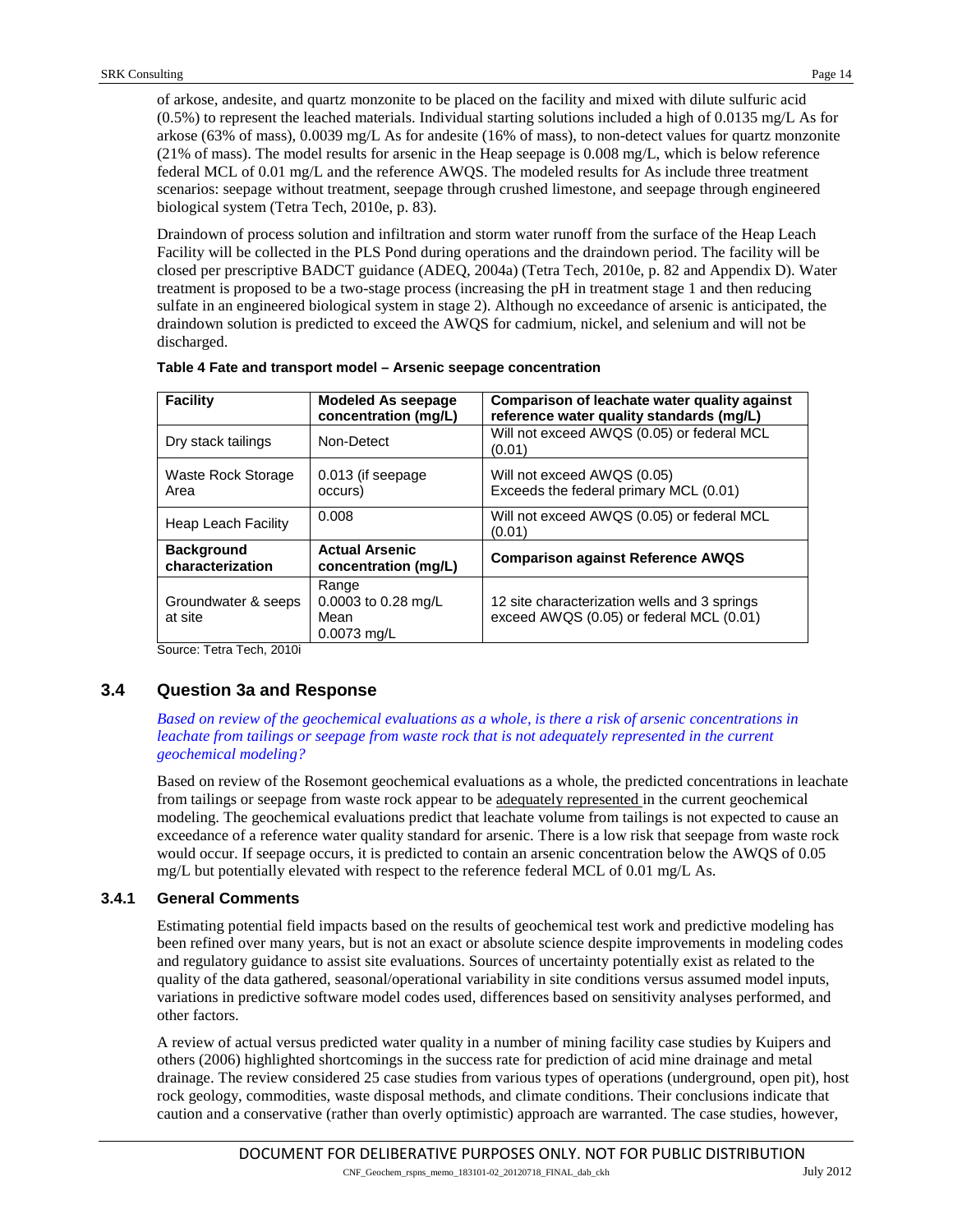of arkose, andesite, and quartz monzonite to be placed on the facility and mixed with dilute sulfuric acid (0.5%) to represent the leached materials. Individual starting solutions included a high of 0.0135 mg/L As for arkose (63% of mass), 0.0039 mg/L As for andesite (16% of mass), to non-detect values for quartz monzonite (21% of mass). The model results for arsenic in the Heap seepage is 0.008 mg/L, which is below reference federal MCL of 0.01 mg/L and the reference AWQS. The modeled results for As include three treatment scenarios: seepage without treatment, seepage through crushed limestone, and seepage through engineered biological system (Tetra Tech, 2010e, p. 83).

Draindown of process solution and infiltration and storm water runoff from the surface of the Heap Leach Facility will be collected in the PLS Pond during operations and the draindown period. The facility will be closed per prescriptive BADCT guidance (ADEQ, 2004a) (Tetra Tech, 2010e, p. 82 and Appendix D). Water treatment is proposed to be a two-stage process (increasing the pH in treatment stage 1 and then reducing sulfate in an engineered biological system in stage 2). Although no exceedance of arsenic is anticipated, the draindown solution is predicted to exceed the AWQS for cadmium, nickel, and selenium and will not be discharged.

**Table 4 Fate and transport model – Arsenic seepage concentration**

| Facility | Modeled As seepage concentration (mg/L) | Comparison of leachate water quality against reference water quality standards (mg/L) |
|---|---|---|
| Dry stack tailings | Non-Detect | Will not exceed AWQS (0.05) or federal MCL (0.01) |
| Waste Rock Storage Area | 0.013 (if seepage occurs) | Will not exceed AWQS (0.05)<br>Exceeds the federal primary MCL (0.01) |
| Heap Leach Facility | 0.008 | Will not exceed AWQS (0.05) or federal MCL (0.01) |
| **Background characterization** | **Actual Arsenic concentration (mg/L)** | **Comparison against Reference AWQS** |
| Groundwater & seeps at site | Range<br>0.0003 to 0.28 mg/L<br>Mean<br>0.0073 mg/L | 12 site characterization wells and 3 springs exceed AWQS (0.05) or federal MCL (0.01) |

Source: Tetra Tech, 2010i

## 3.4 Question 3a and Response

*Based on review of the geochemical evaluations as a whole, is there a risk of arsenic concentrations in leachate from tailings or seepage from waste rock that is not adequately represented in the current geochemical modeling?*

Based on review of the Rosemont geochemical evaluations as a whole, the predicted concentrations in leachate from tailings or seepage from waste rock appear to be adequately represented in the current geochemical modeling. The geochemical evaluations predict that leachate volume from tailings is not expected to cause an exceedance of a reference water quality standard for arsenic. There is a low risk that seepage from waste rock would occur. If seepage occurs, it is predicted to contain an arsenic concentration below the AWQS of 0.05 mg/L but potentially elevated with respect to the reference federal MCL of 0.01 mg/L As.

### 3.4.1 General Comments

Estimating potential field impacts based on the results of geochemical test work and predictive modeling has been refined over many years, but is not an exact or absolute science despite improvements in modeling codes and regulatory guidance to assist site evaluations. Sources of uncertainty potentially exist as related to the quality of the data gathered, seasonal/operational variability in site conditions versus assumed model inputs, variations in predictive software model codes used, differences based on sensitivity analyses performed, and other factors.

A review of actual versus predicted water quality in a number of mining facility case studies by Kuipers and others (2006) highlighted shortcomings in the success rate for prediction of acid mine drainage and metal drainage. The review considered 25 case studies from various types of operations (underground, open pit), host rock geology, commodities, waste disposal methods, and climate conditions. Their conclusions indicate that caution and a conservative (rather than overly optimistic) approach are warranted. The case studies, however,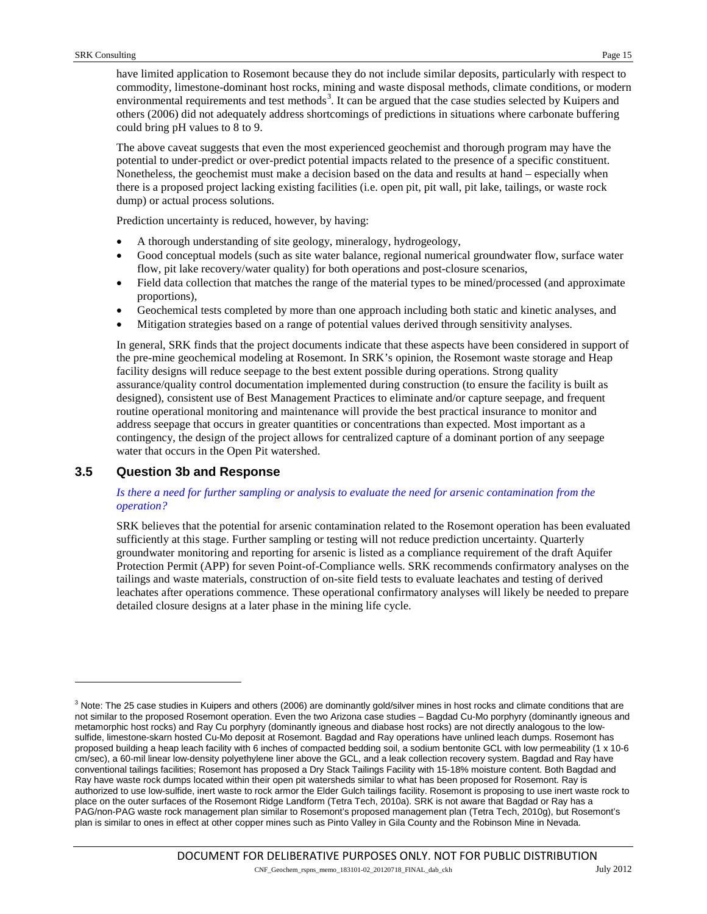have limited application to Rosemont because they do not include similar deposits, particularly with respect to commodity, limestone-dominant host rocks, mining and waste disposal methods, climate conditions, or modern environmental requirements and test methods[3]. It can be argued that the case studies selected by Kuipers and others (2006) did not adequately address shortcomings of predictions in situations where carbonate buffering could bring pH values to 8 to 9.

The above caveat suggests that even the most experienced geochemist and thorough program may have the potential to under-predict or over-predict potential impacts related to the presence of a specific constituent. Nonetheless, the geochemist must make a decision based on the data and results at hand – especially when there is a proposed project lacking existing facilities (i.e. open pit, pit wall, pit lake, tailings, or waste rock dump) or actual process solutions.

Prediction uncertainty is reduced, however, by having:

- A thorough understanding of site geology, mineralogy, hydrogeology,
- Good conceptual models (such as site water balance, regional numerical groundwater flow, surface water flow, pit lake recovery/water quality) for both operations and post-closure scenarios,
- Field data collection that matches the range of the material types to be mined/processed (and approximate proportions),
- Geochemical tests completed by more than one approach including both static and kinetic analyses, and
- Mitigation strategies based on a range of potential values derived through sensitivity analyses.

In general, SRK finds that the project documents indicate that these aspects have been considered in support of the pre-mine geochemical modeling at Rosemont. In SRK's opinion, the Rosemont waste storage and Heap facility designs will reduce seepage to the best extent possible during operations. Strong quality assurance/quality control documentation implemented during construction (to ensure the facility is built as designed), consistent use of Best Management Practices to eliminate and/or capture seepage, and frequent routine operational monitoring and maintenance will provide the best practical insurance to monitor and address seepage that occurs in greater quantities or concentrations than expected. Most important as a contingency, the design of the project allows for centralized capture of a dominant portion of any seepage water that occurs in the Open Pit watershed.

## 3.5 Question 3b and Response

*Is there a need for further sampling or analysis to evaluate the need for arsenic contamination from the operation?*

SRK believes that the potential for arsenic contamination related to the Rosemont operation has been evaluated sufficiently at this stage. Further sampling or testing will not reduce prediction uncertainty. Quarterly groundwater monitoring and reporting for arsenic is listed as a compliance requirement of the draft Aquifer Protection Permit (APP) for seven Point-of-Compliance wells. SRK recommends confirmatory analyses on the tailings and waste materials, construction of on-site field tests to evaluate leachates and testing of derived leachates after operations commence. These operational confirmatory analyses will likely be needed to prepare detailed closure designs at a later phase in the mining life cycle.

---

[3] Note: The 25 case studies in Kuipers and others (2006) are dominantly gold/silver mines in host rocks and climate conditions that are not similar to the proposed Rosemont operation. Even the two Arizona case studies – Bagdad Cu-Mo porphyry (dominantly igneous and metamorphic host rocks) and Ray Cu porphyry (dominantly igneous and diabase host rocks) are not directly analogous to the low-sulfide, limestone-skarn hosted Cu-Mo deposit at Rosemont. Bagdad and Ray operations have unlined leach dumps. Rosemont has proposed building a heap leach facility with 6 inches of compacted bedding soil, a sodium bentonite GCL with low permeability (1 x 10-6 cm/sec), a 60-mil linear low-density polyethylene liner above the GCL, and a leak collection recovery system. Bagdad and Ray have conventional tailings facilities; Rosemont has proposed a Dry Stack Tailings Facility with 15-18% moisture content. Both Bagdad and Ray have waste rock dumps located within their open pit watersheds similar to what has been proposed for Rosemont. Ray is authorized to use low-sulfide, inert waste to rock armor the Elder Gulch tailings facility. Rosemont is proposing to use inert waste rock to place on the outer surfaces of the Rosemont Ridge Landform (Tetra Tech, 2010a). SRK is not aware that Bagdad or Ray has a PAG/non-PAG waste rock management plan similar to Rosemont's proposed management plan (Tetra Tech, 2010g), but Rosemont's plan is similar to ones in effect at other copper mines such as Pinto Valley in Gila County and the Robinson Mine in Nevada.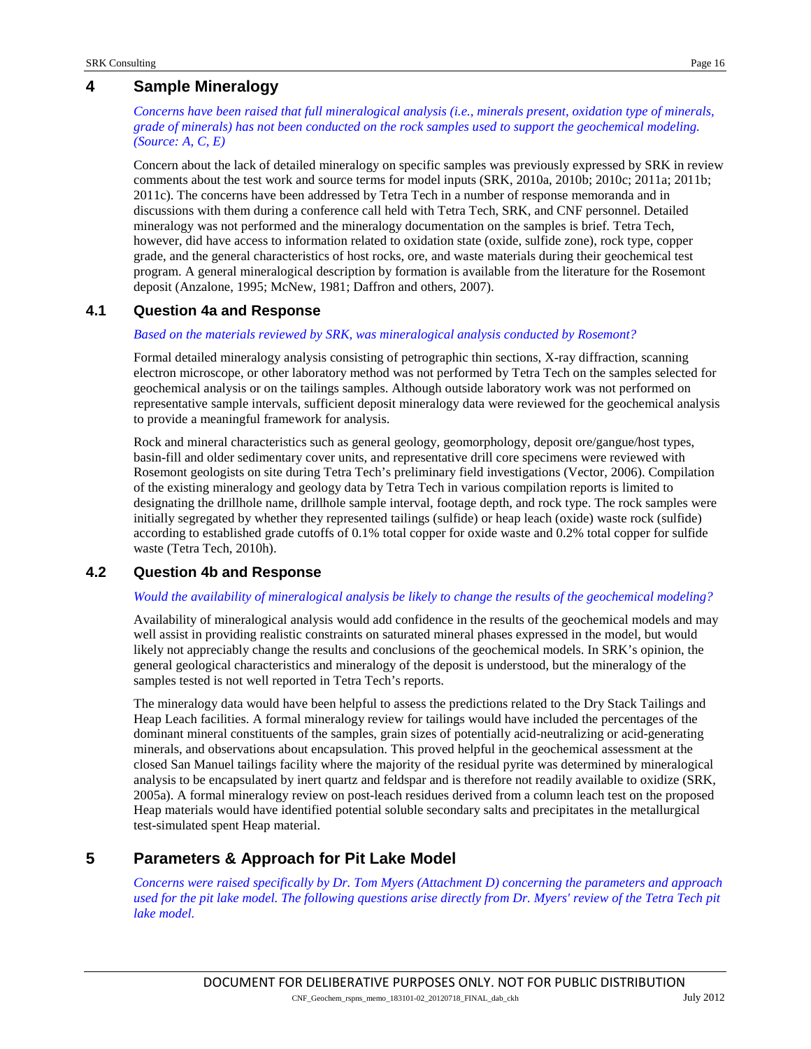# 4 Sample Mineralogy

*Concerns have been raised that full mineralogical analysis (i.e., minerals present, oxidation type of minerals, grade of minerals) has not been conducted on the rock samples used to support the geochemical modeling. (Source: A, C, E)*

Concern about the lack of detailed mineralogy on specific samples was previously expressed by SRK in review comments about the test work and source terms for model inputs (SRK, 2010a, 2010b; 2010c; 2011a; 2011b; 2011c). The concerns have been addressed by Tetra Tech in a number of response memoranda and in discussions with them during a conference call held with Tetra Tech, SRK, and CNF personnel. Detailed mineralogy was not performed and the mineralogy documentation on the samples is brief. Tetra Tech, however, did have access to information related to oxidation state (oxide, sulfide zone), rock type, copper grade, and the general characteristics of host rocks, ore, and waste materials during their geochemical test program. A general mineralogical description by formation is available from the literature for the Rosemont deposit (Anzalone, 1995; McNew, 1981; Daffron and others, 2007).

## 4.1 Question 4a and Response

*Based on the materials reviewed by SRK, was mineralogical analysis conducted by Rosemont?*

Formal detailed mineralogy analysis consisting of petrographic thin sections, X-ray diffraction, scanning electron microscope, or other laboratory method was not performed by Tetra Tech on the samples selected for geochemical analysis or on the tailings samples. Although outside laboratory work was not performed on representative sample intervals, sufficient deposit mineralogy data were reviewed for the geochemical analysis to provide a meaningful framework for analysis.

Rock and mineral characteristics such as general geology, geomorphology, deposit ore/gangue/host types, basin-fill and older sedimentary cover units, and representative drill core specimens were reviewed with Rosemont geologists on site during Tetra Tech's preliminary field investigations (Vector, 2006). Compilation of the existing mineralogy and geology data by Tetra Tech in various compilation reports is limited to designating the drillhole name, drillhole sample interval, footage depth, and rock type. The rock samples were initially segregated by whether they represented tailings (sulfide) or heap leach (oxide) waste rock (sulfide) according to established grade cutoffs of 0.1% total copper for oxide waste and 0.2% total copper for sulfide waste (Tetra Tech, 2010h).

## 4.2 Question 4b and Response

*Would the availability of mineralogical analysis be likely to change the results of the geochemical modeling?*

Availability of mineralogical analysis would add confidence in the results of the geochemical models and may well assist in providing realistic constraints on saturated mineral phases expressed in the model, but would likely not appreciably change the results and conclusions of the geochemical models. In SRK's opinion, the general geological characteristics and mineralogy of the deposit is understood, but the mineralogy of the samples tested is not well reported in Tetra Tech's reports.

The mineralogy data would have been helpful to assess the predictions related to the Dry Stack Tailings and Heap Leach facilities. A formal mineralogy review for tailings would have included the percentages of the dominant mineral constituents of the samples, grain sizes of potentially acid-neutralizing or acid-generating minerals, and observations about encapsulation. This proved helpful in the geochemical assessment at the closed San Manuel tailings facility where the majority of the residual pyrite was determined by mineralogical analysis to be encapsulated by inert quartz and feldspar and is therefore not readily available to oxidize (SRK, 2005a). A formal mineralogy review on post-leach residues derived from a column leach test on the proposed Heap materials would have identified potential soluble secondary salts and precipitates in the metallurgical test-simulated spent Heap material.

# 5 Parameters & Approach for Pit Lake Model

*Concerns were raised specifically by Dr. Tom Myers (Attachment D) concerning the parameters and approach used for the pit lake model. The following questions arise directly from Dr. Myers' review of the Tetra Tech pit lake model.*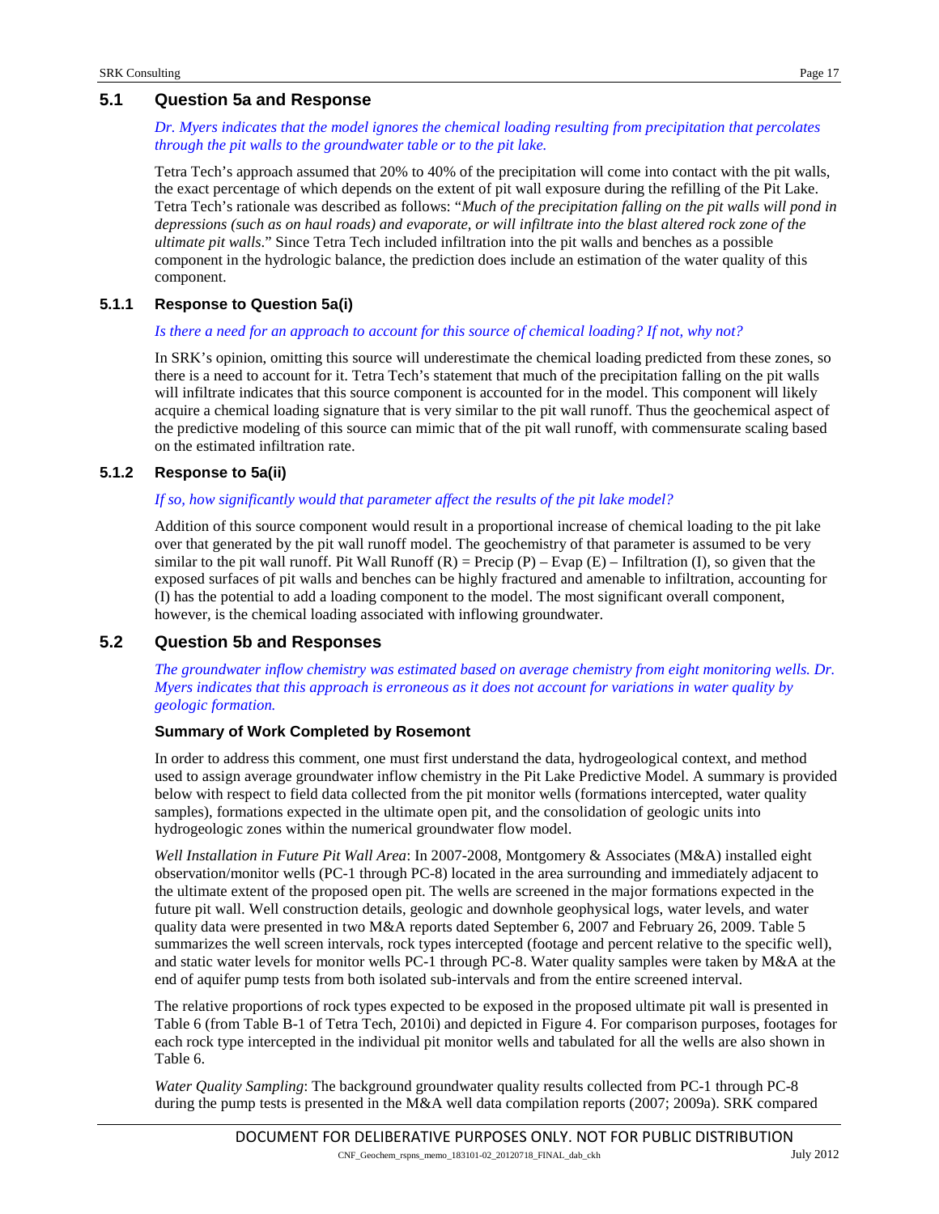## 5.1 Question 5a and Response

*Dr. Myers indicates that the model ignores the chemical loading resulting from precipitation that percolates through the pit walls to the groundwater table or to the pit lake.*

Tetra Tech's approach assumed that 20% to 40% of the precipitation will come into contact with the pit walls, the exact percentage of which depends on the extent of pit wall exposure during the refilling of the Pit Lake. Tetra Tech's rationale was described as follows: "*Much of the precipitation falling on the pit walls will pond in depressions (such as on haul roads) and evaporate, or will infiltrate into the blast altered rock zone of the ultimate pit walls*." Since Tetra Tech included infiltration into the pit walls and benches as a possible component in the hydrologic balance, the prediction does include an estimation of the water quality of this component.

### 5.1.1 Response to Question 5a(i)

*Is there a need for an approach to account for this source of chemical loading? If not, why not?*

In SRK's opinion, omitting this source will underestimate the chemical loading predicted from these zones, so there is a need to account for it. Tetra Tech's statement that much of the precipitation falling on the pit walls will infiltrate indicates that this source component is accounted for in the model. This component will likely acquire a chemical loading signature that is very similar to the pit wall runoff. Thus the geochemical aspect of the predictive modeling of this source can mimic that of the pit wall runoff, with commensurate scaling based on the estimated infiltration rate.

### 5.1.2 Response to 5a(ii)

*If so, how significantly would that parameter affect the results of the pit lake model?*

Addition of this source component would result in a proportional increase of chemical loading to the pit lake over that generated by the pit wall runoff model. The geochemistry of that parameter is assumed to be very similar to the pit wall runoff. Pit Wall Runoff (R) = Precip (P) – Evap (E) – Infiltration (I), so given that the exposed surfaces of pit walls and benches can be highly fractured and amenable to infiltration, accounting for (I) has the potential to add a loading component to the model. The most significant overall component, however, is the chemical loading associated with inflowing groundwater.

## 5.2 Question 5b and Responses

*The groundwater inflow chemistry was estimated based on average chemistry from eight monitoring wells. Dr. Myers indicates that this approach is erroneous as it does not account for variations in water quality by geologic formation.*

**Summary of Work Completed by Rosemont**

In order to address this comment, one must first understand the data, hydrogeological context, and method used to assign average groundwater inflow chemistry in the Pit Lake Predictive Model. A summary is provided below with respect to field data collected from the pit monitor wells (formations intercepted, water quality samples), formations expected in the ultimate open pit, and the consolidation of geologic units into hydrogeologic zones within the numerical groundwater flow model.

*Well Installation in Future Pit Wall Area*: In 2007-2008, Montgomery & Associates (M&A) installed eight observation/monitor wells (PC-1 through PC-8) located in the area surrounding and immediately adjacent to the ultimate extent of the proposed open pit. The wells are screened in the major formations expected in the future pit wall. Well construction details, geologic and downhole geophysical logs, water levels, and water quality data were presented in two M&A reports dated September 6, 2007 and February 26, 2009. Table 5 summarizes the well screen intervals, rock types intercepted (footage and percent relative to the specific well), and static water levels for monitor wells PC-1 through PC-8. Water quality samples were taken by M&A at the end of aquifer pump tests from both isolated sub-intervals and from the entire screened interval.

The relative proportions of rock types expected to be exposed in the proposed ultimate pit wall is presented in Table 6 (from Table B-1 of Tetra Tech, 2010i) and depicted in Figure 4. For comparison purposes, footages for each rock type intercepted in the individual pit monitor wells and tabulated for all the wells are also shown in Table 6.

*Water Quality Sampling*: The background groundwater quality results collected from PC-1 through PC-8 during the pump tests is presented in the M&A well data compilation reports (2007; 2009a). SRK compared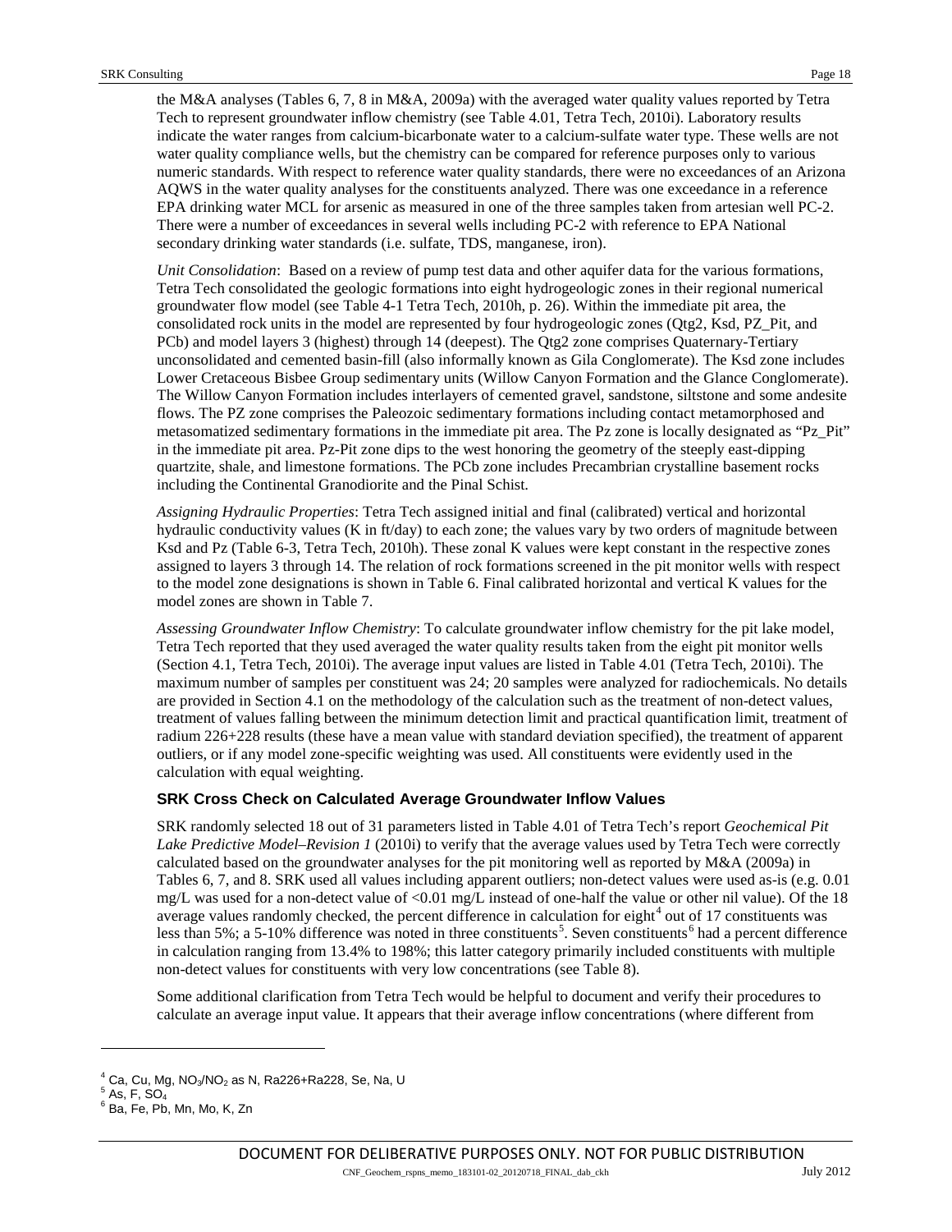the M&A analyses (Tables 6, 7, 8 in M&A, 2009a) with the averaged water quality values reported by Tetra Tech to represent groundwater inflow chemistry (see Table 4.01, Tetra Tech, 2010i). Laboratory results indicate the water ranges from calcium-bicarbonate water to a calcium-sulfate water type. These wells are not water quality compliance wells, but the chemistry can be compared for reference purposes only to various numeric standards. With respect to reference water quality standards, there were no exceedances of an Arizona AQWS in the water quality analyses for the constituents analyzed. There was one exceedance in a reference EPA drinking water MCL for arsenic as measured in one of the three samples taken from artesian well PC-2. There were a number of exceedances in several wells including PC-2 with reference to EPA National secondary drinking water standards (i.e. sulfate, TDS, manganese, iron).

*Unit Consolidation*: Based on a review of pump test data and other aquifer data for the various formations, Tetra Tech consolidated the geologic formations into eight hydrogeologic zones in their regional numerical groundwater flow model (see Table 4-1 Tetra Tech, 2010h, p. 26). Within the immediate pit area, the consolidated rock units in the model are represented by four hydrogeologic zones (Qtg2, Ksd, PZ_Pit, and PCb) and model layers 3 (highest) through 14 (deepest). The Qtg2 zone comprises Quaternary-Tertiary unconsolidated and cemented basin-fill (also informally known as Gila Conglomerate). The Ksd zone includes Lower Cretaceous Bisbee Group sedimentary units (Willow Canyon Formation and the Glance Conglomerate). The Willow Canyon Formation includes interlayers of cemented gravel, sandstone, siltstone and some andesite flows. The PZ zone comprises the Paleozoic sedimentary formations including contact metamorphosed and metasomatized sedimentary formations in the immediate pit area. The Pz zone is locally designated as "Pz_Pit" in the immediate pit area. Pz-Pit zone dips to the west honoring the geometry of the steeply east-dipping quartzite, shale, and limestone formations. The PCb zone includes Precambrian crystalline basement rocks including the Continental Granodiorite and the Pinal Schist.

*Assigning Hydraulic Properties*: Tetra Tech assigned initial and final (calibrated) vertical and horizontal hydraulic conductivity values (K in ft/day) to each zone; the values vary by two orders of magnitude between Ksd and Pz (Table 6-3, Tetra Tech, 2010h). These zonal K values were kept constant in the respective zones assigned to layers 3 through 14. The relation of rock formations screened in the pit monitor wells with respect to the model zone designations is shown in Table 6. Final calibrated horizontal and vertical K values for the model zones are shown in Table 7.

*Assessing Groundwater Inflow Chemistry*: To calculate groundwater inflow chemistry for the pit lake model, Tetra Tech reported that they used averaged the water quality results taken from the eight pit monitor wells (Section 4.1, Tetra Tech, 2010i). The average input values are listed in Table 4.01 (Tetra Tech, 2010i). The maximum number of samples per constituent was 24; 20 samples were analyzed for radiochemicals. No details are provided in Section 4.1 on the methodology of the calculation such as the treatment of non-detect values, treatment of values falling between the minimum detection limit and practical quantification limit, treatment of radium 226+228 results (these have a mean value with standard deviation specified), the treatment of apparent outliers, or if any model zone-specific weighting was used. All constituents were evidently used in the calculation with equal weighting.

### SRK Cross Check on Calculated Average Groundwater Inflow Values

SRK randomly selected 18 out of 31 parameters listed in Table 4.01 of Tetra Tech's report *Geochemical Pit Lake Predictive Model–Revision 1* (2010i) to verify that the average values used by Tetra Tech were correctly calculated based on the groundwater analyses for the pit monitoring well as reported by M&A (2009a) in Tables 6, 7, and 8. SRK used all values including apparent outliers; non-detect values were used as-is (e.g. 0.01 mg/L was used for a non-detect value of <0.01 mg/L instead of one-half the value or other nil value). Of the 18 average values randomly checked, the percent difference in calculation for eight[4] out of 17 constituents was less than 5%; a 5-10% difference was noted in three constituents[5]. Seven constituents[6] had a percent difference in calculation ranging from 13.4% to 198%; this latter category primarily included constituents with multiple non-detect values for constituents with very low concentrations (see Table 8).

Some additional clarification from Tetra Tech would be helpful to document and verify their procedures to calculate an average input value. It appears that their average inflow concentrations (where different from

---

[4] Ca, Cu, Mg, $NO_3/NO_2$ as N, Ra226+Ra228, Se, Na, U

[5] As, F, $SO_4$

[6] Ba, Fe, Pb, Mn, Mo, K, Zn

DOCUMENT FOR DELIBERATIVE PURPOSES ONLY. NOT FOR PUBLIC DISTRIBUTION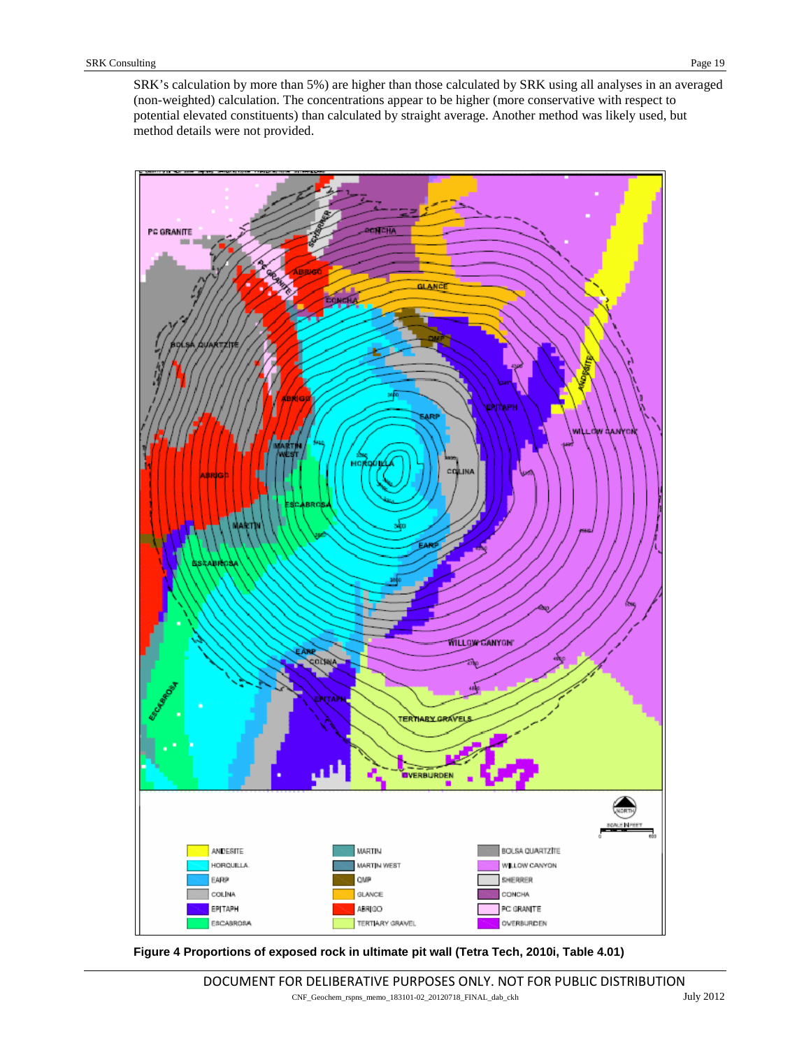SRK's calculation by more than 5%) are higher than those calculated by SRK using all analyses in an averaged (non-weighted) calculation. The concentrations appear to be higher (more conservative with respect to potential elevated constituents) than calculated by straight average. Another method was likely used, but method details were not provided.

**Figure 4 Proportions of exposed rock in ultimate pit wall (Tetra Tech, 2010i, Table 4.01)**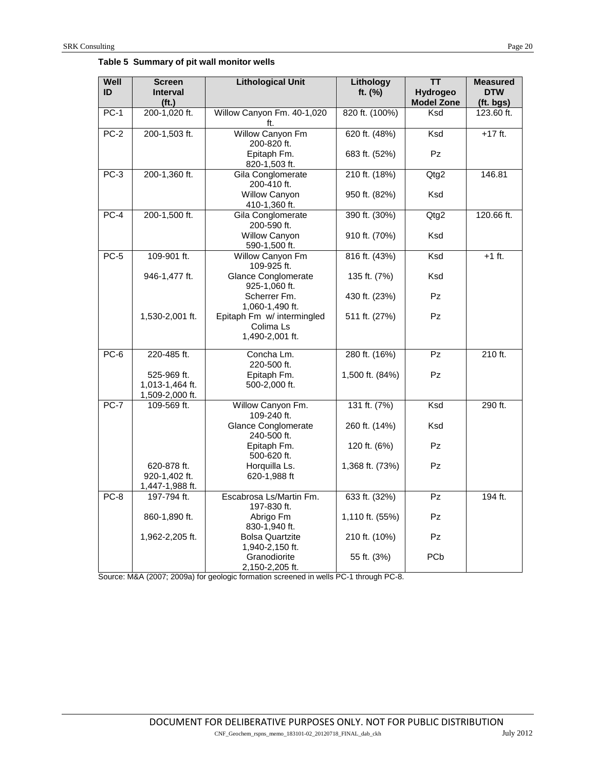**Table 5 Summary of pit wall monitor wells**

| Well ID | Screen Interval (ft.) | Lithological Unit | Lithology ft. (%) | TT Hydrogeo Model Zone | Measured DTW (ft. bgs) |
|---|---|---|---|---|---|
| PC-1 | 200-1,020 ft. | Willow Canyon Fm. 40-1,020 ft. | 820 ft. (100%) | Ksd | 123.60 ft. |
| PC-2 | 200-1,503 ft. | Willow Canyon Fm 200-820 ft. | 620 ft. (48%) | Ksd | +17 ft. |
| | | Epitaph Fm. 820-1,503 ft. | 683 ft. (52%) | Pz | |
| PC-3 | 200-1,360 ft. | Gila Conglomerate 200-410 ft. | 210 ft. (18%) | Qtg2 | 146.81 |
| | | Willow Canyon 410-1,360 ft. | 950 ft. (82%) | Ksd | |
| PC-4 | 200-1,500 ft. | Gila Conglomerate 200-590 ft. | 390 ft. (30%) | Qtg2 | 120.66 ft. |
| | | Willow Canyon 590-1,500 ft. | 910 ft. (70%) | Ksd | |
| PC-5 | 109-901 ft. | Willow Canyon Fm 109-925 ft. | 816 ft. (43%) | Ksd | +1 ft. |
| | 946-1,477 ft. | Glance Conglomerate 925-1,060 ft. | 135 ft. (7%) | Ksd | |
| | | Scherrer Fm. 1,060-1,490 ft. | 430 ft. (23%) | Pz | |
| | 1,530-2,001 ft. | Epitaph Fm w/ intermingled Colima Ls 1,490-2,001 ft. | 511 ft. (27%) | Pz | |
| PC-6 | 220-485 ft. | Concha Lm. 220-500 ft. | 280 ft. (16%) | Pz | 210 ft. |
| | 525-969 ft. 1,013-1,464 ft. 1,509-2,000 ft. | Epitaph Fm. 500-2,000 ft. | 1,500 ft. (84%) | Pz | |
| PC-7 | 109-569 ft. | Willow Canyon Fm. 109-240 ft. | 131 ft. (7%) | Ksd | 290 ft. |
| | | Glance Conglomerate 240-500 ft. | 260 ft. (14%) | Ksd | |
| | | Epitaph Fm. 500-620 ft. | 120 ft. (6%) | Pz | |
| | 620-878 ft. 920-1,402 ft. 1,447-1,988 ft. | Horquilla Ls. 620-1,988 ft | 1,368 ft. (73%) | Pz | |
| PC-8 | 197-794 ft. | Escabrosa Ls/Martin Fm. 197-830 ft. | 633 ft. (32%) | Pz | 194 ft. |
| | 860-1,890 ft. | Abrigo Fm 830-1,940 ft. | 1,110 ft. (55%) | Pz | |
| | 1,962-2,205 ft. | Bolsa Quartzite 1,940-2,150 ft. | 210 ft. (10%) | Pz | |
| | | Granodiorite 2,150-2,205 ft. | 55 ft. (3%) | PCb | |

Source: M&A (2007; 2009a) for geologic formation screened in wells PC-1 through PC-8.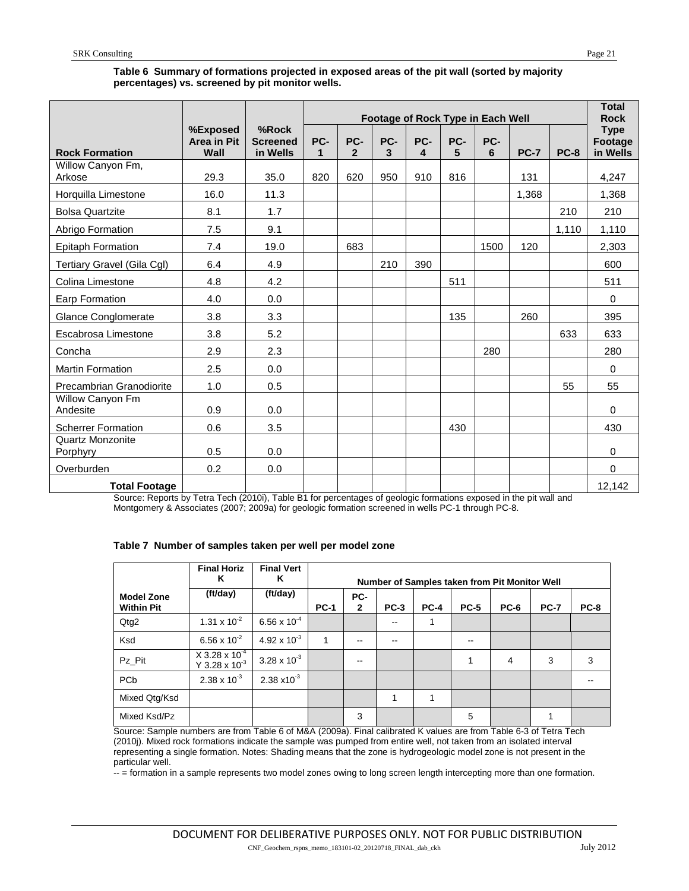**Table 6 Summary of formations projected in exposed areas of the pit wall (sorted by majority percentages) vs. screened by pit monitor wells.**

| Rock Formation | %Exposed Area in Pit Wall | %Rock Screened in Wells | Footage of Rock Type in Each Well | | | | | | | | Total Rock Type Footage in Wells |
|---|---|---|---|---|---|---|---|---|---|---|---|
| | | | PC-1 | PC-2 | PC-3 | PC-4 | PC-5 | PC-6 | PC-7 | PC-8 | |
| Willow Canyon Fm, Arkose | 29.3 | 35.0 | 820 | 620 | 950 | 910 | 816 | | 131 | | 4,247 |
| Horquilla Limestone | 16.0 | 11.3 | | | | | | | 1,368 | | 1,368 |
| Bolsa Quartzite | 8.1 | 1.7 | | | | | | | | 210 | 210 |
| Abrigo Formation | 7.5 | 9.1 | | | | | | | | 1,110 | 1,110 |
| Epitaph Formation | 7.4 | 19.0 | | 683 | | | | 1500 | 120 | | 2,303 |
| Tertiary Gravel (Gila Cgl) | 6.4 | 4.9 | | | 210 | 390 | | | | | 600 |
| Colina Limestone | 4.8 | 4.2 | | | | | 511 | | | | 511 |
| Earp Formation | 4.0 | 0.0 | | | | | | | | | 0 |
| Glance Conglomerate | 3.8 | 3.3 | | | | | 135 | | 260 | | 395 |
| Escabrosa Limestone | 3.8 | 5.2 | | | | | | | | 633 | 633 |
| Concha | 2.9 | 2.3 | | | | | | 280 | | | 280 |
| Martin Formation | 2.5 | 0.0 | | | | | | | | | 0 |
| Precambrian Granodiorite | 1.0 | 0.5 | | | | | | | | 55 | 55 |
| Willow Canyon Fm Andesite | 0.9 | 0.0 | | | | | | | | | 0 |
| Scherrer Formation | 0.6 | 3.5 | | | | | 430 | | | | 430 |
| Quartz Monzonite Porphyry | 0.5 | 0.0 | | | | | | | | | 0 |
| Overburden | 0.2 | 0.0 | | | | | | | | | 0 |
| **Total Footage** | | | | | | | | | | | 12,142 |

Source: Reports by Tetra Tech (2010i), Table B1 for percentages of geologic formations exposed in the pit wall and Montgomery & Associates (2007; 2009a) for geologic formation screened in wells PC-1 through PC-8.

**Table 7 Number of samples taken per well per model zone**

| Model Zone Within Pit | Final Horiz K (ft/day) | Final Vert K (ft/day) | Number of Samples taken from Pit Monitor Well | | | | | | | |
|---|---|---|---|---|---|---|---|---|---|---|
| | | | PC-1 | PC-2 | PC-3 | PC-4 | PC-5 | PC-6 | PC-7 | PC-8 |
| Qtg2 | $1.31 \times 10^{-2}$ | $6.56 \times 10^{-4}$ | | | -- | 1 | | | | |
| Ksd | $6.56 \times 10^{-2}$ | $4.92 \times 10^{-3}$ | 1 | -- | -- | | -- | | | |
| Pz_Pit | X $3.28 \times 10^{-4}$ Y $3.28 \times 10^{-3}$ | $3.28 \times 10^{-3}$ | | -- | | | 1 | 4 | 3 | 3 |
| PCb | $2.38 \times 10^{-3}$ | $2.38 \times 10^{-3}$ | | | | | | | | -- |
| Mixed Qtg/Ksd | | | | | 1 | 1 | | | | |
| Mixed Ksd/Pz | | | | 3 | | | 5 | | 1 | |

Source: Sample numbers are from Table 6 of M&A (2009a). Final calibrated K values are from Table 6-3 of Tetra Tech (2010j). Mixed rock formations indicate the sample was pumped from entire well, not taken from an isolated interval representing a single formation. Notes: Shading means that the zone is hydrogeologic model zone is not present in the particular well.

-- = formation in a sample represents two model zones owing to long screen length intercepting more than one formation.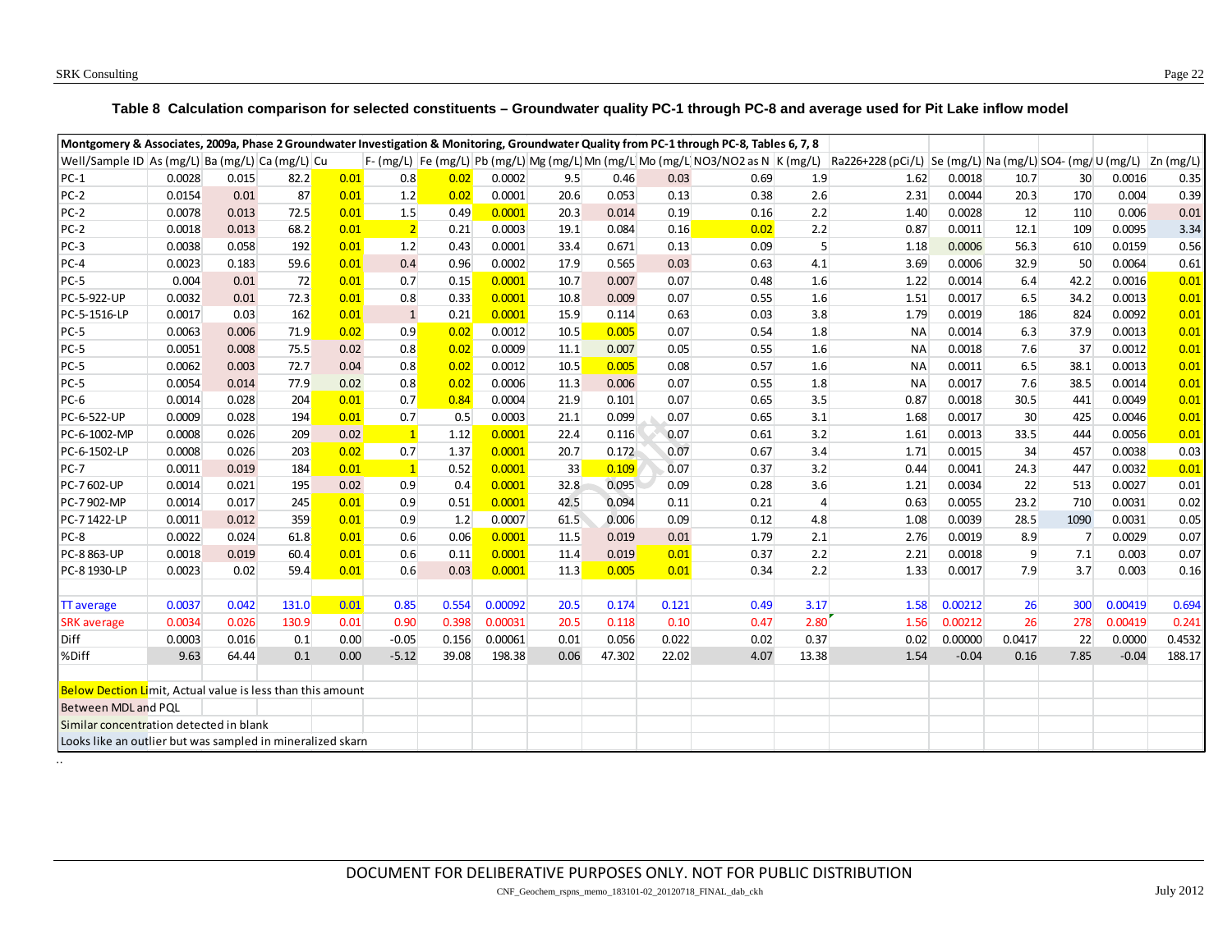**Table 8 Calculation comparison for selected constituents – Groundwater quality PC-1 through PC-8 and average used for Pit Lake inflow model**

Montgomery & Associates, 2009a, Phase 2 Groundwater Investigation & Monitoring, Groundwater Quality from PC-1 through PC-8, Tables 6, 7, 8

| Well/Sample ID | As (mg/L) | Ba (mg/L) | Ca (mg/L) | Cu | F- (mg/L) | Fe (mg/L) | Pb (mg/L) | Mg (mg/L) | Mn (mg/L) | Mo (mg/L) | NO3/NO2 as N | K (mg/L) | Ra226+228 (pCi/L) | Se (mg/L) | Na (mg/L) | SO4- (mg/L) | U (mg/L) | Zn (mg/L) |
|---|---|---|---|---|---|---|---|---|---|---|---|---|---|---|---|---|---|---|
| PC-1 | 0.0028 | 0.015 | 82.2 | 0.01 | 0.8 | 0.02 | 0.0002 | 9.5 | 0.46 | 0.03 | 0.69 | 1.9 | 1.62 | 0.0018 | 10.7 | 30 | 0.0016 | 0.35 |
| PC-2 | 0.0154 | 0.01 | 87 | 0.01 | 1.2 | 0.02 | 0.0001 | 20.6 | 0.053 | 0.13 | 0.38 | 2.6 | 2.31 | 0.0044 | 20.3 | 170 | 0.004 | 0.39 |
| PC-2 | 0.0078 | 0.013 | 72.5 | 0.01 | 1.5 | 0.49 | 0.0001 | 20.3 | 0.014 | 0.19 | 0.16 | 2.2 | 1.40 | 0.0028 | 12 | 110 | 0.006 | 0.01 |
| PC-2 | 0.0018 | 0.013 | 68.2 | 0.01 | 2 | 0.21 | 0.0003 | 19.1 | 0.084 | 0.16 | 0.02 | 2.2 | 0.87 | 0.0011 | 12.1 | 109 | 0.0095 | 3.34 |
| PC-3 | 0.0038 | 0.058 | 192 | 0.01 | 1.2 | 0.43 | 0.0001 | 33.4 | 0.671 | 0.13 | 0.09 | 5 | 1.18 | 0.0006 | 56.3 | 610 | 0.0159 | 0.56 |
| PC-4 | 0.0023 | 0.183 | 59.6 | 0.01 | 0.4 | 0.96 | 0.0002 | 17.9 | 0.565 | 0.03 | 0.63 | 4.1 | 3.69 | 0.0006 | 32.9 | 50 | 0.0064 | 0.61 |
| PC-5 | 0.004 | 0.01 | 72 | 0.01 | 0.7 | 0.15 | 0.0001 | 10.7 | 0.007 | 0.07 | 0.48 | 1.6 | 1.22 | 0.0014 | 6.4 | 42.2 | 0.0016 | 0.01 |
| PC-5-922-UP | 0.0032 | 0.01 | 72.3 | 0.01 | 0.8 | 0.33 | 0.0001 | 10.8 | 0.009 | 0.07 | 0.55 | 1.6 | 1.51 | 0.0017 | 6.5 | 34.2 | 0.0013 | 0.01 |
| PC-5-1516-LP | 0.0017 | 0.03 | 162 | 0.01 | 1 | 0.21 | 0.0001 | 15.9 | 0.114 | 0.63 | 0.03 | 3.8 | 1.79 | 0.0019 | 186 | 824 | 0.0092 | 0.01 |
| PC-5 | 0.0063 | 0.006 | 71.9 | 0.02 | 0.9 | 0.02 | 0.0012 | 10.5 | 0.005 | 0.07 | 0.54 | 1.8 | NA | 0.0014 | 6.3 | 37.9 | 0.0013 | 0.01 |
| PC-5 | 0.0051 | 0.008 | 75.5 | 0.02 | 0.8 | 0.02 | 0.0009 | 11.1 | 0.007 | 0.05 | 0.55 | 1.6 | NA | 0.0018 | 7.6 | 37 | 0.0012 | 0.01 |
| PC-5 | 0.0062 | 0.003 | 72.7 | 0.04 | 0.8 | 0.02 | 0.0012 | 10.5 | 0.005 | 0.08 | 0.57 | 1.6 | NA | 0.0011 | 6.5 | 38.1 | 0.0013 | 0.01 |
| PC-5 | 0.0054 | 0.014 | 77.9 | 0.02 | 0.8 | 0.02 | 0.0006 | 11.3 | 0.006 | 0.07 | 0.55 | 1.8 | NA | 0.0017 | 7.6 | 38.5 | 0.0014 | 0.01 |
| PC-6 | 0.0014 | 0.028 | 204 | 0.01 | 0.7 | 0.84 | 0.0004 | 21.9 | 0.101 | 0.07 | 0.65 | 3.5 | 0.87 | 0.0018 | 30.5 | 441 | 0.0049 | 0.01 |
| PC-6-522-UP | 0.0009 | 0.028 | 194 | 0.01 | 0.7 | 0.5 | 0.0003 | 21.1 | 0.099 | 0.07 | 0.65 | 3.1 | 1.68 | 0.0017 | 30 | 425 | 0.0046 | 0.01 |
| PC-6-1002-MP | 0.0008 | 0.026 | 209 | 0.02 | 1 | 1.12 | 0.0001 | 22.4 | 0.116 | 0.07 | 0.61 | 3.2 | 1.61 | 0.0013 | 33.5 | 444 | 0.0056 | 0.01 |
| PC-6-1502-LP | 0.0008 | 0.026 | 203 | 0.02 | 0.7 | 1.37 | 0.0001 | 20.7 | 0.172 | 0.07 | 0.67 | 3.4 | 1.71 | 0.0015 | 34 | 457 | 0.0038 | 0.03 |
| PC-7 | 0.0011 | 0.019 | 184 | 0.01 | 1 | 0.52 | 0.0001 | 33 | 0.109 | 0.07 | 0.37 | 3.2 | 0.44 | 0.0041 | 24.3 | 447 | 0.0032 | 0.01 |
| PC-7 602-UP | 0.0014 | 0.021 | 195 | 0.02 | 0.9 | 0.4 | 0.0001 | 32.8 | 0.095 | 0.09 | 0.28 | 3.6 | 1.21 | 0.0034 | 22 | 513 | 0.0027 | 0.01 |
| PC-7 902-MP | 0.0014 | 0.017 | 245 | 0.01 | 0.9 | 0.51 | 0.0001 | 42.5 | 0.094 | 0.11 | 0.21 | 4 | 0.63 | 0.0055 | 23.2 | 710 | 0.0031 | 0.02 |
| PC-7 1422-LP | 0.0011 | 0.012 | 359 | 0.01 | 0.9 | 1.2 | 0.0007 | 61.5 | 0.006 | 0.09 | 0.12 | 4.8 | 1.08 | 0.0039 | 28.5 | 1090 | 0.0031 | 0.05 |
| PC-8 | 0.0022 | 0.024 | 61.8 | 0.01 | 0.6 | 0.06 | 0.0001 | 11.5 | 0.019 | 0.01 | 1.79 | 2.1 | 2.76 | 0.0019 | 8.9 | 7 | 0.0029 | 0.07 |
| PC-8 863-UP | 0.0018 | 0.019 | 60.4 | 0.01 | 0.6 | 0.11 | 0.0001 | 11.4 | 0.019 | 0.01 | 0.37 | 2.2 | 2.21 | 0.0018 | 9 | 7.1 | 0.003 | 0.07 |
| PC-8 1930-LP | 0.0023 | 0.02 | 59.4 | 0.01 | 0.6 | 0.03 | 0.0001 | 11.3 | 0.005 | 0.01 | 0.34 | 2.2 | 1.33 | 0.0017 | 7.9 | 3.7 | 0.003 | 0.16 |
| | | | | | | | | | | | | | | | | | | |
| TT average | 0.0037 | 0.042 | 131.0 | 0.01 | 0.85 | 0.554 | 0.00092 | 20.5 | 0.174 | 0.121 | 0.49 | 3.17 | 1.58 | 0.00212 | 26 | 300 | 0.00419 | 0.694 |
| SRK average | 0.0034 | 0.026 | 130.9 | 0.01 | 0.90 | 0.398 | 0.00031 | 20.5 | 0.118 | 0.10 | 0.47 | 2.80 | 1.56 | 0.00212 | 26 | 278 | 0.00419 | 0.241 |
| Diff | 0.0003 | 0.016 | 0.1 | 0.00 | -0.05 | 0.156 | 0.00061 | 0.01 | 0.056 | 0.022 | 0.02 | 0.37 | 0.02 | 0.00000 | 0.0417 | 22 | 0.0000 | 0.4532 |
| %Diff | 9.63 | 64.44 | 0.1 | 0.00 | -5.12 | 39.08 | 198.38 | 0.06 | 47.302 | 22.02 | 4.07 | 13.38 | 1.54 | -0.04 | 0.16 | 7.85 | -0.04 | 188.17 |

Below Dection Limit, Actual value is less than this amount

Between MDL and PQL

Similar concentration detected in blank

Looks like an outlier but was sampled in mineralized skarn

..

DOCUMENT FOR DELIBERATIVE PURPOSES ONLY. NOT FOR PUBLIC DISTRIBUTION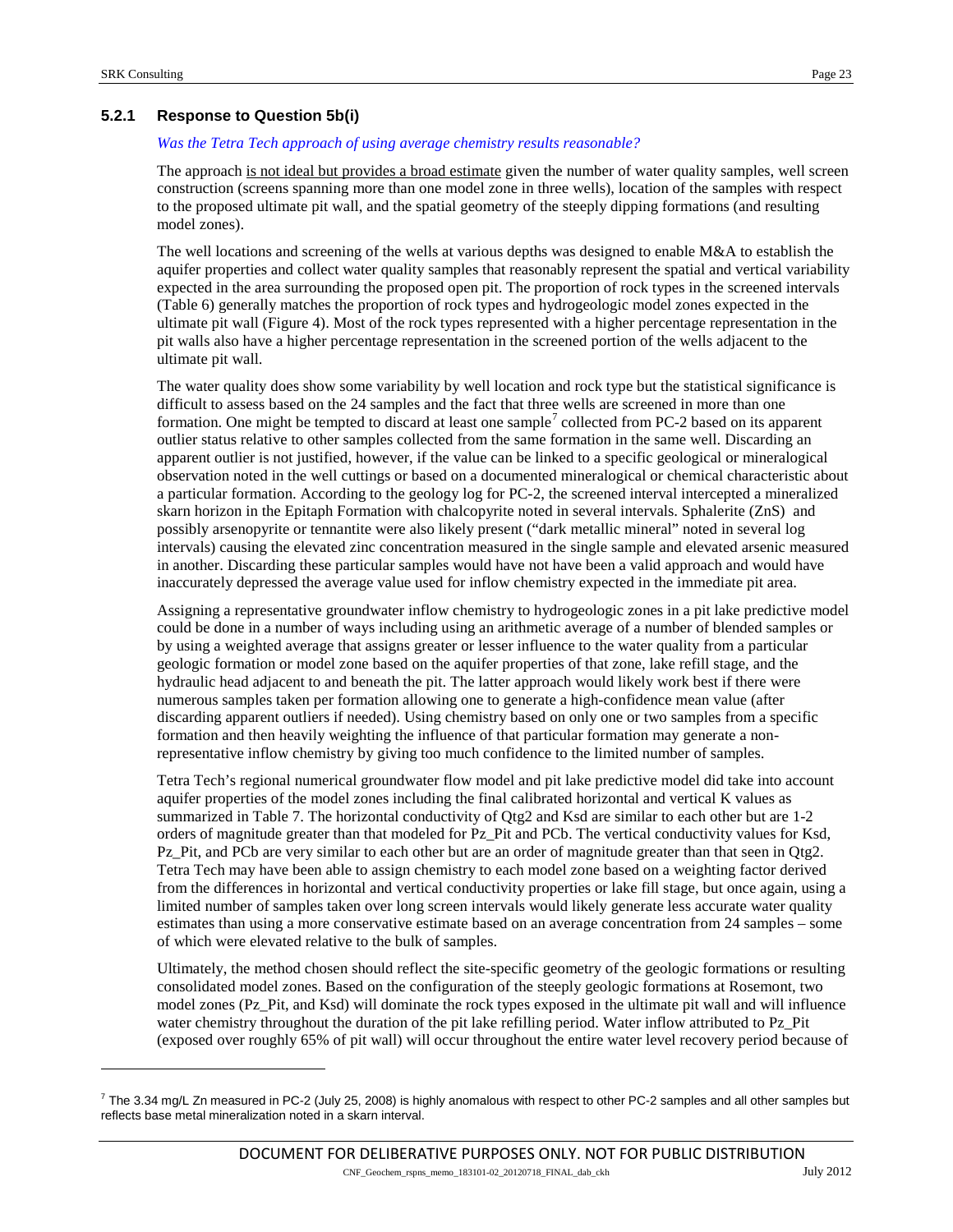### 5.2.1 Response to Question 5b(i)

*Was the Tetra Tech approach of using average chemistry results reasonable?*

The approach is not ideal but provides a broad estimate given the number of water quality samples, well screen construction (screens spanning more than one model zone in three wells), location of the samples with respect to the proposed ultimate pit wall, and the spatial geometry of the steeply dipping formations (and resulting model zones).

The well locations and screening of the wells at various depths was designed to enable M&A to establish the aquifer properties and collect water quality samples that reasonably represent the spatial and vertical variability expected in the area surrounding the proposed open pit. The proportion of rock types in the screened intervals (Table 6) generally matches the proportion of rock types and hydrogeologic model zones expected in the ultimate pit wall (Figure 4). Most of the rock types represented with a higher percentage representation in the pit walls also have a higher percentage representation in the screened portion of the wells adjacent to the ultimate pit wall.

The water quality does show some variability by well location and rock type but the statistical significance is difficult to assess based on the 24 samples and the fact that three wells are screened in more than one formation. One might be tempted to discard at least one sample[7] collected from PC-2 based on its apparent outlier status relative to other samples collected from the same formation in the same well. Discarding an apparent outlier is not justified, however, if the value can be linked to a specific geological or mineralogical observation noted in the well cuttings or based on a documented mineralogical or chemical characteristic about a particular formation. According to the geology log for PC-2, the screened interval intercepted a mineralized skarn horizon in the Epitaph Formation with chalcopyrite noted in several intervals. Sphalerite (ZnS) and possibly arsenopyrite or tennantite were also likely present ("dark metallic mineral" noted in several log intervals) causing the elevated zinc concentration measured in the single sample and elevated arsenic measured in another. Discarding these particular samples would have not have been a valid approach and would have inaccurately depressed the average value used for inflow chemistry expected in the immediate pit area.

Assigning a representative groundwater inflow chemistry to hydrogeologic zones in a pit lake predictive model could be done in a number of ways including using an arithmetic average of a number of blended samples or by using a weighted average that assigns greater or lesser influence to the water quality from a particular geologic formation or model zone based on the aquifer properties of that zone, lake refill stage, and the hydraulic head adjacent to and beneath the pit. The latter approach would likely work best if there were numerous samples taken per formation allowing one to generate a high-confidence mean value (after discarding apparent outliers if needed). Using chemistry based on only one or two samples from a specific formation and then heavily weighting the influence of that particular formation may generate a non-representative inflow chemistry by giving too much confidence to the limited number of samples.

Tetra Tech's regional numerical groundwater flow model and pit lake predictive model did take into account aquifer properties of the model zones including the final calibrated horizontal and vertical K values as summarized in Table 7. The horizontal conductivity of Qtg2 and Ksd are similar to each other but are 1-2 orders of magnitude greater than that modeled for Pz_Pit and PCb. The vertical conductivity values for Ksd, Pz_Pit, and PCb are very similar to each other but are an order of magnitude greater than that seen in Qtg2. Tetra Tech may have been able to assign chemistry to each model zone based on a weighting factor derived from the differences in horizontal and vertical conductivity properties or lake fill stage, but once again, using a limited number of samples taken over long screen intervals would likely generate less accurate water quality estimates than using a more conservative estimate based on an average concentration from 24 samples – some of which were elevated relative to the bulk of samples.

Ultimately, the method chosen should reflect the site-specific geometry of the geologic formations or resulting consolidated model zones. Based on the configuration of the steeply geologic formations at Rosemont, two model zones (Pz_Pit, and Ksd) will dominate the rock types exposed in the ultimate pit wall and will influence water chemistry throughout the duration of the pit lake refilling period. Water inflow attributed to Pz_Pit (exposed over roughly 65% of pit wall) will occur throughout the entire water level recovery period because of

[7] The 3.34 mg/L Zn measured in PC-2 (July 25, 2008) is highly anomalous with respect to other PC-2 samples and all other samples but reflects base metal mineralization noted in a skarn interval.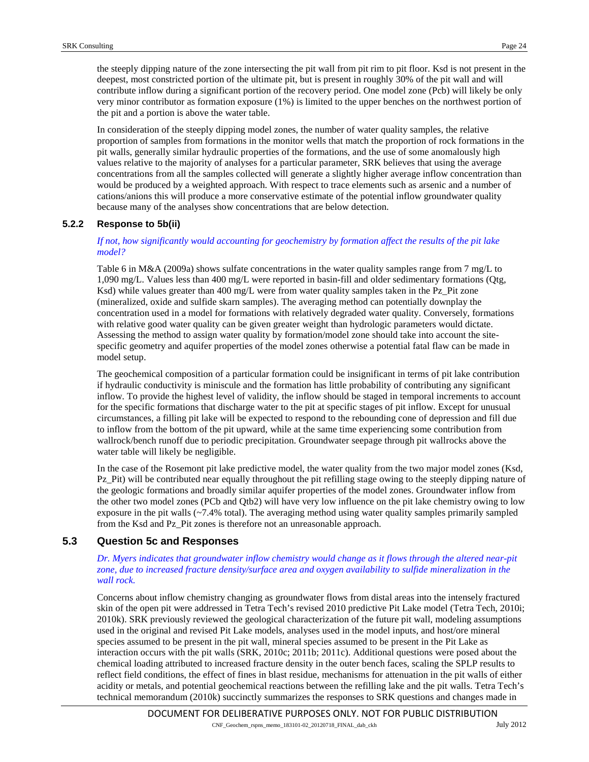the steeply dipping nature of the zone intersecting the pit wall from pit rim to pit floor. Ksd is not present in the deepest, most constricted portion of the ultimate pit, but is present in roughly 30% of the pit wall and will contribute inflow during a significant portion of the recovery period. One model zone (Pcb) will likely be only very minor contributor as formation exposure (1%) is limited to the upper benches on the northwest portion of the pit and a portion is above the water table.

In consideration of the steeply dipping model zones, the number of water quality samples, the relative proportion of samples from formations in the monitor wells that match the proportion of rock formations in the pit walls, generally similar hydraulic properties of the formations, and the use of some anomalously high values relative to the majority of analyses for a particular parameter, SRK believes that using the average concentrations from all the samples collected will generate a slightly higher average inflow concentration than would be produced by a weighted approach. With respect to trace elements such as arsenic and a number of cations/anions this will produce a more conservative estimate of the potential inflow groundwater quality because many of the analyses show concentrations that are below detection.

### 5.2.2 Response to 5b(ii)

*If not, how significantly would accounting for geochemistry by formation affect the results of the pit lake model?*

Table 6 in M&A (2009a) shows sulfate concentrations in the water quality samples range from 7 mg/L to 1,090 mg/L. Values less than 400 mg/L were reported in basin-fill and older sedimentary formations (Qtg, Ksd) while values greater than 400 mg/L were from water quality samples taken in the Pz_Pit zone (mineralized, oxide and sulfide skarn samples). The averaging method can potentially downplay the concentration used in a model for formations with relatively degraded water quality. Conversely, formations with relative good water quality can be given greater weight than hydrologic parameters would dictate. Assessing the method to assign water quality by formation/model zone should take into account the site-specific geometry and aquifer properties of the model zones otherwise a potential fatal flaw can be made in model setup.

The geochemical composition of a particular formation could be insignificant in terms of pit lake contribution if hydraulic conductivity is miniscule and the formation has little probability of contributing any significant inflow. To provide the highest level of validity, the inflow should be staged in temporal increments to account for the specific formations that discharge water to the pit at specific stages of pit inflow. Except for unusual circumstances, a filling pit lake will be expected to respond to the rebounding cone of depression and fill due to inflow from the bottom of the pit upward, while at the same time experiencing some contribution from wallrock/bench runoff due to periodic precipitation. Groundwater seepage through pit wallrocks above the water table will likely be negligible.

In the case of the Rosemont pit lake predictive model, the water quality from the two major model zones (Ksd, Pz_Pit) will be contributed near equally throughout the pit refilling stage owing to the steeply dipping nature of the geologic formations and broadly similar aquifer properties of the model zones. Groundwater inflow from the other two model zones (PCb and Qtb2) will have very low influence on the pit lake chemistry owing to low exposure in the pit walls (~7.4% total). The averaging method using water quality samples primarily sampled from the Ksd and Pz_Pit zones is therefore not an unreasonable approach.

## 5.3 Question 5c and Responses

*Dr. Myers indicates that groundwater inflow chemistry would change as it flows through the altered near-pit zone, due to increased fracture density/surface area and oxygen availability to sulfide mineralization in the wall rock.*

Concerns about inflow chemistry changing as groundwater flows from distal areas into the intensely fractured skin of the open pit were addressed in Tetra Tech's revised 2010 predictive Pit Lake model (Tetra Tech, 2010i; 2010k). SRK previously reviewed the geological characterization of the future pit wall, modeling assumptions used in the original and revised Pit Lake models, analyses used in the model inputs, and host/ore mineral species assumed to be present in the pit wall, mineral species assumed to be present in the Pit Lake as interaction occurs with the pit walls (SRK, 2010c; 2011b; 2011c). Additional questions were posed about the chemical loading attributed to increased fracture density in the outer bench faces, scaling the SPLP results to reflect field conditions, the effect of fines in blast residue, mechanisms for attenuation in the pit walls of either acidity or metals, and potential geochemical reactions between the refilling lake and the pit walls. Tetra Tech's technical memorandum (2010k) succinctly summarizes the responses to SRK questions and changes made in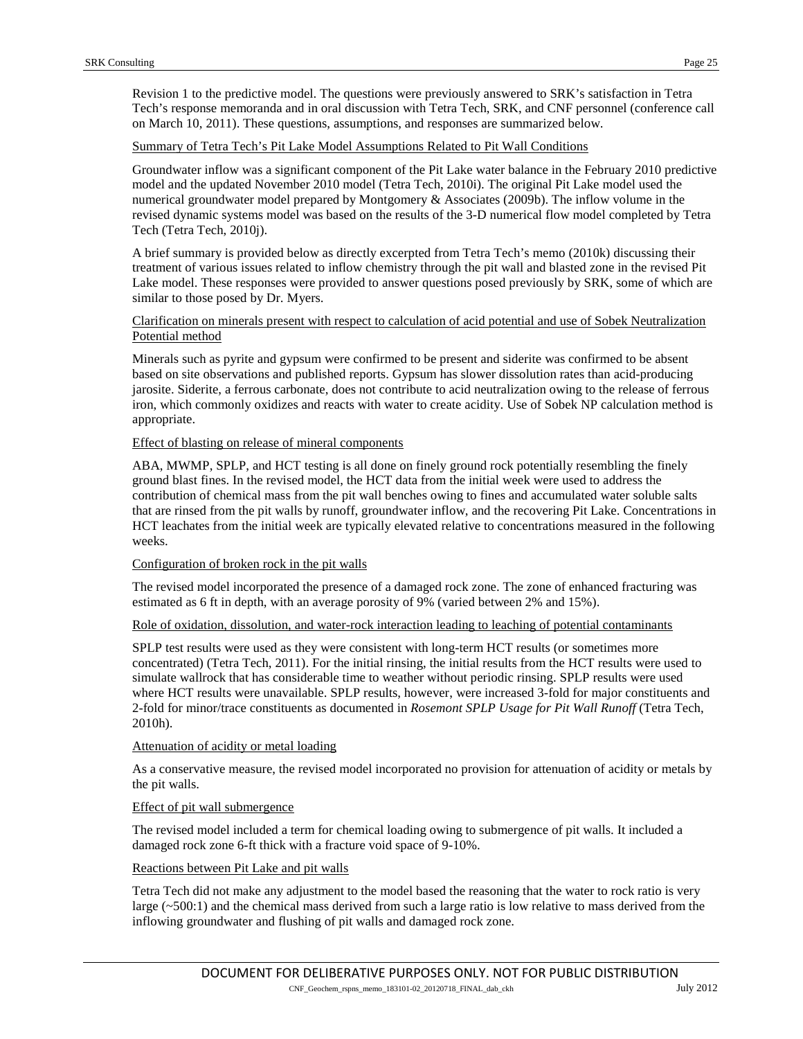Revision 1 to the predictive model. The questions were previously answered to SRK's satisfaction in Tetra Tech's response memoranda and in oral discussion with Tetra Tech, SRK, and CNF personnel (conference call on March 10, 2011). These questions, assumptions, and responses are summarized below.

Summary of Tetra Tech's Pit Lake Model Assumptions Related to Pit Wall Conditions

Groundwater inflow was a significant component of the Pit Lake water balance in the February 2010 predictive model and the updated November 2010 model (Tetra Tech, 2010i). The original Pit Lake model used the numerical groundwater model prepared by Montgomery & Associates (2009b). The inflow volume in the revised dynamic systems model was based on the results of the 3-D numerical flow model completed by Tetra Tech (Tetra Tech, 2010j).

A brief summary is provided below as directly excerpted from Tetra Tech's memo (2010k) discussing their treatment of various issues related to inflow chemistry through the pit wall and blasted zone in the revised Pit Lake model. These responses were provided to answer questions posed previously by SRK, some of which are similar to those posed by Dr. Myers.

Clarification on minerals present with respect to calculation of acid potential and use of Sobek Neutralization Potential method

Minerals such as pyrite and gypsum were confirmed to be present and siderite was confirmed to be absent based on site observations and published reports. Gypsum has slower dissolution rates than acid-producing jarosite. Siderite, a ferrous carbonate, does not contribute to acid neutralization owing to the release of ferrous iron, which commonly oxidizes and reacts with water to create acidity. Use of Sobek NP calculation method is appropriate.

Effect of blasting on release of mineral components

ABA, MWMP, SPLP, and HCT testing is all done on finely ground rock potentially resembling the finely ground blast fines. In the revised model, the HCT data from the initial week were used to address the contribution of chemical mass from the pit wall benches owing to fines and accumulated water soluble salts that are rinsed from the pit walls by runoff, groundwater inflow, and the recovering Pit Lake. Concentrations in HCT leachates from the initial week are typically elevated relative to concentrations measured in the following weeks.

Configuration of broken rock in the pit walls

The revised model incorporated the presence of a damaged rock zone. The zone of enhanced fracturing was estimated as 6 ft in depth, with an average porosity of 9% (varied between 2% and 15%).

Role of oxidation, dissolution, and water-rock interaction leading to leaching of potential contaminants

SPLP test results were used as they were consistent with long-term HCT results (or sometimes more concentrated) (Tetra Tech, 2011). For the initial rinsing, the initial results from the HCT results were used to simulate wallrock that has considerable time to weather without periodic rinsing. SPLP results were used where HCT results were unavailable. SPLP results, however, were increased 3-fold for major constituents and 2-fold for minor/trace constituents as documented in *Rosemont SPLP Usage for Pit Wall Runoff* (Tetra Tech, 2010h).

Attenuation of acidity or metal loading

As a conservative measure, the revised model incorporated no provision for attenuation of acidity or metals by the pit walls.

Effect of pit wall submergence

The revised model included a term for chemical loading owing to submergence of pit walls. It included a damaged rock zone 6-ft thick with a fracture void space of 9-10%.

Reactions between Pit Lake and pit walls

Tetra Tech did not make any adjustment to the model based the reasoning that the water to rock ratio is very large (~500:1) and the chemical mass derived from such a large ratio is low relative to mass derived from the inflowing groundwater and flushing of pit walls and damaged rock zone.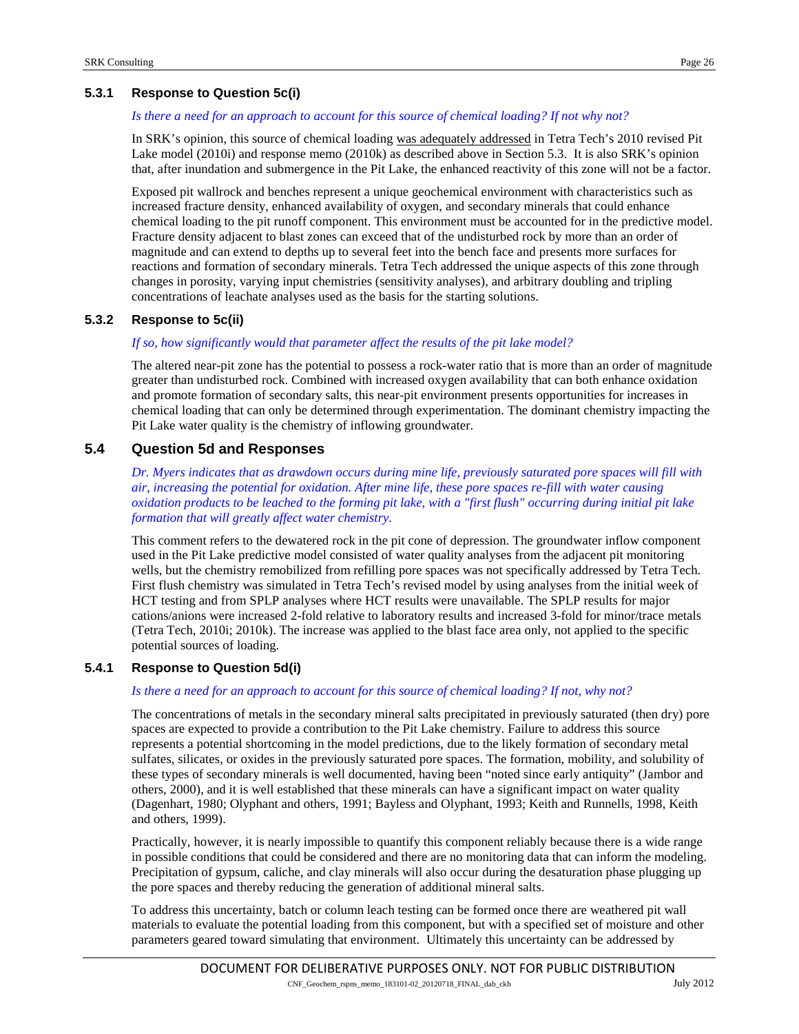### 5.3.1 Response to Question 5c(i)

*Is there a need for an approach to account for this source of chemical loading? If not why not?*

In SRK's opinion, this source of chemical loading was adequately addressed in Tetra Tech's 2010 revised Pit Lake model (2010i) and response memo (2010k) as described above in Section 5.3. It is also SRK's opinion that, after inundation and submergence in the Pit Lake, the enhanced reactivity of this zone will not be a factor.

Exposed pit wallrock and benches represent a unique geochemical environment with characteristics such as increased fracture density, enhanced availability of oxygen, and secondary minerals that could enhance chemical loading to the pit runoff component. This environment must be accounted for in the predictive model. Fracture density adjacent to blast zones can exceed that of the undisturbed rock by more than an order of magnitude and can extend to depths up to several feet into the bench face and presents more surfaces for reactions and formation of secondary minerals. Tetra Tech addressed the unique aspects of this zone through changes in porosity, varying input chemistries (sensitivity analyses), and arbitrary doubling and tripling concentrations of leachate analyses used as the basis for the starting solutions.

### 5.3.2 Response to 5c(ii)

*If so, how significantly would that parameter affect the results of the pit lake model?*

The altered near-pit zone has the potential to possess a rock-water ratio that is more than an order of magnitude greater than undisturbed rock. Combined with increased oxygen availability that can both enhance oxidation and promote formation of secondary salts, this near-pit environment presents opportunities for increases in chemical loading that can only be determined through experimentation. The dominant chemistry impacting the Pit Lake water quality is the chemistry of inflowing groundwater.

## 5.4 Question 5d and Responses

*Dr. Myers indicates that as drawdown occurs during mine life, previously saturated pore spaces will fill with air, increasing the potential for oxidation. After mine life, these pore spaces re-fill with water causing oxidation products to be leached to the forming pit lake, with a "first flush" occurring during initial pit lake formation that will greatly affect water chemistry.*

This comment refers to the dewatered rock in the pit cone of depression. The groundwater inflow component used in the Pit Lake predictive model consisted of water quality analyses from the adjacent pit monitoring wells, but the chemistry remobilized from refilling pore spaces was not specifically addressed by Tetra Tech. First flush chemistry was simulated in Tetra Tech's revised model by using analyses from the initial week of HCT testing and from SPLP analyses where HCT results were unavailable. The SPLP results for major cations/anions were increased 2-fold relative to laboratory results and increased 3-fold for minor/trace metals (Tetra Tech, 2010i; 2010k). The increase was applied to the blast face area only, not applied to the specific potential sources of loading.

### 5.4.1 Response to Question 5d(i)

*Is there a need for an approach to account for this source of chemical loading? If not, why not?*

The concentrations of metals in the secondary mineral salts precipitated in previously saturated (then dry) pore spaces are expected to provide a contribution to the Pit Lake chemistry. Failure to address this source represents a potential shortcoming in the model predictions, due to the likely formation of secondary metal sulfates, silicates, or oxides in the previously saturated pore spaces. The formation, mobility, and solubility of these types of secondary minerals is well documented, having been "noted since early antiquity" (Jambor and others, 2000), and it is well established that these minerals can have a significant impact on water quality (Dagenhart, 1980; Olyphant and others, 1991; Bayless and Olyphant, 1993; Keith and Runnells, 1998, Keith and others, 1999).

Practically, however, it is nearly impossible to quantify this component reliably because there is a wide range in possible conditions that could be considered and there are no monitoring data that can inform the modeling. Precipitation of gypsum, caliche, and clay minerals will also occur during the desaturation phase plugging up the pore spaces and thereby reducing the generation of additional mineral salts.

To address this uncertainty, batch or column leach testing can be formed once there are weathered pit wall materials to evaluate the potential loading from this component, but with a specified set of moisture and other parameters geared toward simulating that environment. Ultimately this uncertainty can be addressed by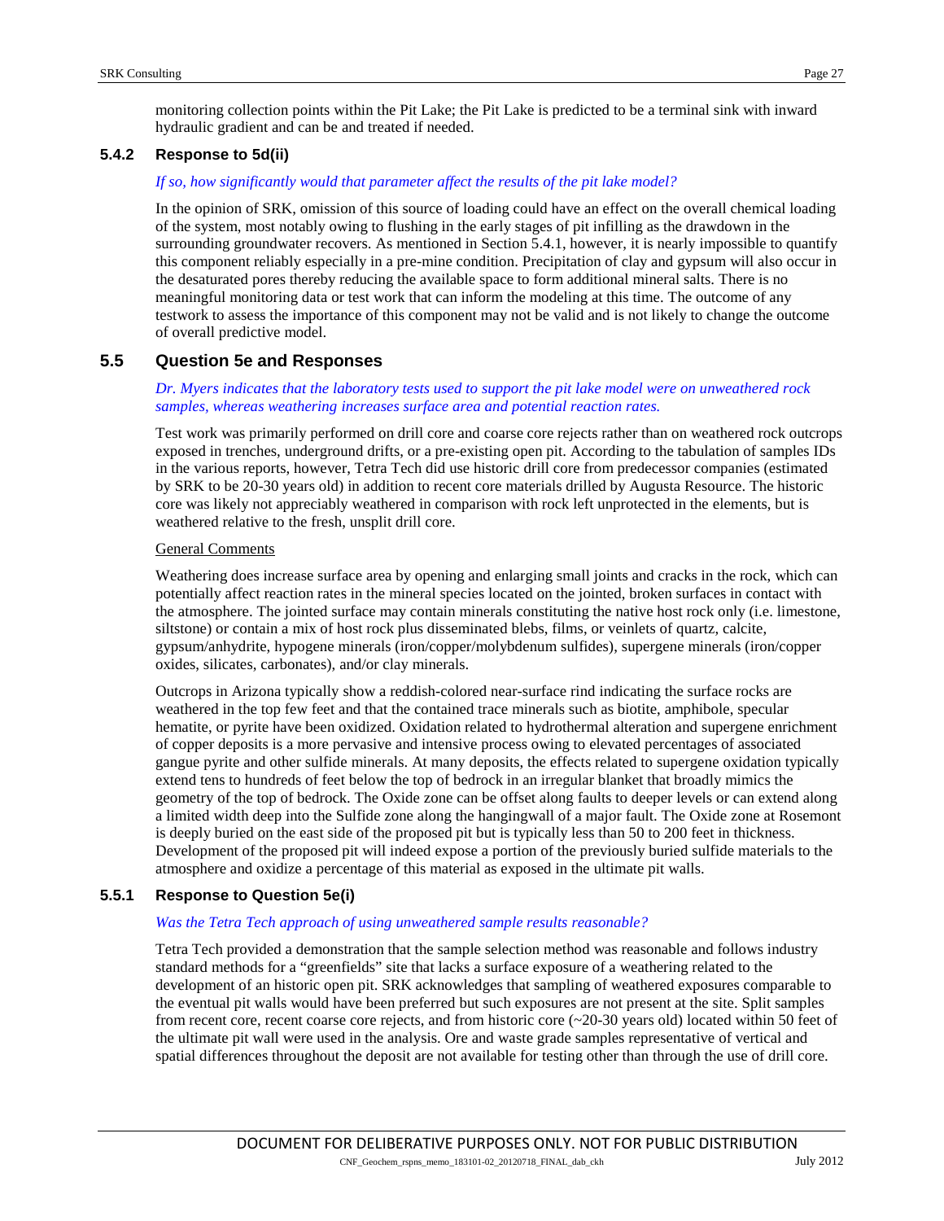monitoring collection points within the Pit Lake; the Pit Lake is predicted to be a terminal sink with inward hydraulic gradient and can be and treated if needed.

### 5.4.2 Response to 5d(ii)

*If so, how significantly would that parameter affect the results of the pit lake model?*

In the opinion of SRK, omission of this source of loading could have an effect on the overall chemical loading of the system, most notably owing to flushing in the early stages of pit infilling as the drawdown in the surrounding groundwater recovers. As mentioned in Section 5.4.1, however, it is nearly impossible to quantify this component reliably especially in a pre-mine condition. Precipitation of clay and gypsum will also occur in the desaturated pores thereby reducing the available space to form additional mineral salts. There is no meaningful monitoring data or test work that can inform the modeling at this time. The outcome of any testwork to assess the importance of this component may not be valid and is not likely to change the outcome of overall predictive model.

## 5.5 Question 5e and Responses

*Dr. Myers indicates that the laboratory tests used to support the pit lake model were on unweathered rock samples, whereas weathering increases surface area and potential reaction rates.*

Test work was primarily performed on drill core and coarse core rejects rather than on weathered rock outcrops exposed in trenches, underground drifts, or a pre-existing open pit. According to the tabulation of samples IDs in the various reports, however, Tetra Tech did use historic drill core from predecessor companies (estimated by SRK to be 20-30 years old) in addition to recent core materials drilled by Augusta Resource. The historic core was likely not appreciably weathered in comparison with rock left unprotected in the elements, but is weathered relative to the fresh, unsplit drill core.

General Comments

Weathering does increase surface area by opening and enlarging small joints and cracks in the rock, which can potentially affect reaction rates in the mineral species located on the jointed, broken surfaces in contact with the atmosphere. The jointed surface may contain minerals constituting the native host rock only (i.e. limestone, siltstone) or contain a mix of host rock plus disseminated blebs, films, or veinlets of quartz, calcite, gypsum/anhydrite, hypogene minerals (iron/copper/molybdenum sulfides), supergene minerals (iron/copper oxides, silicates, carbonates), and/or clay minerals.

Outcrops in Arizona typically show a reddish-colored near-surface rind indicating the surface rocks are weathered in the top few feet and that the contained trace minerals such as biotite, amphibole, specular hematite, or pyrite have been oxidized. Oxidation related to hydrothermal alteration and supergene enrichment of copper deposits is a more pervasive and intensive process owing to elevated percentages of associated gangue pyrite and other sulfide minerals. At many deposits, the effects related to supergene oxidation typically extend tens to hundreds of feet below the top of bedrock in an irregular blanket that broadly mimics the geometry of the top of bedrock. The Oxide zone can be offset along faults to deeper levels or can extend along a limited width deep into the Sulfide zone along the hangingwall of a major fault. The Oxide zone at Rosemont is deeply buried on the east side of the proposed pit but is typically less than 50 to 200 feet in thickness. Development of the proposed pit will indeed expose a portion of the previously buried sulfide materials to the atmosphere and oxidize a percentage of this material as exposed in the ultimate pit walls.

### 5.5.1 Response to Question 5e(i)

*Was the Tetra Tech approach of using unweathered sample results reasonable?*

Tetra Tech provided a demonstration that the sample selection method was reasonable and follows industry standard methods for a "greenfields" site that lacks a surface exposure of a weathering related to the development of an historic open pit. SRK acknowledges that sampling of weathered exposures comparable to the eventual pit walls would have been preferred but such exposures are not present at the site. Split samples from recent core, recent coarse core rejects, and from historic core (~20-30 years old) located within 50 feet of the ultimate pit wall were used in the analysis. Ore and waste grade samples representative of vertical and spatial differences throughout the deposit are not available for testing other than through the use of drill core.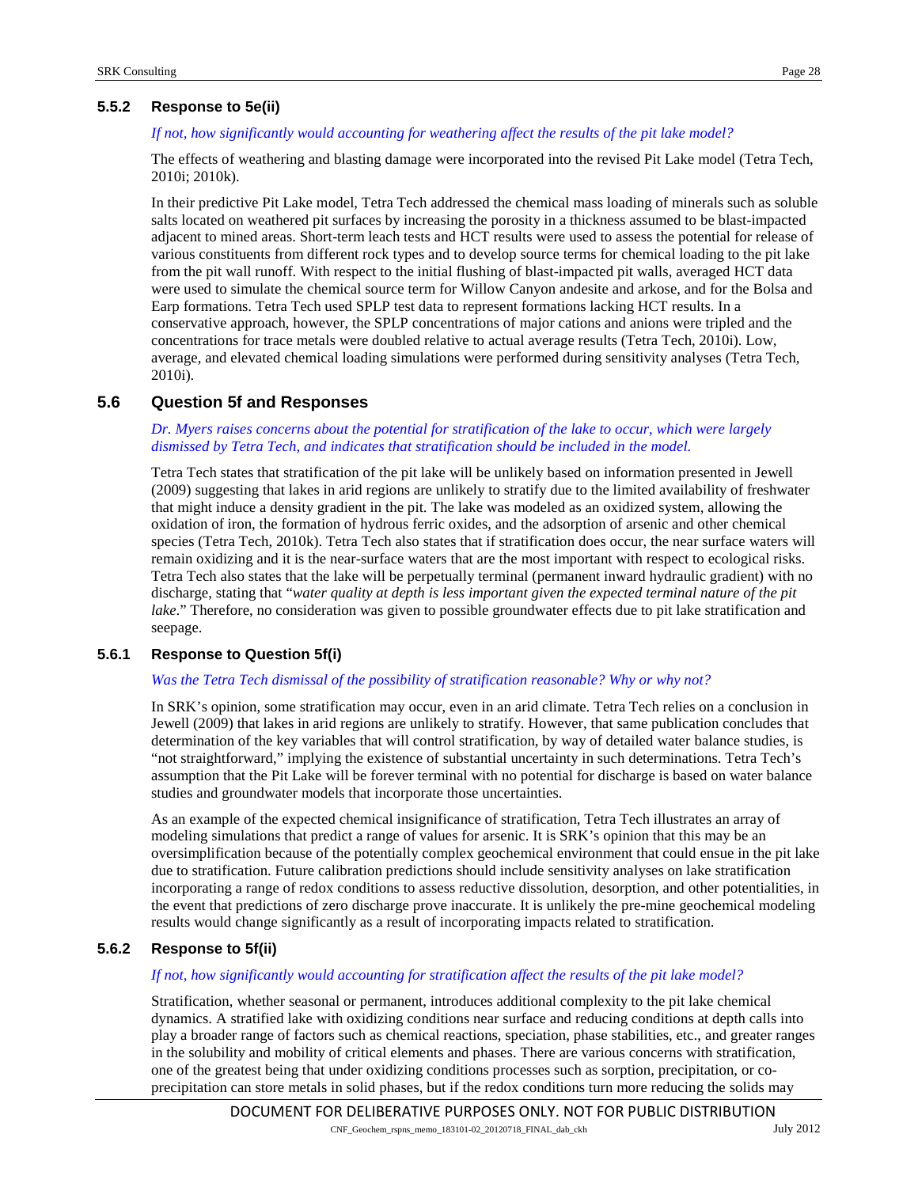### 5.5.2 Response to 5e(ii)

*If not, how significantly would accounting for weathering affect the results of the pit lake model?*

The effects of weathering and blasting damage were incorporated into the revised Pit Lake model (Tetra Tech, 2010i; 2010k).

In their predictive Pit Lake model, Tetra Tech addressed the chemical mass loading of minerals such as soluble salts located on weathered pit surfaces by increasing the porosity in a thickness assumed to be blast-impacted adjacent to mined areas. Short-term leach tests and HCT results were used to assess the potential for release of various constituents from different rock types and to develop source terms for chemical loading to the pit lake from the pit wall runoff. With respect to the initial flushing of blast-impacted pit walls, averaged HCT data were used to simulate the chemical source term for Willow Canyon andesite and arkose, and for the Bolsa and Earp formations. Tetra Tech used SPLP test data to represent formations lacking HCT results. In a conservative approach, however, the SPLP concentrations of major cations and anions were tripled and the concentrations for trace metals were doubled relative to actual average results (Tetra Tech, 2010i). Low, average, and elevated chemical loading simulations were performed during sensitivity analyses (Tetra Tech, 2010i).

## 5.6 Question 5f and Responses

*Dr. Myers raises concerns about the potential for stratification of the lake to occur, which were largely dismissed by Tetra Tech, and indicates that stratification should be included in the model.*

Tetra Tech states that stratification of the pit lake will be unlikely based on information presented in Jewell (2009) suggesting that lakes in arid regions are unlikely to stratify due to the limited availability of freshwater that might induce a density gradient in the pit. The lake was modeled as an oxidized system, allowing the oxidation of iron, the formation of hydrous ferric oxides, and the adsorption of arsenic and other chemical species (Tetra Tech, 2010k). Tetra Tech also states that if stratification does occur, the near surface waters will remain oxidizing and it is the near-surface waters that are the most important with respect to ecological risks. Tetra Tech also states that the lake will be perpetually terminal (permanent inward hydraulic gradient) with no discharge, stating that "*water quality at depth is less important given the expected terminal nature of the pit lake*." Therefore, no consideration was given to possible groundwater effects due to pit lake stratification and seepage.

### 5.6.1 Response to Question 5f(i)

*Was the Tetra Tech dismissal of the possibility of stratification reasonable? Why or why not?*

In SRK's opinion, some stratification may occur, even in an arid climate. Tetra Tech relies on a conclusion in Jewell (2009) that lakes in arid regions are unlikely to stratify. However, that same publication concludes that determination of the key variables that will control stratification, by way of detailed water balance studies, is "not straightforward," implying the existence of substantial uncertainty in such determinations. Tetra Tech's assumption that the Pit Lake will be forever terminal with no potential for discharge is based on water balance studies and groundwater models that incorporate those uncertainties.

As an example of the expected chemical insignificance of stratification, Tetra Tech illustrates an array of modeling simulations that predict a range of values for arsenic. It is SRK's opinion that this may be an oversimplification because of the potentially complex geochemical environment that could ensue in the pit lake due to stratification. Future calibration predictions should include sensitivity analyses on lake stratification incorporating a range of redox conditions to assess reductive dissolution, desorption, and other potentialities, in the event that predictions of zero discharge prove inaccurate. It is unlikely the pre-mine geochemical modeling results would change significantly as a result of incorporating impacts related to stratification.

### 5.6.2 Response to 5f(ii)

*If not, how significantly would accounting for stratification affect the results of the pit lake model?*

Stratification, whether seasonal or permanent, introduces additional complexity to the pit lake chemical dynamics. A stratified lake with oxidizing conditions near surface and reducing conditions at depth calls into play a broader range of factors such as chemical reactions, speciation, phase stabilities, etc., and greater ranges in the solubility and mobility of critical elements and phases. There are various concerns with stratification, one of the greatest being that under oxidizing conditions processes such as sorption, precipitation, or co-precipitation can store metals in solid phases, but if the redox conditions turn more reducing the solids may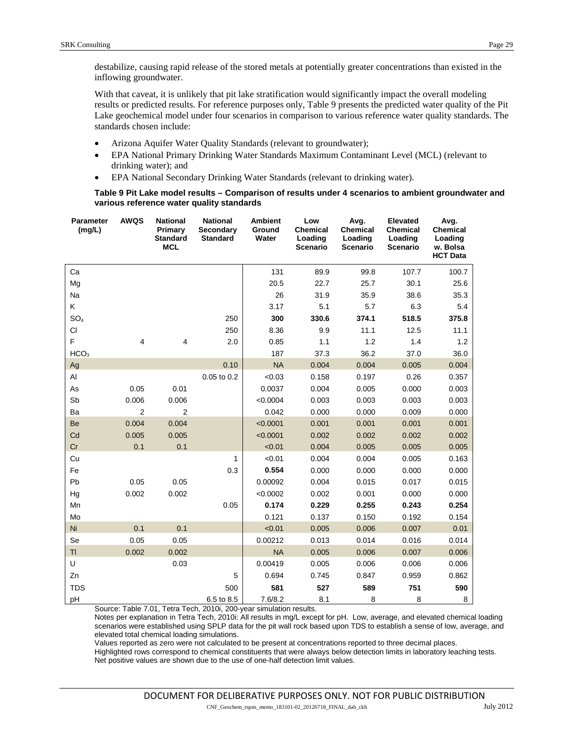destabilize, causing rapid release of the stored metals at potentially greater concentrations than existed in the inflowing groundwater.

With that caveat, it is unlikely that pit lake stratification would significantly impact the overall modeling results or predicted results. For reference purposes only, Table 9 presents the predicted water quality of the Pit Lake geochemical model under four scenarios in comparison to various reference water quality standards. The standards chosen include:

- Arizona Aquifer Water Quality Standards (relevant to groundwater);
- EPA National Primary Drinking Water Standards Maximum Contaminant Level (MCL) (relevant to drinking water); and
- EPA National Secondary Drinking Water Standards (relevant to drinking water).

**Table 9 Pit Lake model results – Comparison of results under 4 scenarios to ambient groundwater and various reference water quality standards**

| Parameter (mg/L) | AWQS | National Primary Standard MCL | National Secondary Standard | Ambient Ground Water | Low Chemical Loading Scenario | Avg. Chemical Loading Scenario | Elevated Chemical Loading Scenario | Avg. Chemical Loading w. Bolsa HCT Data |
|---|---|---|---|---|---|---|---|---|
| Ca | | | | 131 | 89.9 | 99.8 | 107.7 | 100.7 |
| Mg | | | | 20.5 | 22.7 | 25.7 | 30.1 | 25.6 |
| Na | | | | 26 | 31.9 | 35.9 | 38.6 | 35.3 |
| K | | | | 3.17 | 5.1 | 5.7 | 6.3 | 5.4 |
| $SO_4$ | | | 250 | **300** | **330.6** | **374.1** | **518.5** | **375.8** |
| Cl | | | 250 | 8.36 | 9.9 | 11.1 | 12.5 | 11.1 |
| F | 4 | 4 | 2.0 | 0.85 | 1.1 | 1.2 | 1.4 | 1.2 |
| $HCO_3$ | | | | 187 | 37.3 | 36.2 | 37.0 | 36.0 |
| Ag | | | 0.10 | NA | 0.004 | 0.004 | 0.005 | 0.004 |
| Al | | | 0.05 to 0.2 | <0.03 | 0.158 | 0.197 | 0.26 | 0.357 |
| As | 0.05 | 0.01 | | 0.0037 | 0.004 | 0.005 | 0.000 | 0.003 |
| Sb | 0.006 | 0.006 | | <0.0004 | 0.003 | 0.003 | 0.003 | 0.003 |
| Ba | 2 | 2 | | 0.042 | 0.000 | 0.000 | 0.009 | 0.000 |
| Be | 0.004 | 0.004 | | <0.0001 | 0.001 | 0.001 | 0.001 | 0.001 |
| Cd | 0.005 | 0.005 | | <0.0001 | 0.002 | 0.002 | 0.002 | 0.002 |
| Cr | 0.1 | 0.1 | | <0.01 | 0.004 | 0.005 | 0.005 | 0.005 |
| Cu | | | 1 | <0.01 | 0.004 | 0.004 | 0.005 | 0.163 |
| Fe | | | 0.3 | **0.554** | 0.000 | 0.000 | 0.000 | 0.000 |
| Pb | 0.05 | 0.05 | | 0.00092 | 0.004 | 0.015 | 0.017 | 0.015 |
| Hg | 0.002 | 0.002 | | <0.0002 | 0.002 | 0.001 | 0.000 | 0.000 |
| Mn | | | 0.05 | **0.174** | **0.229** | **0.255** | **0.243** | **0.254** |
| Mo | | | | 0.121 | 0.137 | 0.150 | 0.192 | 0.154 |
| Ni | 0.1 | 0.1 | | <0.01 | 0.005 | 0.006 | 0.007 | 0.01 |
| Se | 0.05 | 0.05 | | 0.00212 | 0.013 | 0.014 | 0.016 | 0.014 |
| Tl | 0.002 | 0.002 | | NA | 0.005 | 0.006 | 0.007 | 0.006 |
| U | | 0.03 | | 0.00419 | 0.005 | 0.006 | 0.006 | 0.006 |
| Zn | | | 5 | 0.694 | 0.745 | 0.847 | 0.959 | 0.862 |
| TDS | | | 500 | **581** | **527** | **589** | **751** | **590** |
| pH | | | 6.5 to 8.5 | 7.6/8.2 | 8.1 | 8 | 8 | 8 |

Source: Table 7.01, Tetra Tech, 2010i, 200-year simulation results.

Notes per explanation in Tetra Tech, 2010i: All results in mg/L except for pH. Low, average, and elevated chemical loading scenarios were established using SPLP data for the pit wall rock based upon TDS to establish a sense of low, average, and elevated total chemical loading simulations.

Values reported as zero were not calculated to be present at concentrations reported to three decimal places.

Highlighted rows correspond to chemical constituents that were always below detection limits in laboratory leaching tests. Net positive values are shown due to the use of one-half detection limit values.

DOCUMENT FOR DELIBERATIVE PURPOSES ONLY. NOT FOR PUBLIC DISTRIBUTION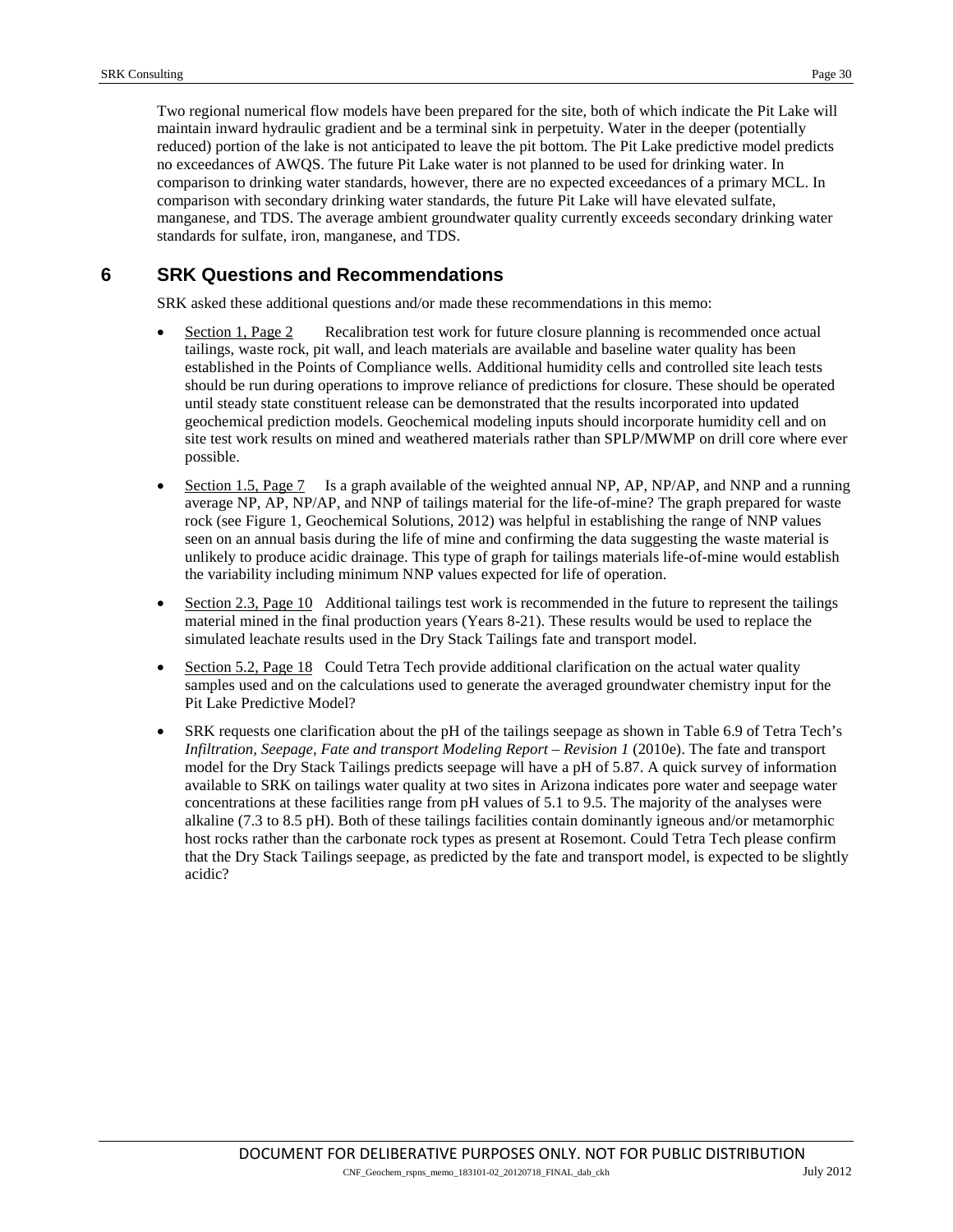Two regional numerical flow models have been prepared for the site, both of which indicate the Pit Lake will maintain inward hydraulic gradient and be a terminal sink in perpetuity. Water in the deeper (potentially reduced) portion of the lake is not anticipated to leave the pit bottom. The Pit Lake predictive model predicts no exceedances of AWQS. The future Pit Lake water is not planned to be used for drinking water. In comparison to drinking water standards, however, there are no expected exceedances of a primary MCL. In comparison with secondary drinking water standards, the future Pit Lake will have elevated sulfate, manganese, and TDS. The average ambient groundwater quality currently exceeds secondary drinking water standards for sulfate, iron, manganese, and TDS.

# 6 SRK Questions and Recommendations

SRK asked these additional questions and/or made these recommendations in this memo:

- Section 1, Page 2 Recalibration test work for future closure planning is recommended once actual tailings, waste rock, pit wall, and leach materials are available and baseline water quality has been established in the Points of Compliance wells. Additional humidity cells and controlled site leach tests should be run during operations to improve reliance of predictions for closure. These should be operated until steady state constituent release can be demonstrated that the results incorporated into updated geochemical prediction models. Geochemical modeling inputs should incorporate humidity cell and on site test work results on mined and weathered materials rather than SPLP/MWMP on drill core where ever possible.
- Section 1.5, Page 7 Is a graph available of the weighted annual NP, AP, NP/AP, and NNP and a running average NP, AP, NP/AP, and NNP of tailings material for the life-of-mine? The graph prepared for waste rock (see Figure 1, Geochemical Solutions, 2012) was helpful in establishing the range of NNP values seen on an annual basis during the life of mine and confirming the data suggesting the waste material is unlikely to produce acidic drainage. This type of graph for tailings materials life-of-mine would establish the variability including minimum NNP values expected for life of operation.
- Section 2.3, Page 10 Additional tailings test work is recommended in the future to represent the tailings material mined in the final production years (Years 8-21). These results would be used to replace the simulated leachate results used in the Dry Stack Tailings fate and transport model.
- Section 5.2, Page 18 Could Tetra Tech provide additional clarification on the actual water quality samples used and on the calculations used to generate the averaged groundwater chemistry input for the Pit Lake Predictive Model?
- SRK requests one clarification about the pH of the tailings seepage as shown in Table 6.9 of Tetra Tech's *Infiltration, Seepage, Fate and transport Modeling Report – Revision 1* (2010e). The fate and transport model for the Dry Stack Tailings predicts seepage will have a pH of 5.87. A quick survey of information available to SRK on tailings water quality at two sites in Arizona indicates pore water and seepage water concentrations at these facilities range from pH values of 5.1 to 9.5. The majority of the analyses were alkaline (7.3 to 8.5 pH). Both of these tailings facilities contain dominantly igneous and/or metamorphic host rocks rather than the carbonate rock types as present at Rosemont. Could Tetra Tech please confirm that the Dry Stack Tailings seepage, as predicted by the fate and transport model, is expected to be slightly acidic?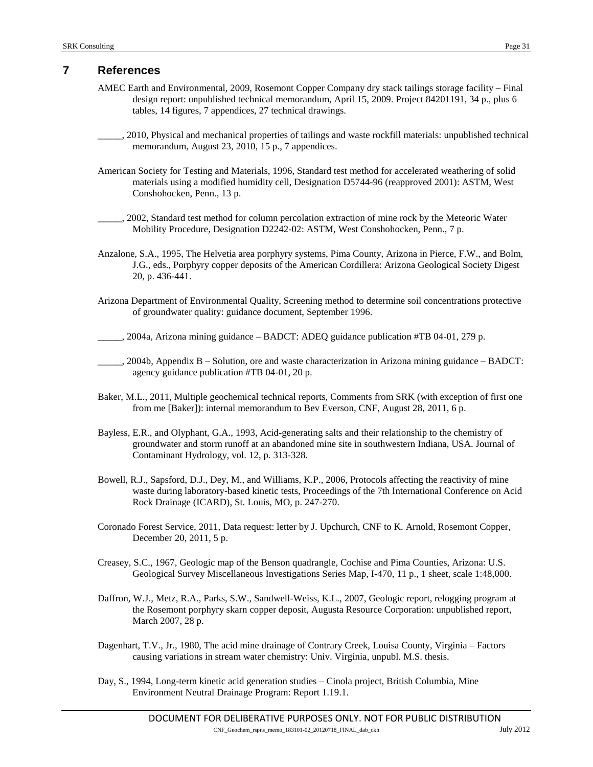# 7 References

AMEC Earth and Environmental, 2009, Rosemont Copper Company dry stack tailings storage facility – Final design report: unpublished technical memorandum, April 15, 2009. Project 84201191, 34 p., plus 6 tables, 14 figures, 7 appendices, 27 technical drawings.

_____, 2010, Physical and mechanical properties of tailings and waste rockfill materials: unpublished technical memorandum, August 23, 2010, 15 p., 7 appendices.

American Society for Testing and Materials, 1996, Standard test method for accelerated weathering of solid materials using a modified humidity cell, Designation D5744-96 (reapproved 2001): ASTM, West Conshohocken, Penn., 13 p.

_____, 2002, Standard test method for column percolation extraction of mine rock by the Meteoric Water Mobility Procedure, Designation D2242-02: ASTM, West Conshohocken, Penn., 7 p.

Anzalone, S.A., 1995, The Helvetia area porphyry systems, Pima County, Arizona in Pierce, F.W., and Bolm, J.G., eds., Porphyry copper deposits of the American Cordillera: Arizona Geological Society Digest 20, p. 436-441.

Arizona Department of Environmental Quality, Screening method to determine soil concentrations protective of groundwater quality: guidance document, September 1996.

_____, 2004a, Arizona mining guidance – BADCT: ADEQ guidance publication #TB 04-01, 279 p.

_____, 2004b, Appendix B – Solution, ore and waste characterization in Arizona mining guidance – BADCT: agency guidance publication #TB 04-01, 20 p.

Baker, M.L., 2011, Multiple geochemical technical reports, Comments from SRK (with exception of first one from me [Baker]): internal memorandum to Bev Everson, CNF, August 28, 2011, 6 p.

Bayless, E.R., and Olyphant, G.A., 1993, Acid-generating salts and their relationship to the chemistry of groundwater and storm runoff at an abandoned mine site in southwestern Indiana, USA. Journal of Contaminant Hydrology, vol. 12, p. 313-328.

Bowell, R.J., Sapsford, D.J., Dey, M., and Williams, K.P., 2006, Protocols affecting the reactivity of mine waste during laboratory-based kinetic tests, Proceedings of the 7th International Conference on Acid Rock Drainage (ICARD), St. Louis, MO, p. 247-270.

Coronado Forest Service, 2011, Data request: letter by J. Upchurch, CNF to K. Arnold, Rosemont Copper, December 20, 2011, 5 p.

Creasey, S.C., 1967, Geologic map of the Benson quadrangle, Cochise and Pima Counties, Arizona: U.S. Geological Survey Miscellaneous Investigations Series Map, I-470, 11 p., 1 sheet, scale 1:48,000.

Daffron, W.J., Metz, R.A., Parks, S.W., Sandwell-Weiss, K.L., 2007, Geologic report, relogging program at the Rosemont porphyry skarn copper deposit, Augusta Resource Corporation: unpublished report, March 2007, 28 p.

Dagenhart, T.V., Jr., 1980, The acid mine drainage of Contrary Creek, Louisa County, Virginia – Factors causing variations in stream water chemistry: Univ. Virginia, unpubl. M.S. thesis.

Day, S., 1994, Long-term kinetic acid generation studies – Cinola project, British Columbia, Mine Environment Neutral Drainage Program: Report 1.19.1.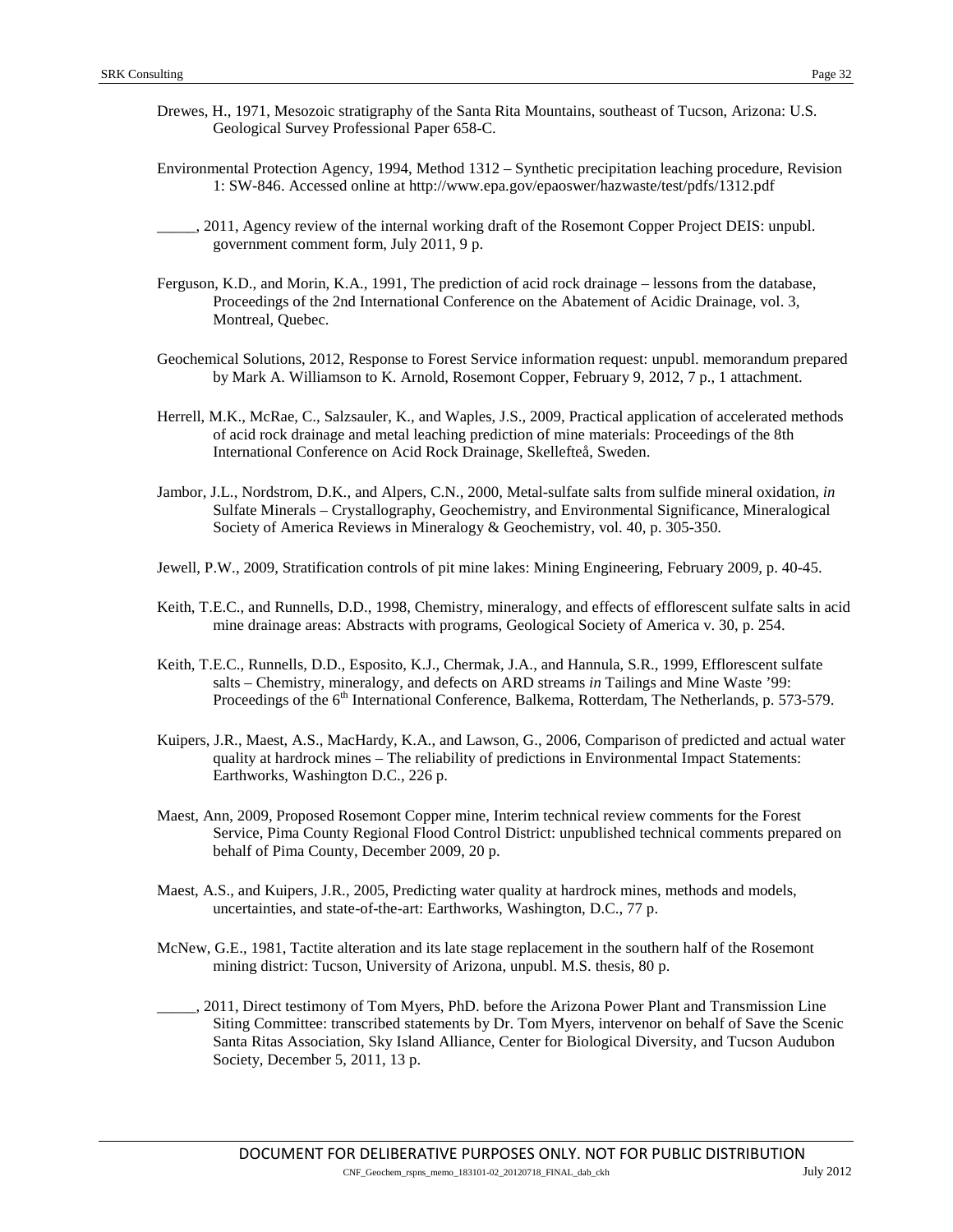Drewes, H., 1971, Mesozoic stratigraphy of the Santa Rita Mountains, southeast of Tucson, Arizona: U.S. Geological Survey Professional Paper 658-C.

Environmental Protection Agency, 1994, Method 1312 – Synthetic precipitation leaching procedure, Revision 1: SW-846. Accessed online at http://www.epa.gov/epaoswer/hazwaste/test/pdfs/1312.pdf

_____, 2011, Agency review of the internal working draft of the Rosemont Copper Project DEIS: unpubl. government comment form, July 2011, 9 p.

Ferguson, K.D., and Morin, K.A., 1991, The prediction of acid rock drainage – lessons from the database, Proceedings of the 2nd International Conference on the Abatement of Acidic Drainage, vol. 3, Montreal, Quebec.

Geochemical Solutions, 2012, Response to Forest Service information request: unpubl. memorandum prepared by Mark A. Williamson to K. Arnold, Rosemont Copper, February 9, 2012, 7 p., 1 attachment.

Herrell, M.K., McRae, C., Salzsauler, K., and Waples, J.S., 2009, Practical application of accelerated methods of acid rock drainage and metal leaching prediction of mine materials: Proceedings of the 8th International Conference on Acid Rock Drainage, Skellefteå, Sweden.

Jambor, J.L., Nordstrom, D.K., and Alpers, C.N., 2000, Metal-sulfate salts from sulfide mineral oxidation, *in* Sulfate Minerals – Crystallography, Geochemistry, and Environmental Significance, Mineralogical Society of America Reviews in Mineralogy & Geochemistry, vol. 40, p. 305-350.

Jewell, P.W., 2009, Stratification controls of pit mine lakes: Mining Engineering, February 2009, p. 40-45.

Keith, T.E.C., and Runnells, D.D., 1998, Chemistry, mineralogy, and effects of efflorescent sulfate salts in acid mine drainage areas: Abstracts with programs, Geological Society of America v. 30, p. 254.

Keith, T.E.C., Runnells, D.D., Esposito, K.J., Chermak, J.A., and Hannula, S.R., 1999, Efflorescent sulfate salts – Chemistry, mineralogy, and defects on ARD streams *in* Tailings and Mine Waste '99: Proceedings of the 6th International Conference, Balkema, Rotterdam, The Netherlands, p. 573-579.

Kuipers, J.R., Maest, A.S., MacHardy, K.A., and Lawson, G., 2006, Comparison of predicted and actual water quality at hardrock mines – The reliability of predictions in Environmental Impact Statements: Earthworks, Washington D.C., 226 p.

Maest, Ann, 2009, Proposed Rosemont Copper mine, Interim technical review comments for the Forest Service, Pima County Regional Flood Control District: unpublished technical comments prepared on behalf of Pima County, December 2009, 20 p.

Maest, A.S., and Kuipers, J.R., 2005, Predicting water quality at hardrock mines, methods and models, uncertainties, and state-of-the-art: Earthworks, Washington, D.C., 77 p.

McNew, G.E., 1981, Tactite alteration and its late stage replacement in the southern half of the Rosemont mining district: Tucson, University of Arizona, unpubl. M.S. thesis, 80 p.

_____, 2011, Direct testimony of Tom Myers, PhD. before the Arizona Power Plant and Transmission Line Siting Committee: transcribed statements by Dr. Tom Myers, intervenor on behalf of Save the Scenic Santa Ritas Association, Sky Island Alliance, Center for Biological Diversity, and Tucson Audubon Society, December 5, 2011, 13 p.

DOCUMENT FOR DELIBERATIVE PURPOSES ONLY. NOT FOR PUBLIC DISTRIBUTION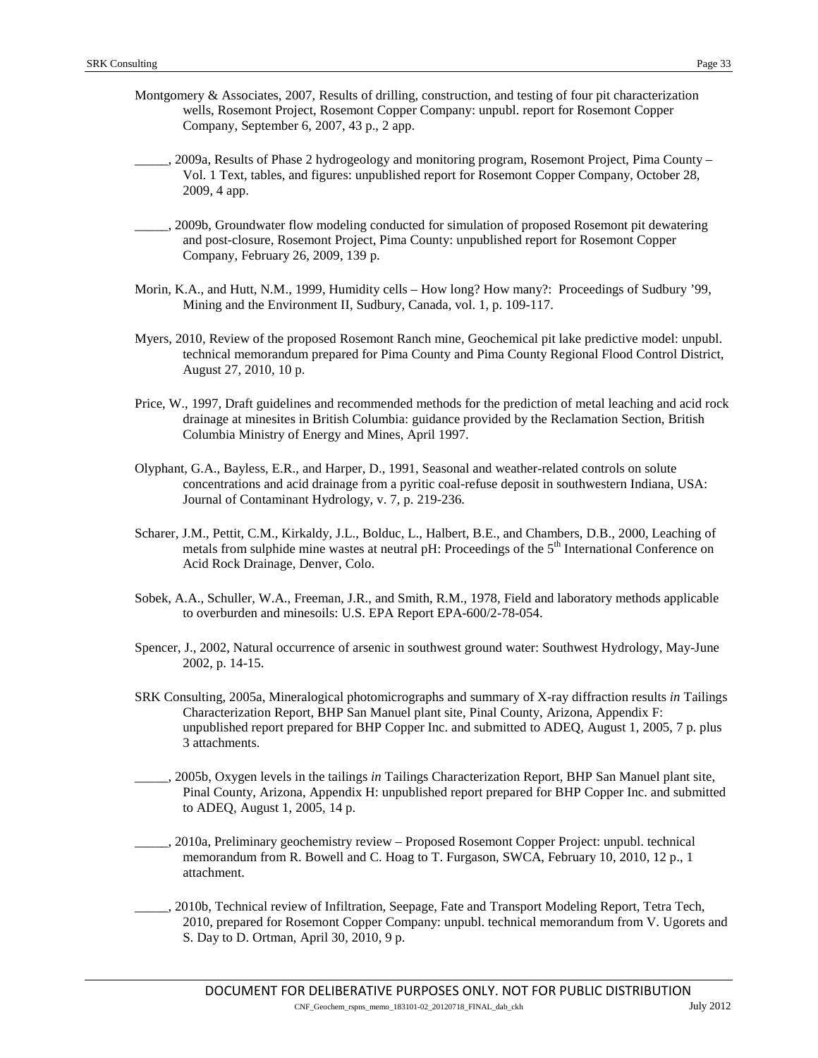Montgomery & Associates, 2007, Results of drilling, construction, and testing of four pit characterization wells, Rosemont Project, Rosemont Copper Company: unpubl. report for Rosemont Copper Company, September 6, 2007, 43 p., 2 app.

_____, 2009a, Results of Phase 2 hydrogeology and monitoring program, Rosemont Project, Pima County – Vol. 1 Text, tables, and figures: unpublished report for Rosemont Copper Company, October 28, 2009, 4 app.

_____, 2009b, Groundwater flow modeling conducted for simulation of proposed Rosemont pit dewatering and post-closure, Rosemont Project, Pima County: unpublished report for Rosemont Copper Company, February 26, 2009, 139 p.

Morin, K.A., and Hutt, N.M., 1999, Humidity cells – How long? How many?: Proceedings of Sudbury '99, Mining and the Environment II, Sudbury, Canada, vol. 1, p. 109-117.

Myers, 2010, Review of the proposed Rosemont Ranch mine, Geochemical pit lake predictive model: unpubl. technical memorandum prepared for Pima County and Pima County Regional Flood Control District, August 27, 2010, 10 p.

Price, W., 1997, Draft guidelines and recommended methods for the prediction of metal leaching and acid rock drainage at minesites in British Columbia: guidance provided by the Reclamation Section, British Columbia Ministry of Energy and Mines, April 1997.

Olyphant, G.A., Bayless, E.R., and Harper, D., 1991, Seasonal and weather-related controls on solute concentrations and acid drainage from a pyritic coal-refuse deposit in southwestern Indiana, USA: Journal of Contaminant Hydrology, v. 7, p. 219-236.

Scharer, J.M., Pettit, C.M., Kirkaldy, J.L., Bolduc, L., Halbert, B.E., and Chambers, D.B., 2000, Leaching of metals from sulphide mine wastes at neutral pH: Proceedings of the 5th International Conference on Acid Rock Drainage, Denver, Colo.

Sobek, A.A., Schuller, W.A., Freeman, J.R., and Smith, R.M., 1978, Field and laboratory methods applicable to overburden and minesoils: U.S. EPA Report EPA-600/2-78-054.

Spencer, J., 2002, Natural occurrence of arsenic in southwest ground water: Southwest Hydrology, May-June 2002, p. 14-15.

SRK Consulting, 2005a, Mineralogical photomicrographs and summary of X-ray diffraction results *in* Tailings Characterization Report, BHP San Manuel plant site, Pinal County, Arizona, Appendix F: unpublished report prepared for BHP Copper Inc. and submitted to ADEQ, August 1, 2005, 7 p. plus 3 attachments.

_____, 2005b, Oxygen levels in the tailings *in* Tailings Characterization Report, BHP San Manuel plant site, Pinal County, Arizona, Appendix H: unpublished report prepared for BHP Copper Inc. and submitted to ADEQ, August 1, 2005, 14 p.

_____, 2010a, Preliminary geochemistry review – Proposed Rosemont Copper Project: unpubl. technical memorandum from R. Bowell and C. Hoag to T. Furgason, SWCA, February 10, 2010, 12 p., 1 attachment.

_____, 2010b, Technical review of Infiltration, Seepage, Fate and Transport Modeling Report, Tetra Tech, 2010, prepared for Rosemont Copper Company: unpubl. technical memorandum from V. Ugorets and S. Day to D. Ortman, April 30, 2010, 9 p.

DOCUMENT FOR DELIBERATIVE PURPOSES ONLY. NOT FOR PUBLIC DISTRIBUTION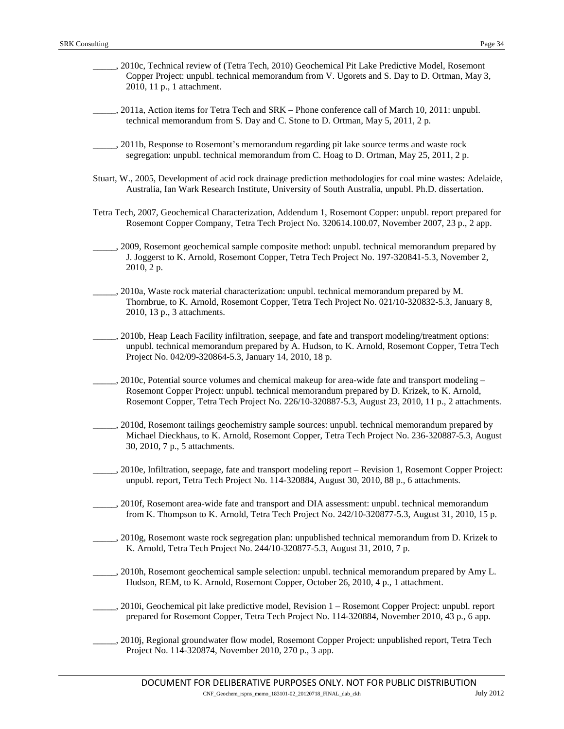_____, 2010c, Technical review of (Tetra Tech, 2010) Geochemical Pit Lake Predictive Model, Rosemont Copper Project: unpubl. technical memorandum from V. Ugorets and S. Day to D. Ortman, May 3, 2010, 11 p., 1 attachment.

_____, 2011a, Action items for Tetra Tech and SRK – Phone conference call of March 10, 2011: unpubl. technical memorandum from S. Day and C. Stone to D. Ortman, May 5, 2011, 2 p.

_____, 2011b, Response to Rosemont's memorandum regarding pit lake source terms and waste rock segregation: unpubl. technical memorandum from C. Hoag to D. Ortman, May 25, 2011, 2 p.

Stuart, W., 2005, Development of acid rock drainage prediction methodologies for coal mine wastes: Adelaide, Australia, Ian Wark Research Institute, University of South Australia, unpubl. Ph.D. dissertation.

Tetra Tech, 2007, Geochemical Characterization, Addendum 1, Rosemont Copper: unpubl. report prepared for Rosemont Copper Company, Tetra Tech Project No. 320614.100.07, November 2007, 23 p., 2 app.

_____, 2009, Rosemont geochemical sample composite method: unpubl. technical memorandum prepared by J. Joggerst to K. Arnold, Rosemont Copper, Tetra Tech Project No. 197-320841-5.3, November 2, 2010, 2 p.

_____, 2010a, Waste rock material characterization: unpubl. technical memorandum prepared by M. Thornbrue, to K. Arnold, Rosemont Copper, Tetra Tech Project No. 021/10-320832-5.3, January 8, 2010, 13 p., 3 attachments.

_____, 2010b, Heap Leach Facility infiltration, seepage, and fate and transport modeling/treatment options: unpubl. technical memorandum prepared by A. Hudson, to K. Arnold, Rosemont Copper, Tetra Tech Project No. 042/09-320864-5.3, January 14, 2010, 18 p.

_____, 2010c, Potential source volumes and chemical makeup for area-wide fate and transport modeling – Rosemont Copper Project: unpubl. technical memorandum prepared by D. Krizek, to K. Arnold, Rosemont Copper, Tetra Tech Project No. 226/10-320887-5.3, August 23, 2010, 11 p., 2 attachments.

_____, 2010d, Rosemont tailings geochemistry sample sources: unpubl. technical memorandum prepared by Michael Dieckhaus, to K. Arnold, Rosemont Copper, Tetra Tech Project No. 236-320887-5.3, August 30, 2010, 7 p., 5 attachments.

_____, 2010e, Infiltration, seepage, fate and transport modeling report – Revision 1, Rosemont Copper Project: unpubl. report, Tetra Tech Project No. 114-320884, August 30, 2010, 88 p., 6 attachments.

_____, 2010f, Rosemont area-wide fate and transport and DIA assessment: unpubl. technical memorandum from K. Thompson to K. Arnold, Tetra Tech Project No. 242/10-320877-5.3, August 31, 2010, 15 p.

_____, 2010g, Rosemont waste rock segregation plan: unpublished technical memorandum from D. Krizek to K. Arnold, Tetra Tech Project No. 244/10-320877-5.3, August 31, 2010, 7 p.

_____, 2010h, Rosemont geochemical sample selection: unpubl. technical memorandum prepared by Amy L. Hudson, REM, to K. Arnold, Rosemont Copper, October 26, 2010, 4 p., 1 attachment.

_____, 2010i, Geochemical pit lake predictive model, Revision 1 – Rosemont Copper Project: unpubl. report prepared for Rosemont Copper, Tetra Tech Project No. 114-320884, November 2010, 43 p., 6 app.

_____, 2010j, Regional groundwater flow model, Rosemont Copper Project: unpublished report, Tetra Tech Project No. 114-320874, November 2010, 270 p., 3 app.

DOCUMENT FOR DELIBERATIVE PURPOSES ONLY. NOT FOR PUBLIC DISTRIBUTION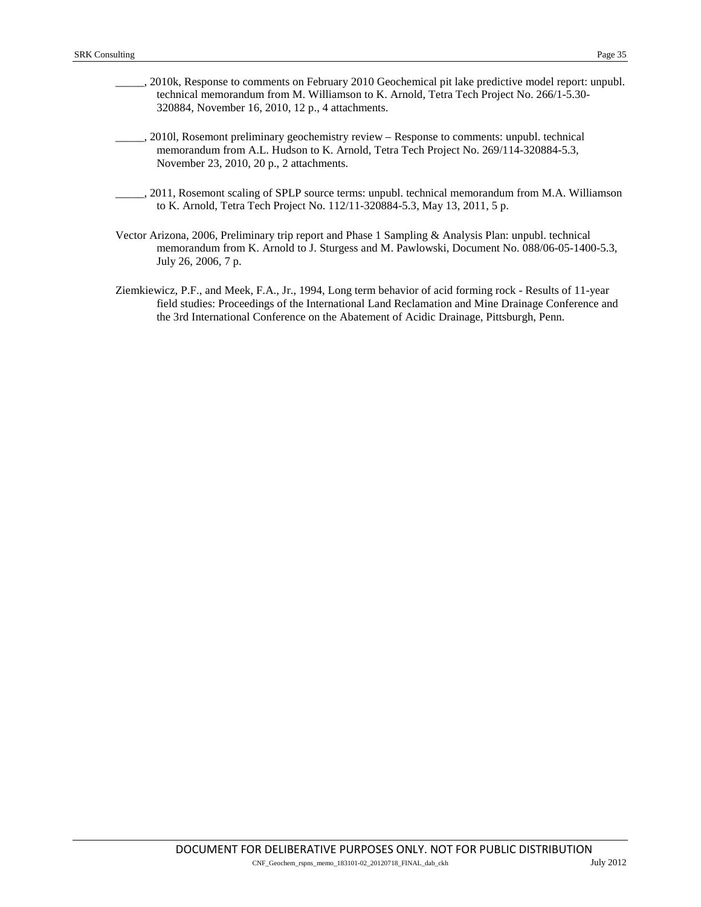_____, 2010k, Response to comments on February 2010 Geochemical pit lake predictive model report: unpubl. technical memorandum from M. Williamson to K. Arnold, Tetra Tech Project No. 266/1-5.30-320884, November 16, 2010, 12 p., 4 attachments.

_____, 2010l, Rosemont preliminary geochemistry review – Response to comments: unpubl. technical memorandum from A.L. Hudson to K. Arnold, Tetra Tech Project No. 269/114-320884-5.3, November 23, 2010, 20 p., 2 attachments.

_____, 2011, Rosemont scaling of SPLP source terms: unpubl. technical memorandum from M.A. Williamson to K. Arnold, Tetra Tech Project No. 112/11-320884-5.3, May 13, 2011, 5 p.

Vector Arizona, 2006, Preliminary trip report and Phase 1 Sampling & Analysis Plan: unpubl. technical memorandum from K. Arnold to J. Sturgess and M. Pawlowski, Document No. 088/06-05-1400-5.3, July 26, 2006, 7 p.

Ziemkiewicz, P.F., and Meek, F.A., Jr., 1994, Long term behavior of acid forming rock - Results of 11-year field studies: Proceedings of the International Land Reclamation and Mine Drainage Conference and the 3rd International Conference on the Abatement of Acidic Drainage, Pittsburgh, Penn.